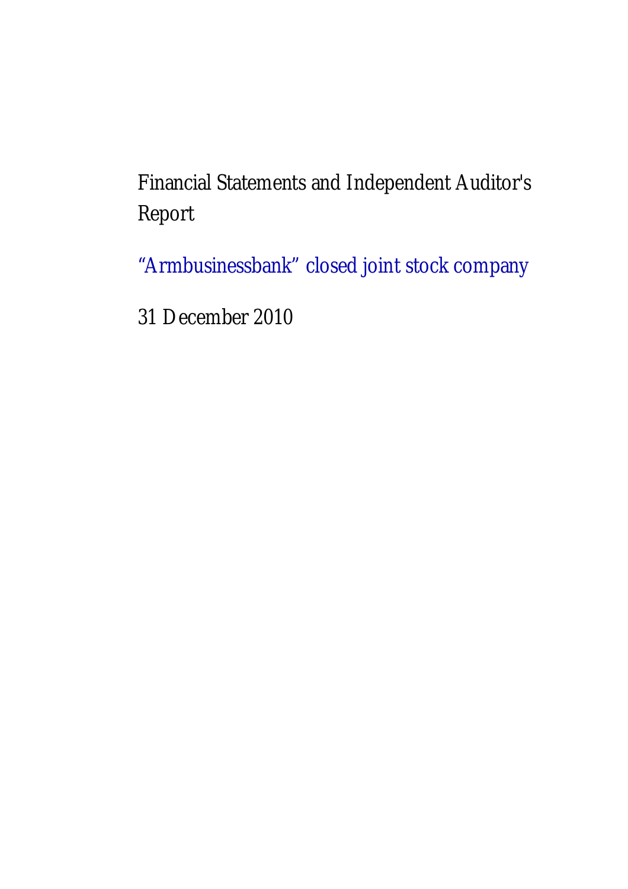# Financial Statements and Independent Auditor's Report

## “Armbusinessbank” closed joint stock company

31 December 2010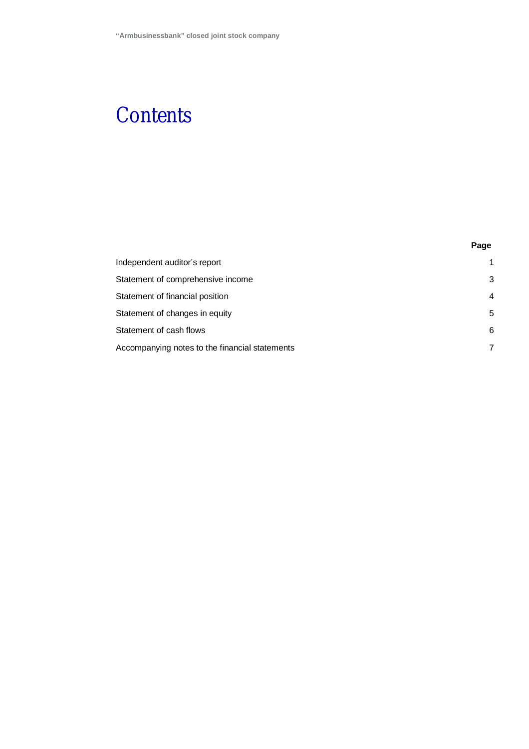# Contents

| | Page |
|---|---|
| Independent auditor's report | 1 |
| Statement of comprehensive income | 3 |
| Statement of financial position | 4 |
| Statement of changes in equity | 5 |
| Statement of cash flows | 6 |
| Accompanying notes to the financial statements | 7 |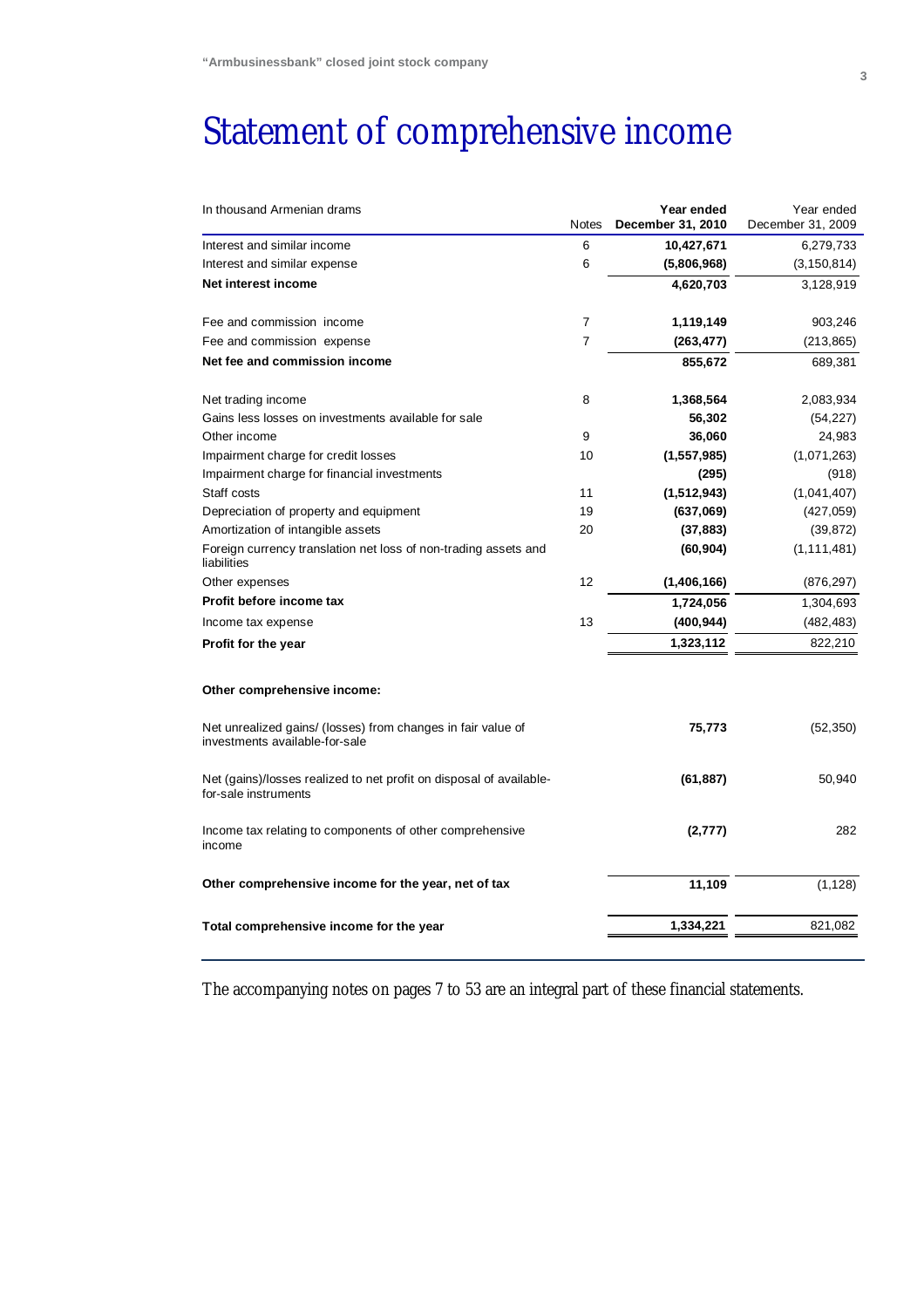# Statement of comprehensive income

| In thousand Armenian drams | Notes | **Year ended December 31, 2010** | Year ended December 31, 2009 |
|---|---|---|---|
| Interest and similar income | 6 | **10,427,671** | 6,279,733 |
| Interest and similar expense | 6 | **(5,806,968)** | (3,150,814) |
| **Net interest income** | | **4,620,703** | 3,128,919 |
| | | | |
| Fee and commission income | 7 | **1,119,149** | 903,246 |
| Fee and commission expense | 7 | **(263,477)** | (213,865) |
| **Net fee and commission income** | | **855,672** | 689,381 |
| | | | |
| Net trading income | 8 | **1,368,564** | 2,083,934 |
| Gains less losses on investments available for sale | | **56,302** | (54,227) |
| Other income | 9 | **36,060** | 24,983 |
| Impairment charge for credit losses | 10 | **(1,557,985)** | (1,071,263) |
| Impairment charge for financial investments | | **(295)** | (918) |
| Staff costs | 11 | **(1,512,943)** | (1,041,407) |
| Depreciation of property and equipment | 19 | **(637,069)** | (427,059) |
| Amortization of intangible assets | 20 | **(37,883)** | (39,872) |
| Foreign currency translation net loss of non-trading assets and liabilities | | **(60,904)** | (1,111,481) |
| Other expenses | 12 | **(1,406,166)** | (876,297) |
| **Profit before income tax** | | **1,724,056** | 1,304,693 |
| Income tax expense | 13 | **(400,944)** | (482,483) |
| **Profit for the year** | | **1,323,112** | 822,210 |
| | | | |
| **Other comprehensive income:** | | | |
| | | | |
| Net unrealized gains/ (losses) from changes in fair value of investments available-for-sale | | **75,773** | (52,350) |
| Net (gains)/losses realized to net profit on disposal of available-for-sale instruments | | **(61,887)** | 50,940 |
| Income tax relating to components of other comprehensive income | | **(2,777)** | 282 |
| **Other comprehensive income for the year, net of tax** | | **11,109** | (1,128) |
| | | | |
| **Total comprehensive income for the year** | | **1,334,221** | 821,082 |

The accompanying notes on pages 7 to 53 are an integral part of these financial statements.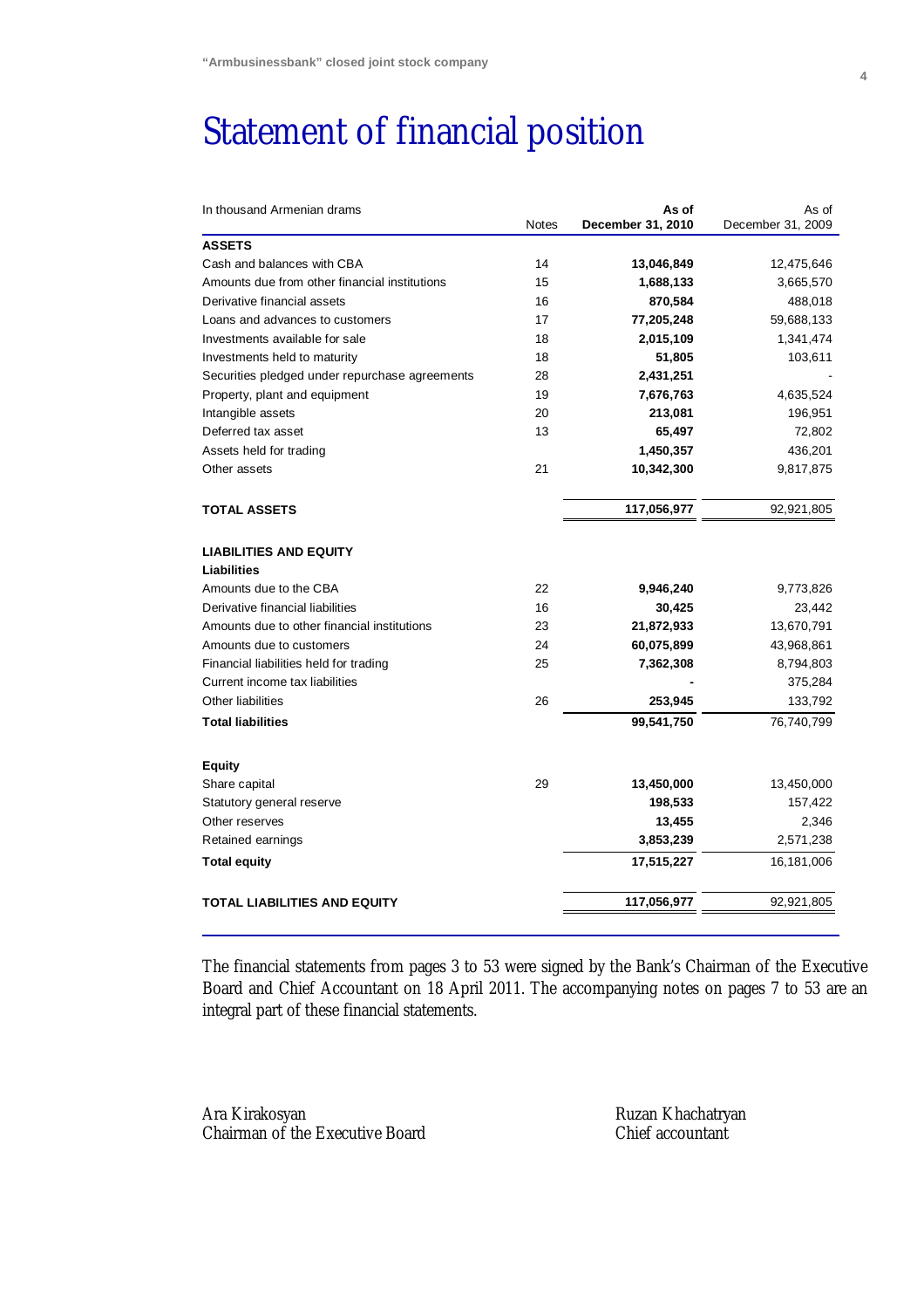# Statement of financial position

| In thousand Armenian drams | Notes | As of December 31, 2010 | As of December 31, 2009 |
|---|---|---|---|
| **ASSETS** | | | |
| Cash and balances with CBA | 14 | **13,046,849** | 12,475,646 |
| Amounts due from other financial institutions | 15 | **1,688,133** | 3,665,570 |
| Derivative financial assets | 16 | **870,584** | 488,018 |
| Loans and advances to customers | 17 | **77,205,248** | 59,688,133 |
| Investments available for sale | 18 | **2,015,109** | 1,341,474 |
| Investments held to maturity | 18 | **51,805** | 103,611 |
| Securities pledged under repurchase agreements | 28 | **2,431,251** | - |
| Property, plant and equipment | 19 | **7,676,763** | 4,635,524 |
| Intangible assets | 20 | **213,081** | 196,951 |
| Deferred tax asset | 13 | **65,497** | 72,802 |
| Assets held for trading | | **1,450,357** | 436,201 |
| Other assets | 21 | **10,342,300** | 9,817,875 |
| **TOTAL ASSETS** | | **117,056,977** | 92,921,805 |
| **LIABILITIES AND EQUITY** | | | |
| **Liabilities** | | | |
| Amounts due to the CBA | 22 | **9,946,240** | 9,773,826 |
| Derivative financial liabilities | 16 | **30,425** | 23,442 |
| Amounts due to other financial institutions | 23 | **21,872,933** | 13,670,791 |
| Amounts due to customers | 24 | **60,075,899** | 43,968,861 |
| Financial liabilities held for trading | 25 | **7,362,308** | 8,794,803 |
| Current income tax liabilities | | **-** | 375,284 |
| Other liabilities | 26 | **253,945** | 133,792 |
| **Total liabilities** | | **99,541,750** | 76,740,799 |
| **Equity** | | | |
| Share capital | 29 | **13,450,000** | 13,450,000 |
| Statutory general reserve | | **198,533** | 157,422 |
| Other reserves | | **13,455** | 2,346 |
| Retained earnings | | **3,853,239** | 2,571,238 |
| **Total equity** | | **17,515,227** | 16,181,006 |
| **TOTAL LIABILITIES AND EQUITY** | | **117,056,977** | 92,921,805 |

The financial statements from pages 3 to 53 were signed by the Bank's Chairman of the Executive Board and Chief Accountant on 18 April 2011. The accompanying notes on pages 7 to 53 are an integral part of these financial statements.

Ara Kirakosyan
Chairman of the Executive Board

Ruzan Khachatryan
Chief accountant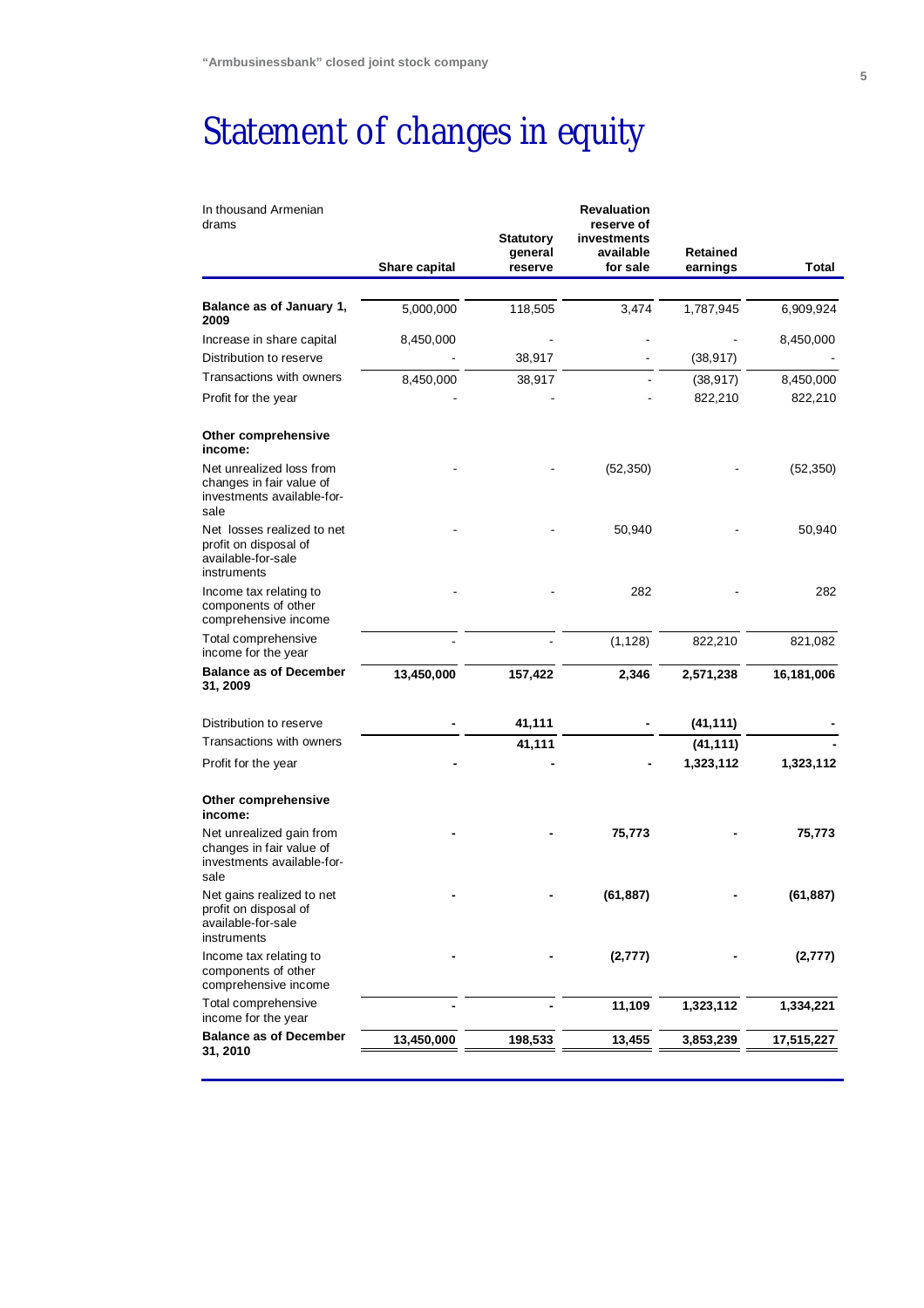# Statement of changes in equity

| In thousand Armenian drams | Share capital | Statutory general reserve | Revaluation reserve of investments available for sale | Retained earnings | Total |
|---|---|---|---|---|---|
| **Balance as of January 1, 2009** | 5,000,000 | 118,505 | 3,474 | 1,787,945 | 6,909,924 |
| Increase in share capital | 8,450,000 | - | - | - | 8,450,000 |
| Distribution to reserve | - | 38,917 | - | (38,917) | - |
| Transactions with owners | 8,450,000 | 38,917 | - | (38,917) | 8,450,000 |
| Profit for the year | - | - | - | 822,210 | 822,210 |
| **Other comprehensive income:** | | | | | |
| Net unrealized loss from changes in fair value of investments available-for-sale | - | - | (52,350) | - | (52,350) |
| Net losses realized to net profit on disposal of available-for-sale instruments | - | - | 50,940 | - | 50,940 |
| Income tax relating to components of other comprehensive income | - | - | 282 | - | 282 |
| Total comprehensive income for the year | - | - | (1,128) | 822,210 | 821,082 |
| **Balance as of December 31, 2009** | **13,450,000** | **157,422** | **2,346** | **2,571,238** | **16,181,006** |
| Distribution to reserve | **-** | **41,111** | **-** | **(41,111)** | **-** |
| Transactions with owners | | **41,111** | | **(41,111)** | **-** |
| Profit for the year | **-** | **-** | **-** | **1,323,112** | **1,323,112** |
| **Other comprehensive income:** | | | | | |
| Net unrealized gain from changes in fair value of investments available-for-sale | **-** | **-** | **75,773** | **-** | **75,773** |
| Net gains realized to net profit on disposal of available-for-sale instruments | **-** | **-** | **(61,887)** | **-** | **(61,887)** |
| Income tax relating to components of other comprehensive income | **-** | **-** | **(2,777)** | **-** | **(2,777)** |
| Total comprehensive income for the year | **-** | **-** | **11,109** | **1,323,112** | **1,334,221** |
| **Balance as of December 31, 2010** | **13,450,000** | **198,533** | **13,455** | **3,853,239** | **17,515,227** |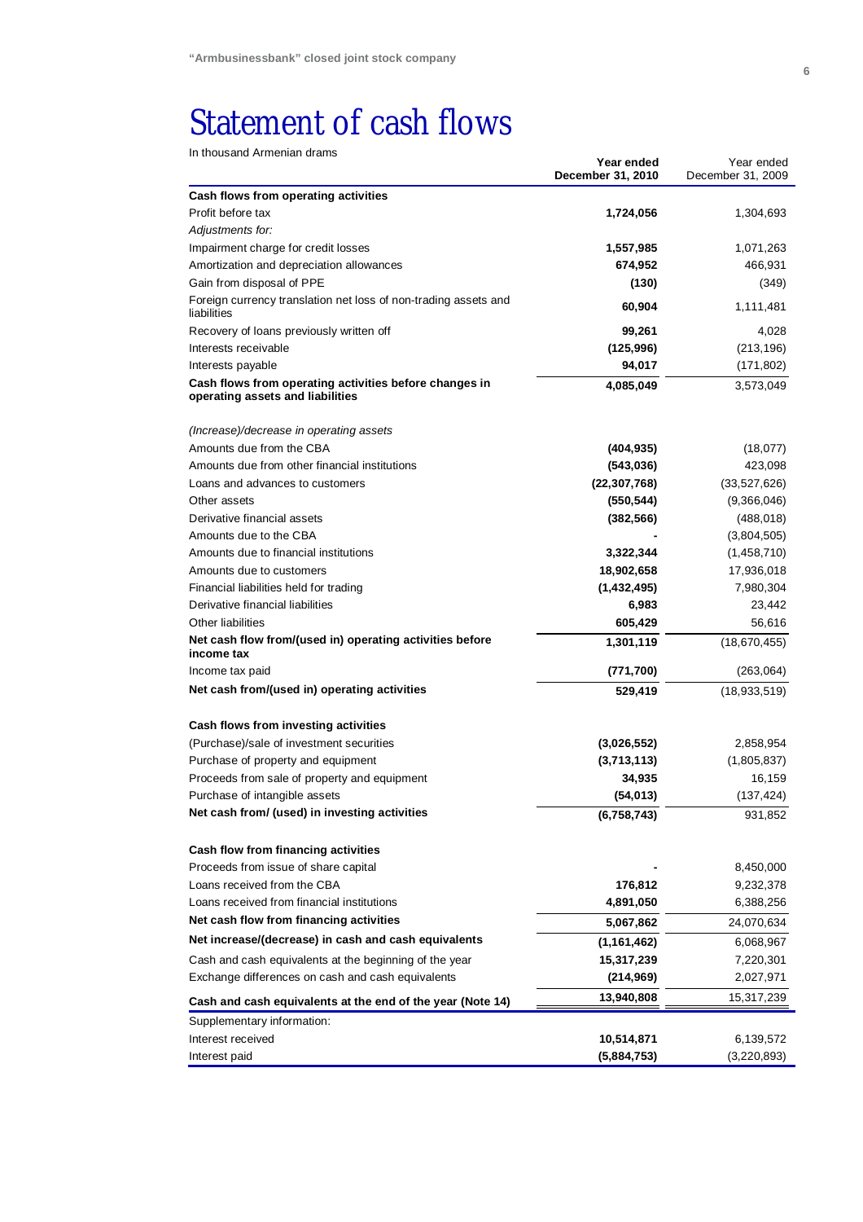# Statement of cash flows

In thousand Armenian drams

| | **Year ended December 31, 2010** | Year ended December 31, 2009 |
|---|---|---|
| **Cash flows from operating activities** | | |
| Profit before tax | **1,724,056** | 1,304,693 |
| *Adjustments for:* | | |
| Impairment charge for credit losses | **1,557,985** | 1,071,263 |
| Amortization and depreciation allowances | **674,952** | 466,931 |
| Gain from disposal of PPE | **(130)** | (349) |
| Foreign currency translation net loss of non-trading assets and liabilities | **60,904** | 1,111,481 |
| Recovery of loans previously written off | **99,261** | 4,028 |
| Interests receivable | **(125,996)** | (213,196) |
| Interests payable | **94,017** | (171,802) |
| **Cash flows from operating activities before changes in operating assets and liabilities** | **4,085,049** | 3,573,049 |
| *(Increase)/decrease in operating assets* | | |
| Amounts due from the CBA | **(404,935)** | (18,077) |
| Amounts due from other financial institutions | **(543,036)** | 423,098 |
| Loans and advances to customers | **(22,307,768)** | (33,527,626) |
| Other assets | **(550,544)** | (9,366,046) |
| Derivative financial assets | **(382,566)** | (488,018) |
| Amounts due to the CBA | **-** | (3,804,505) |
| Amounts due to financial institutions | **3,322,344** | (1,458,710) |
| Amounts due to customers | **18,902,658** | 17,936,018 |
| Financial liabilities held for trading | **(1,432,495)** | 7,980,304 |
| Derivative financial liabilities | **6,983** | 23,442 |
| Other liabilities | **605,429** | 56,616 |
| **Net cash flow from/(used in) operating activities before income tax** | **1,301,119** | (18,670,455) |
| Income tax paid | **(771,700)** | (263,064) |
| **Net cash from/(used in) operating activities** | **529,419** | (18,933,519) |
| **Cash flows from investing activities** | | |
| (Purchase)/sale of investment securities | **(3,026,552)** | 2,858,954 |
| Purchase of property and equipment | **(3,713,113)** | (1,805,837) |
| Proceeds from sale of property and equipment | **34,935** | 16,159 |
| Purchase of intangible assets | **(54,013)** | (137,424) |
| **Net cash from/ (used) in investing activities** | **(6,758,743)** | 931,852 |
| **Cash flow from financing activities** | | |
| Proceeds from issue of share capital | **-** | 8,450,000 |
| Loans received from the CBA | **176,812** | 9,232,378 |
| Loans received from financial institutions | **4,891,050** | 6,388,256 |
| **Net cash flow from financing activities** | **5,067,862** | 24,070,634 |
| **Net increase/(decrease) in cash and cash equivalents** | **(1,161,462)** | 6,068,967 |
| Cash and cash equivalents at the beginning of the year | **15,317,239** | 7,220,301 |
| Exchange differences on cash and cash equivalents | **(214,969)** | 2,027,971 |
| **Cash and cash equivalents at the end of the year (Note 14)** | **13,940,808** | 15,317,239 |
| Supplementary information: | | |
| Interest received | **10,514,871** | 6,139,572 |
| Interest paid | **(5,884,753)** | (3,220,893) |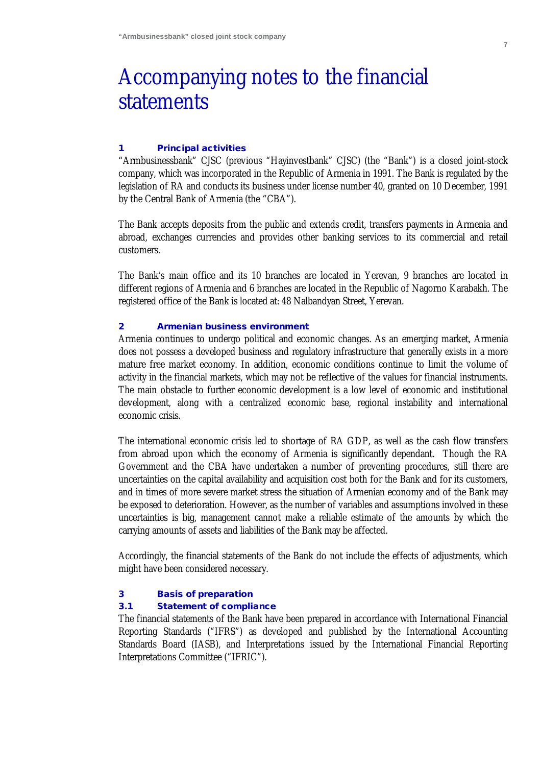# Accompanying notes to the financial statements

## 1 Principal activities

"Armbusinessbank" CJSC (previous "Hayinvestbank" CJSC) (the "Bank") is a closed joint-stock company, which was incorporated in the Republic of Armenia in 1991. The Bank is regulated by the legislation of RA and conducts its business under license number 40, granted on 10 December, 1991 by the Central Bank of Armenia (the "CBA").

The Bank accepts deposits from the public and extends credit, transfers payments in Armenia and abroad, exchanges currencies and provides other banking services to its commercial and retail customers.

The Bank's main office and its 10 branches are located in Yerevan, 9 branches are located in different regions of Armenia and 6 branches are located in the Republic of Nagorno Karabakh. The registered office of the Bank is located at: 48 Nalbandyan Street, Yerevan.

## 2 Armenian business environment

Armenia continues to undergo political and economic changes. As an emerging market, Armenia does not possess a developed business and regulatory infrastructure that generally exists in a more mature free market economy. In addition, economic conditions continue to limit the volume of activity in the financial markets, which may not be reflective of the values for financial instruments. The main obstacle to further economic development is a low level of economic and institutional development, along with a centralized economic base, regional instability and international economic crisis.

The international economic crisis led to shortage of RA GDP, as well as the cash flow transfers from abroad upon which the economy of Armenia is significantly dependant. Though the RA Government and the CBA have undertaken a number of preventing procedures, still there are uncertainties on the capital availability and acquisition cost both for the Bank and for its customers, and in times of more severe market stress the situation of Armenian economy and of the Bank may be exposed to deterioration. However, as the number of variables and assumptions involved in these uncertainties is big, management cannot make a reliable estimate of the amounts by which the carrying amounts of assets and liabilities of the Bank may be affected.

Accordingly, the financial statements of the Bank do not include the effects of adjustments, which might have been considered necessary.

## 3 Basis of preparation

### 3.1 Statement of compliance

The financial statements of the Bank have been prepared in accordance with International Financial Reporting Standards ("IFRS") as developed and published by the International Accounting Standards Board (IASB), and Interpretations issued by the International Financial Reporting Interpretations Committee ("IFRIC").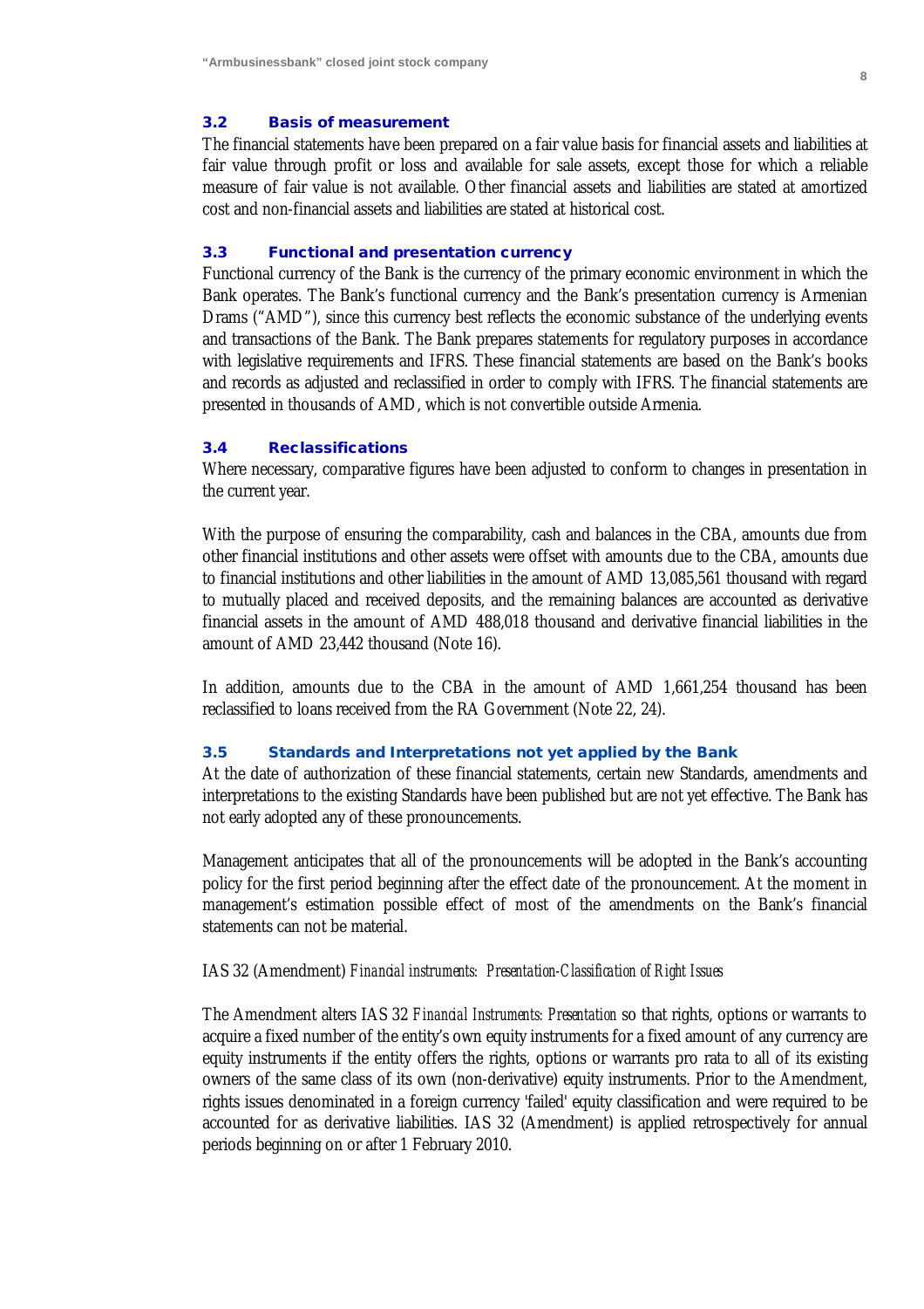### 3.2 Basis of measurement

The financial statements have been prepared on a fair value basis for financial assets and liabilities at fair value through profit or loss and available for sale assets, except those for which a reliable measure of fair value is not available. Other financial assets and liabilities are stated at amortized cost and non-financial assets and liabilities are stated at historical cost.

### 3.3 Functional and presentation currency

Functional currency of the Bank is the currency of the primary economic environment in which the Bank operates. The Bank's functional currency and the Bank's presentation currency is Armenian Drams ("AMD"), since this currency best reflects the economic substance of the underlying events and transactions of the Bank. The Bank prepares statements for regulatory purposes in accordance with legislative requirements and IFRS. These financial statements are based on the Bank's books and records as adjusted and reclassified in order to comply with IFRS. The financial statements are presented in thousands of AMD, which is not convertible outside Armenia.

### 3.4 Reclassifications

Where necessary, comparative figures have been adjusted to conform to changes in presentation in the current year.

With the purpose of ensuring the comparability, cash and balances in the CBA, amounts due from other financial institutions and other assets were offset with amounts due to the CBA, amounts due to financial institutions and other liabilities in the amount of AMD 13,085,561 thousand with regard to mutually placed and received deposits, and the remaining balances are accounted as derivative financial assets in the amount of AMD 488,018 thousand and derivative financial liabilities in the amount of AMD 23,442 thousand (Note 16).

In addition, amounts due to the CBA in the amount of AMD 1,661,254 thousand has been reclassified to loans received from the RA Government (Note 22, 24).

### 3.5 Standards and Interpretations not yet applied by the Bank

At the date of authorization of these financial statements, certain new Standards, amendments and interpretations to the existing Standards have been published but are not yet effective. The Bank has not early adopted any of these pronouncements.

Management anticipates that all of the pronouncements will be adopted in the Bank's accounting policy for the first period beginning after the effect date of the pronouncement. At the moment in management's estimation possible effect of most of the amendments on the Bank's financial statements can not be material.

IAS 32 (Amendment) *Financial instruments: Presentation-Classification of Right Issues*

The Amendment alters IAS 32 *Financial Instruments: Presentation* so that rights, options or warrants to acquire a fixed number of the entity's own equity instruments for a fixed amount of any currency are equity instruments if the entity offers the rights, options or warrants pro rata to all of its existing owners of the same class of its own (non-derivative) equity instruments. Prior to the Amendment, rights issues denominated in a foreign currency 'failed' equity classification and were required to be accounted for as derivative liabilities. IAS 32 (Amendment) is applied retrospectively for annual periods beginning on or after 1 February 2010.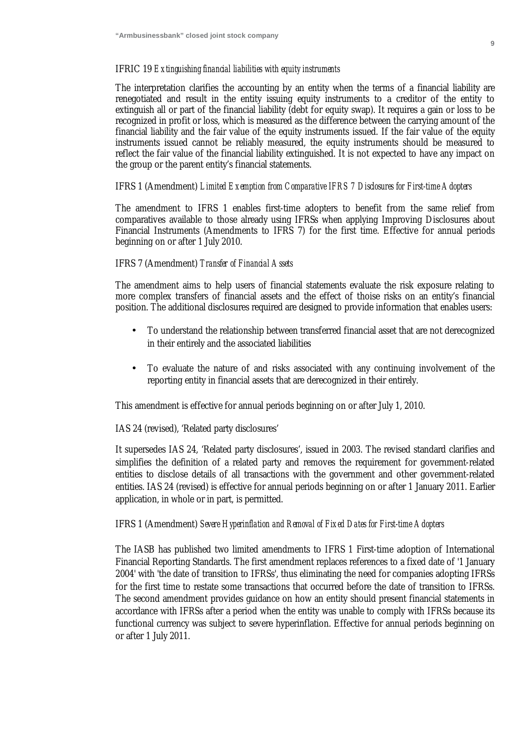IFRIC 19 *Extinguishing financial liabilities with equity instruments*

The interpretation clarifies the accounting by an entity when the terms of a financial liability are renegotiated and result in the entity issuing equity instruments to a creditor of the entity to extinguish all or part of the financial liability (debt for equity swap). It requires a gain or loss to be recognized in profit or loss, which is measured as the difference between the carrying amount of the financial liability and the fair value of the equity instruments issued. If the fair value of the equity instruments issued cannot be reliably measured, the equity instruments should be measured to reflect the fair value of the financial liability extinguished. It is not expected to have any impact on the group or the parent entity's financial statements.

IFRS 1 (Amendment) *Limited Exemption from Comparative IFRS 7 Disclosures for First-time Adopters*

The amendment to IFRS 1 enables first-time adopters to benefit from the same relief from comparatives available to those already using IFRSs when applying Improving Disclosures about Financial Instruments (Amendments to IFRS 7) for the first time. Effective for annual periods beginning on or after 1 July 2010.

IFRS 7 (Amendment) *Transfer of Financial Assets*

The amendment aims to help users of financial statements evaluate the risk exposure relating to more complex transfers of financial assets and the effect of thoise risks on an entity's financial position. The additional disclosures required are designed to provide information that enables users:

- To understand the relationship between transferred financial asset that are not derecognized in their entirely and the associated liabilities
- To evaluate the nature of and risks associated with any continuing involvement of the reporting entity in financial assets that are derecognized in their entirely.

This amendment is effective for annual periods beginning on or after July 1, 2010.

IAS 24 (revised), 'Related party disclosures'

It supersedes IAS 24, 'Related party disclosures', issued in 2003. The revised standard clarifies and simplifies the definition of a related party and removes the requirement for government-related entities to disclose details of all transactions with the government and other government-related entities. IAS 24 (revised) is effective for annual periods beginning on or after 1 January 2011. Earlier application, in whole or in part, is permitted.

IFRS 1 (Amendment) *Severe Hyperinflation and Removal of Fixed Dates for First-time Adopters*

The IASB has published two limited amendments to IFRS 1 First-time adoption of International Financial Reporting Standards. The first amendment replaces references to a fixed date of '1 January 2004' with 'the date of transition to IFRSs', thus eliminating the need for companies adopting IFRSs for the first time to restate some transactions that occurred before the date of transition to IFRSs. The second amendment provides guidance on how an entity should present financial statements in accordance with IFRSs after a period when the entity was unable to comply with IFRSs because its functional currency was subject to severe hyperinflation. Effective for annual periods beginning on or after 1 July 2011.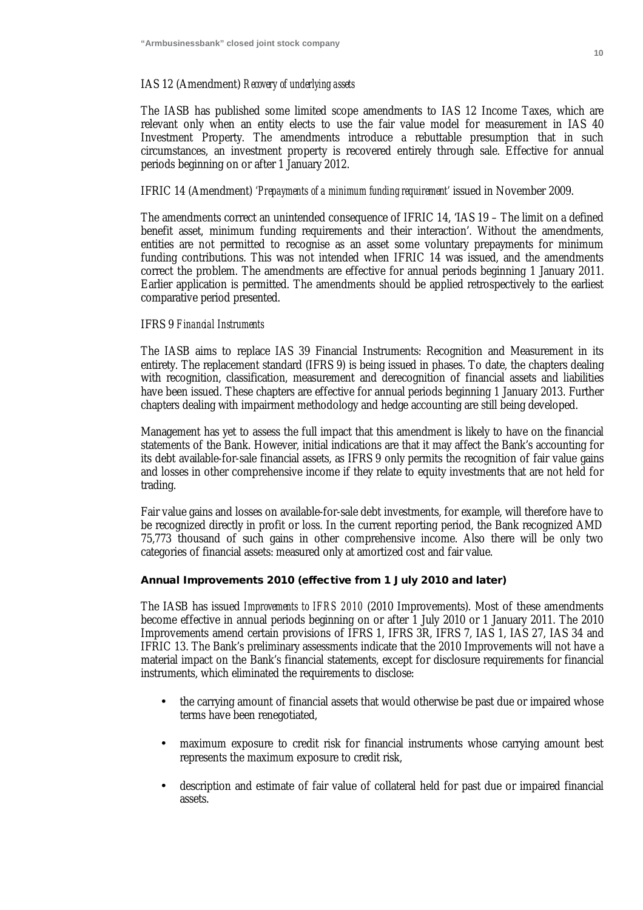IAS 12 (Amendment) *Recovery of underlying assets*

The IASB has published some limited scope amendments to IAS 12 Income Taxes, which are relevant only when an entity elects to use the fair value model for measurement in IAS 40 Investment Property. The amendments introduce a rebuttable presumption that in such circumstances, an investment property is recovered entirely through sale. Effective for annual periods beginning on or after 1 January 2012.

IFRIC 14 (Amendment) *'Prepayments of a minimum funding requirement'* issued in November 2009.

The amendments correct an unintended consequence of IFRIC 14, 'IAS 19 – The limit on a defined benefit asset, minimum funding requirements and their interaction'. Without the amendments, entities are not permitted to recognise as an asset some voluntary prepayments for minimum funding contributions. This was not intended when IFRIC 14 was issued, and the amendments correct the problem. The amendments are effective for annual periods beginning 1 January 2011. Earlier application is permitted. The amendments should be applied retrospectively to the earliest comparative period presented.

IFRS 9 *Financial Instruments*

The IASB aims to replace IAS 39 Financial Instruments: Recognition and Measurement in its entirety. The replacement standard (IFRS 9) is being issued in phases. To date, the chapters dealing with recognition, classification, measurement and derecognition of financial assets and liabilities have been issued. These chapters are effective for annual periods beginning 1 January 2013. Further chapters dealing with impairment methodology and hedge accounting are still being developed.

Management has yet to assess the full impact that this amendment is likely to have on the financial statements of the Bank. However, initial indications are that it may affect the Bank's accounting for its debt available-for-sale financial assets, as IFRS 9 only permits the recognition of fair value gains and losses in other comprehensive income if they relate to equity investments that are not held for trading.

Fair value gains and losses on available-for-sale debt investments, for example, will therefore have to be recognized directly in profit or loss. In the current reporting period, the Bank recognized AMD 75,773 thousand of such gains in other comprehensive income. Also there will be only two categories of financial assets: measured only at amortized cost and fair value.

**Annual Improvements 2010 (effective from 1 July 2010 and later)**

The IASB has issued *Improvements to IFRS 2010* (2010 Improvements). Most of these amendments become effective in annual periods beginning on or after 1 July 2010 or 1 January 2011. The 2010 Improvements amend certain provisions of IFRS 1, IFRS 3R, IFRS 7, IAS 1, IAS 27, IAS 34 and IFRIC 13. The Bank's preliminary assessments indicate that the 2010 Improvements will not have a material impact on the Bank's financial statements, except for disclosure requirements for financial instruments, which eliminated the requirements to disclose:

- the carrying amount of financial assets that would otherwise be past due or impaired whose terms have been renegotiated,
- maximum exposure to credit risk for financial instruments whose carrying amount best represents the maximum exposure to credit risk,
- description and estimate of fair value of collateral held for past due or impaired financial assets.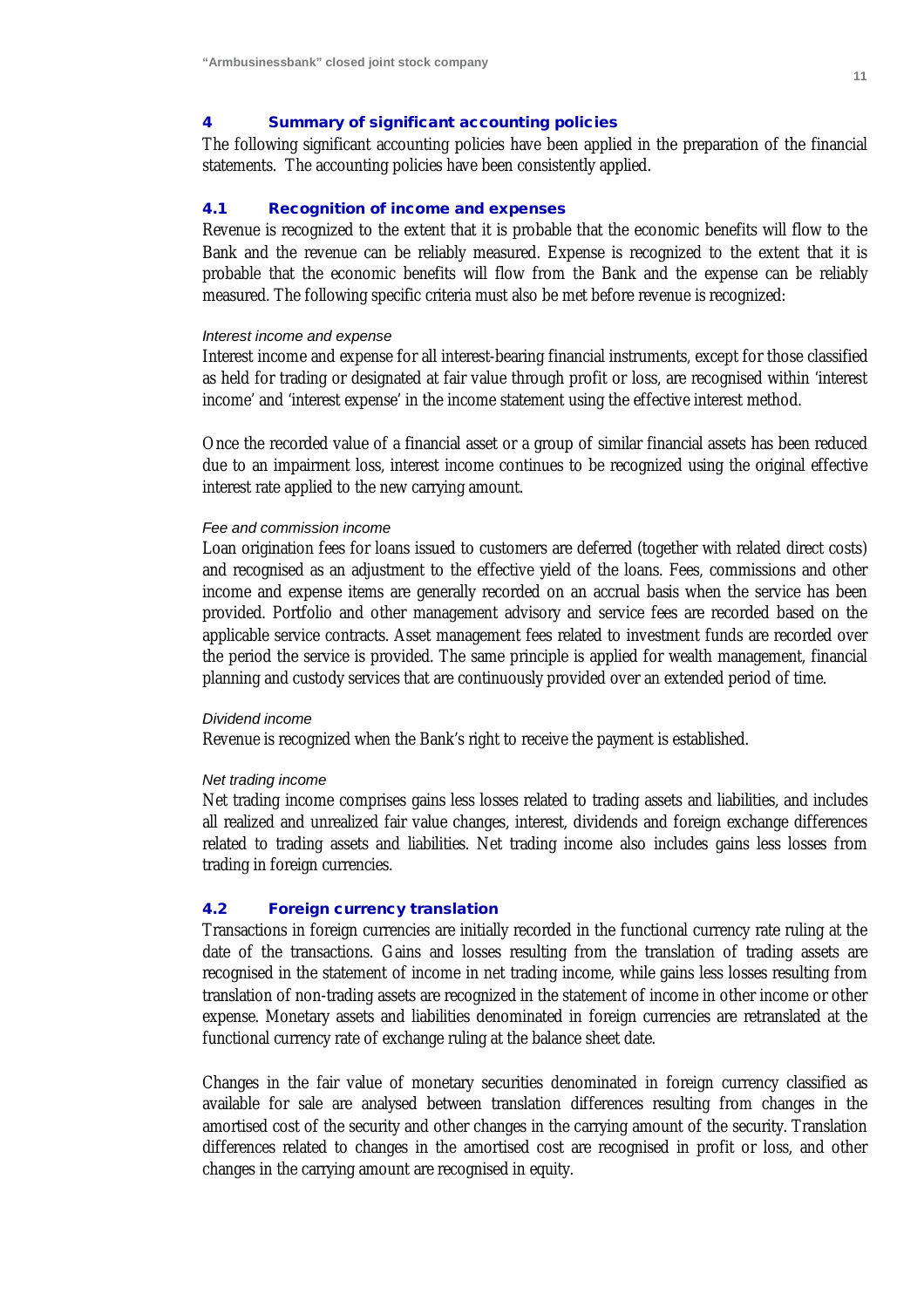## 4 Summary of significant accounting policies

The following significant accounting policies have been applied in the preparation of the financial statements. The accounting policies have been consistently applied.

### 4.1 Recognition of income and expenses

Revenue is recognized to the extent that it is probable that the economic benefits will flow to the Bank and the revenue can be reliably measured. Expense is recognized to the extent that it is probable that the economic benefits will flow from the Bank and the expense can be reliably measured. The following specific criteria must also be met before revenue is recognized:

*Interest income and expense*

Interest income and expense for all interest-bearing financial instruments, except for those classified as held for trading or designated at fair value through profit or loss, are recognised within 'interest income' and 'interest expense' in the income statement using the effective interest method.

Once the recorded value of a financial asset or a group of similar financial assets has been reduced due to an impairment loss, interest income continues to be recognized using the original effective interest rate applied to the new carrying amount.

*Fee and commission income*

Loan origination fees for loans issued to customers are deferred (together with related direct costs) and recognised as an adjustment to the effective yield of the loans. Fees, commissions and other income and expense items are generally recorded on an accrual basis when the service has been provided. Portfolio and other management advisory and service fees are recorded based on the applicable service contracts. Asset management fees related to investment funds are recorded over the period the service is provided. The same principle is applied for wealth management, financial planning and custody services that are continuously provided over an extended period of time.

*Dividend income*

Revenue is recognized when the Bank's right to receive the payment is established.

*Net trading income*

Net trading income comprises gains less losses related to trading assets and liabilities, and includes all realized and unrealized fair value changes, interest, dividends and foreign exchange differences related to trading assets and liabilities. Net trading income also includes gains less losses from trading in foreign currencies.

### 4.2 Foreign currency translation

Transactions in foreign currencies are initially recorded in the functional currency rate ruling at the date of the transactions. Gains and losses resulting from the translation of trading assets are recognised in the statement of income in net trading income, while gains less losses resulting from translation of non-trading assets are recognized in the statement of income in other income or other expense. Monetary assets and liabilities denominated in foreign currencies are retranslated at the functional currency rate of exchange ruling at the balance sheet date.

Changes in the fair value of monetary securities denominated in foreign currency classified as available for sale are analysed between translation differences resulting from changes in the amortised cost of the security and other changes in the carrying amount of the security. Translation differences related to changes in the amortised cost are recognised in profit or loss, and other changes in the carrying amount are recognised in equity.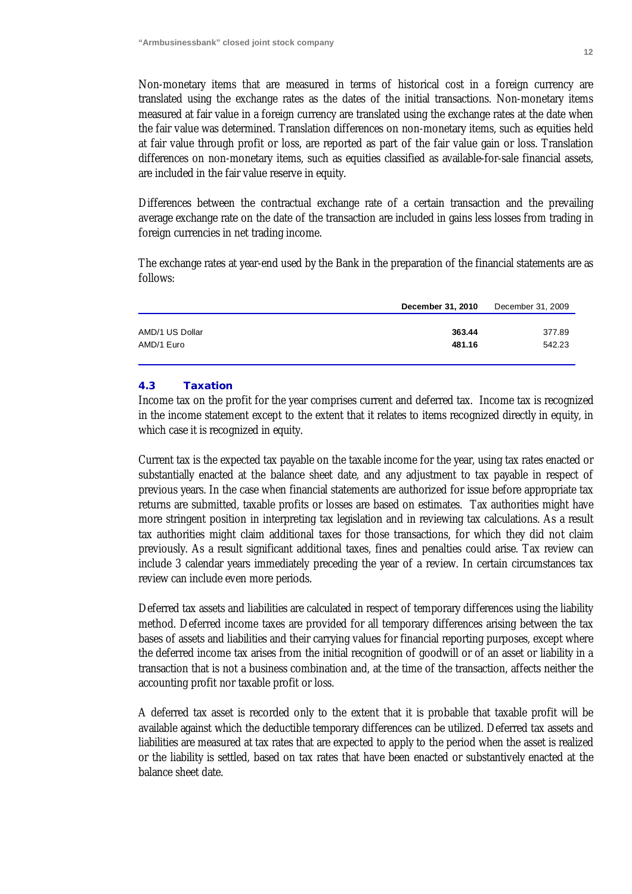Non-monetary items that are measured in terms of historical cost in a foreign currency are translated using the exchange rates as the dates of the initial transactions. Non-monetary items measured at fair value in a foreign currency are translated using the exchange rates at the date when the fair value was determined. Translation differences on non-monetary items, such as equities held at fair value through profit or loss, are reported as part of the fair value gain or loss. Translation differences on non-monetary items, such as equities classified as available-for-sale financial assets, are included in the fair value reserve in equity.

Differences between the contractual exchange rate of a certain transaction and the prevailing average exchange rate on the date of the transaction are included in gains less losses from trading in foreign currencies in net trading income.

The exchange rates at year-end used by the Bank in the preparation of the financial statements are as follows:

| | **December 31, 2010** | December 31, 2009 |
|---|---|---|
| AMD/1 US Dollar | **363.44** | 377.89 |
| AMD/1 Euro | **481.16** | 542.23 |

### 4.3 Taxation

Income tax on the profit for the year comprises current and deferred tax. Income tax is recognized in the income statement except to the extent that it relates to items recognized directly in equity, in which case it is recognized in equity.

Current tax is the expected tax payable on the taxable income for the year, using tax rates enacted or substantially enacted at the balance sheet date, and any adjustment to tax payable in respect of previous years. In the case when financial statements are authorized for issue before appropriate tax returns are submitted, taxable profits or losses are based on estimates. Tax authorities might have more stringent position in interpreting tax legislation and in reviewing tax calculations. As a result tax authorities might claim additional taxes for those transactions, for which they did not claim previously. As a result significant additional taxes, fines and penalties could arise. Tax review can include 3 calendar years immediately preceding the year of a review. In certain circumstances tax review can include even more periods.

Deferred tax assets and liabilities are calculated in respect of temporary differences using the liability method. Deferred income taxes are provided for all temporary differences arising between the tax bases of assets and liabilities and their carrying values for financial reporting purposes, except where the deferred income tax arises from the initial recognition of goodwill or of an asset or liability in a transaction that is not a business combination and, at the time of the transaction, affects neither the accounting profit nor taxable profit or loss.

A deferred tax asset is recorded only to the extent that it is probable that taxable profit will be available against which the deductible temporary differences can be utilized. Deferred tax assets and liabilities are measured at tax rates that are expected to apply to the period when the asset is realized or the liability is settled, based on tax rates that have been enacted or substantively enacted at the balance sheet date.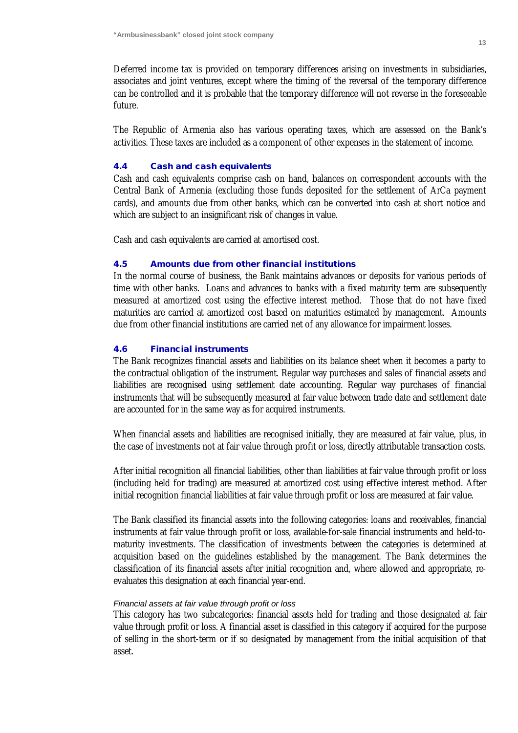Deferred income tax is provided on temporary differences arising on investments in subsidiaries, associates and joint ventures, except where the timing of the reversal of the temporary difference can be controlled and it is probable that the temporary difference will not reverse in the foreseeable future.

The Republic of Armenia also has various operating taxes, which are assessed on the Bank's activities. These taxes are included as a component of other expenses in the statement of income.

### 4.4 Cash and cash equivalents

Cash and cash equivalents comprise cash on hand, balances on correspondent accounts with the Central Bank of Armenia (excluding those funds deposited for the settlement of ArCa payment cards), and amounts due from other banks, which can be converted into cash at short notice and which are subject to an insignificant risk of changes in value.

Cash and cash equivalents are carried at amortised cost.

### 4.5 Amounts due from other financial institutions

In the normal course of business, the Bank maintains advances or deposits for various periods of time with other banks. Loans and advances to banks with a fixed maturity term are subsequently measured at amortized cost using the effective interest method. Those that do not have fixed maturities are carried at amortized cost based on maturities estimated by management. Amounts due from other financial institutions are carried net of any allowance for impairment losses.

### 4.6 Financial instruments

The Bank recognizes financial assets and liabilities on its balance sheet when it becomes a party to the contractual obligation of the instrument. Regular way purchases and sales of financial assets and liabilities are recognised using settlement date accounting. Regular way purchases of financial instruments that will be subsequently measured at fair value between trade date and settlement date are accounted for in the same way as for acquired instruments.

When financial assets and liabilities are recognised initially, they are measured at fair value, plus, in the case of investments not at fair value through profit or loss, directly attributable transaction costs.

After initial recognition all financial liabilities, other than liabilities at fair value through profit or loss (including held for trading) are measured at amortized cost using effective interest method. After initial recognition financial liabilities at fair value through profit or loss are measured at fair value.

The Bank classified its financial assets into the following categories: loans and receivables, financial instruments at fair value through profit or loss, available-for-sale financial instruments and held-to-maturity investments. The classification of investments between the categories is determined at acquisition based on the guidelines established by the management. The Bank determines the classification of its financial assets after initial recognition and, where allowed and appropriate, re-evaluates this designation at each financial year-end.

*Financial assets at fair value through profit or loss*

This category has two subcategories: financial assets held for trading and those designated at fair value through profit or loss. A financial asset is classified in this category if acquired for the purpose of selling in the short-term or if so designated by management from the initial acquisition of that asset.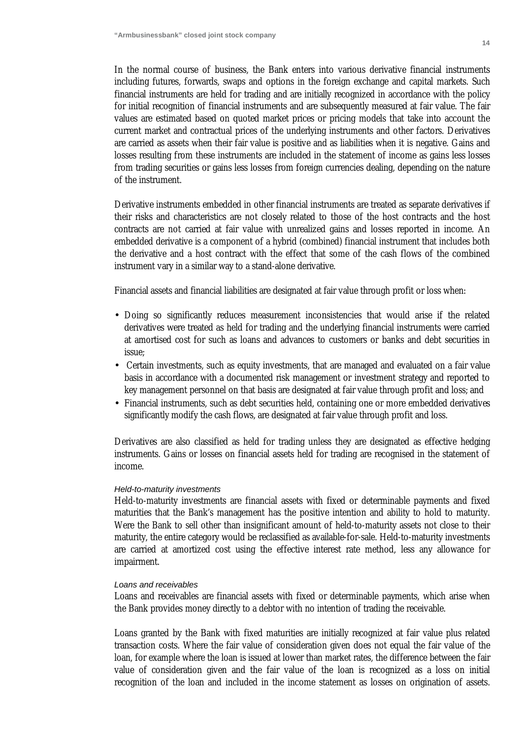In the normal course of business, the Bank enters into various derivative financial instruments including futures, forwards, swaps and options in the foreign exchange and capital markets. Such financial instruments are held for trading and are initially recognized in accordance with the policy for initial recognition of financial instruments and are subsequently measured at fair value. The fair values are estimated based on quoted market prices or pricing models that take into account the current market and contractual prices of the underlying instruments and other factors. Derivatives are carried as assets when their fair value is positive and as liabilities when it is negative. Gains and losses resulting from these instruments are included in the statement of income as gains less losses from trading securities or gains less losses from foreign currencies dealing, depending on the nature of the instrument.

Derivative instruments embedded in other financial instruments are treated as separate derivatives if their risks and characteristics are not closely related to those of the host contracts and the host contracts are not carried at fair value with unrealized gains and losses reported in income. An embedded derivative is a component of a hybrid (combined) financial instrument that includes both the derivative and a host contract with the effect that some of the cash flows of the combined instrument vary in a similar way to a stand-alone derivative.

Financial assets and financial liabilities are designated at fair value through profit or loss when:

- Doing so significantly reduces measurement inconsistencies that would arise if the related derivatives were treated as held for trading and the underlying financial instruments were carried at amortised cost for such as loans and advances to customers or banks and debt securities in issue;
- Certain investments, such as equity investments, that are managed and evaluated on a fair value basis in accordance with a documented risk management or investment strategy and reported to key management personnel on that basis are designated at fair value through profit and loss; and
- Financial instruments, such as debt securities held, containing one or more embedded derivatives significantly modify the cash flows, are designated at fair value through profit and loss.

Derivatives are also classified as held for trading unless they are designated as effective hedging instruments. Gains or losses on financial assets held for trading are recognised in the statement of income.

*Held-to-maturity investments*

Held-to-maturity investments are financial assets with fixed or determinable payments and fixed maturities that the Bank's management has the positive intention and ability to hold to maturity. Were the Bank to sell other than insignificant amount of held-to-maturity assets not close to their maturity, the entire category would be reclassified as available-for-sale. Held-to-maturity investments are carried at amortized cost using the effective interest rate method, less any allowance for impairment.

*Loans and receivables*

Loans and receivables are financial assets with fixed or determinable payments, which arise when the Bank provides money directly to a debtor with no intention of trading the receivable.

Loans granted by the Bank with fixed maturities are initially recognized at fair value plus related transaction costs. Where the fair value of consideration given does not equal the fair value of the loan, for example where the loan is issued at lower than market rates, the difference between the fair value of consideration given and the fair value of the loan is recognized as a loss on initial recognition of the loan and included in the income statement as losses on origination of assets.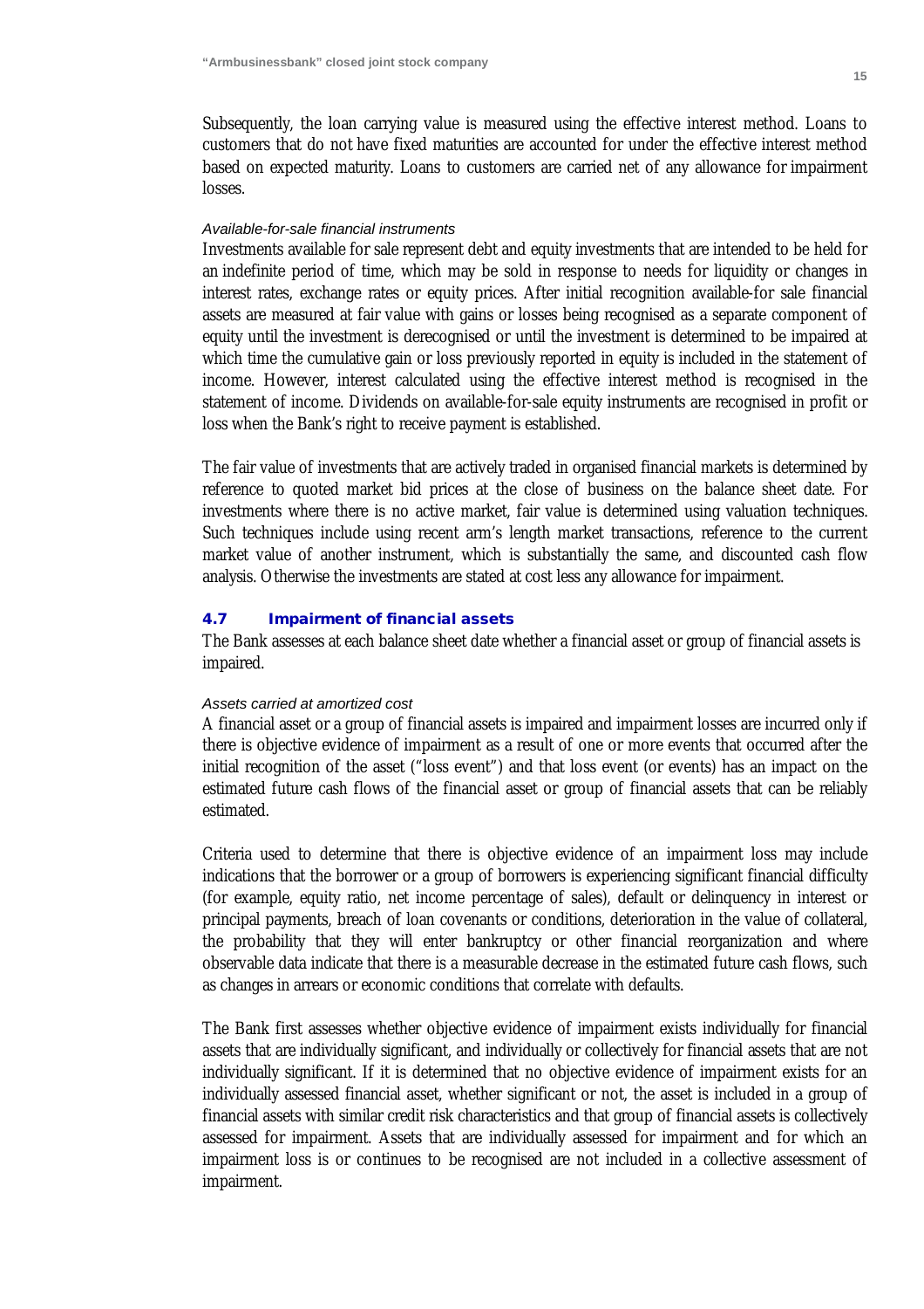Subsequently, the loan carrying value is measured using the effective interest method. Loans to customers that do not have fixed maturities are accounted for under the effective interest method based on expected maturity. Loans to customers are carried net of any allowance for impairment losses.

*Available-for-sale financial instruments*

Investments available for sale represent debt and equity investments that are intended to be held for an indefinite period of time, which may be sold in response to needs for liquidity or changes in interest rates, exchange rates or equity prices. After initial recognition available-for sale financial assets are measured at fair value with gains or losses being recognised as a separate component of equity until the investment is derecognised or until the investment is determined to be impaired at which time the cumulative gain or loss previously reported in equity is included in the statement of income. However, interest calculated using the effective interest method is recognised in the statement of income. Dividends on available-for-sale equity instruments are recognised in profit or loss when the Bank's right to receive payment is established.

The fair value of investments that are actively traded in organised financial markets is determined by reference to quoted market bid prices at the close of business on the balance sheet date. For investments where there is no active market, fair value is determined using valuation techniques. Such techniques include using recent arm's length market transactions, reference to the current market value of another instrument, which is substantially the same, and discounted cash flow analysis. Otherwise the investments are stated at cost less any allowance for impairment.

## 4.7 Impairment of financial assets

The Bank assesses at each balance sheet date whether a financial asset or group of financial assets is impaired.

*Assets carried at amortized cost*

A financial asset or a group of financial assets is impaired and impairment losses are incurred only if there is objective evidence of impairment as a result of one or more events that occurred after the initial recognition of the asset ("loss event") and that loss event (or events) has an impact on the estimated future cash flows of the financial asset or group of financial assets that can be reliably estimated.

Criteria used to determine that there is objective evidence of an impairment loss may include indications that the borrower or a group of borrowers is experiencing significant financial difficulty (for example, equity ratio, net income percentage of sales), default or delinquency in interest or principal payments, breach of loan covenants or conditions, deterioration in the value of collateral, the probability that they will enter bankruptcy or other financial reorganization and where observable data indicate that there is a measurable decrease in the estimated future cash flows, such as changes in arrears or economic conditions that correlate with defaults.

The Bank first assesses whether objective evidence of impairment exists individually for financial assets that are individually significant, and individually or collectively for financial assets that are not individually significant. If it is determined that no objective evidence of impairment exists for an individually assessed financial asset, whether significant or not, the asset is included in a group of financial assets with similar credit risk characteristics and that group of financial assets is collectively assessed for impairment. Assets that are individually assessed for impairment and for which an impairment loss is or continues to be recognised are not included in a collective assessment of impairment.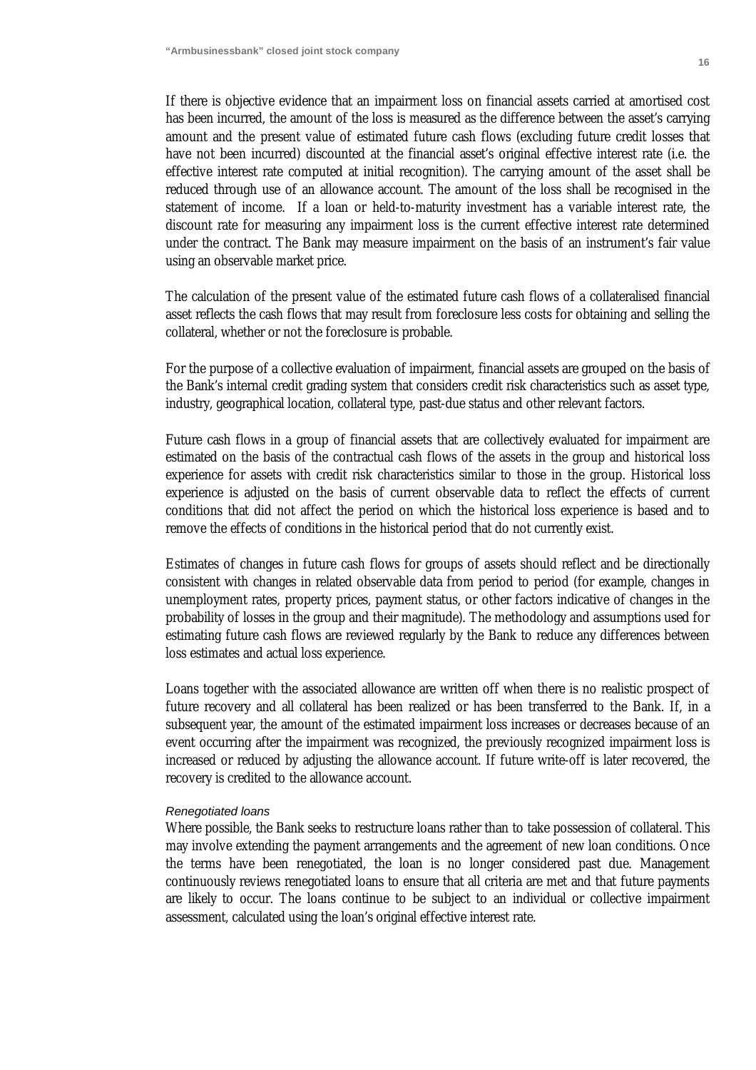If there is objective evidence that an impairment loss on financial assets carried at amortised cost has been incurred, the amount of the loss is measured as the difference between the asset's carrying amount and the present value of estimated future cash flows (excluding future credit losses that have not been incurred) discounted at the financial asset's original effective interest rate (i.e. the effective interest rate computed at initial recognition). The carrying amount of the asset shall be reduced through use of an allowance account. The amount of the loss shall be recognised in the statement of income. If a loan or held-to-maturity investment has a variable interest rate, the discount rate for measuring any impairment loss is the current effective interest rate determined under the contract. The Bank may measure impairment on the basis of an instrument's fair value using an observable market price.

The calculation of the present value of the estimated future cash flows of a collateralised financial asset reflects the cash flows that may result from foreclosure less costs for obtaining and selling the collateral, whether or not the foreclosure is probable.

For the purpose of a collective evaluation of impairment, financial assets are grouped on the basis of the Bank's internal credit grading system that considers credit risk characteristics such as asset type, industry, geographical location, collateral type, past-due status and other relevant factors.

Future cash flows in a group of financial assets that are collectively evaluated for impairment are estimated on the basis of the contractual cash flows of the assets in the group and historical loss experience for assets with credit risk characteristics similar to those in the group. Historical loss experience is adjusted on the basis of current observable data to reflect the effects of current conditions that did not affect the period on which the historical loss experience is based and to remove the effects of conditions in the historical period that do not currently exist.

Estimates of changes in future cash flows for groups of assets should reflect and be directionally consistent with changes in related observable data from period to period (for example, changes in unemployment rates, property prices, payment status, or other factors indicative of changes in the probability of losses in the group and their magnitude). The methodology and assumptions used for estimating future cash flows are reviewed regularly by the Bank to reduce any differences between loss estimates and actual loss experience.

Loans together with the associated allowance are written off when there is no realistic prospect of future recovery and all collateral has been realized or has been transferred to the Bank. If, in a subsequent year, the amount of the estimated impairment loss increases or decreases because of an event occurring after the impairment was recognized, the previously recognized impairment loss is increased or reduced by adjusting the allowance account. If future write-off is later recovered, the recovery is credited to the allowance account.

*Renegotiated loans*

Where possible, the Bank seeks to restructure loans rather than to take possession of collateral. This may involve extending the payment arrangements and the agreement of new loan conditions. Once the terms have been renegotiated, the loan is no longer considered past due. Management continuously reviews renegotiated loans to ensure that all criteria are met and that future payments are likely to occur. The loans continue to be subject to an individual or collective impairment assessment, calculated using the loan's original effective interest rate.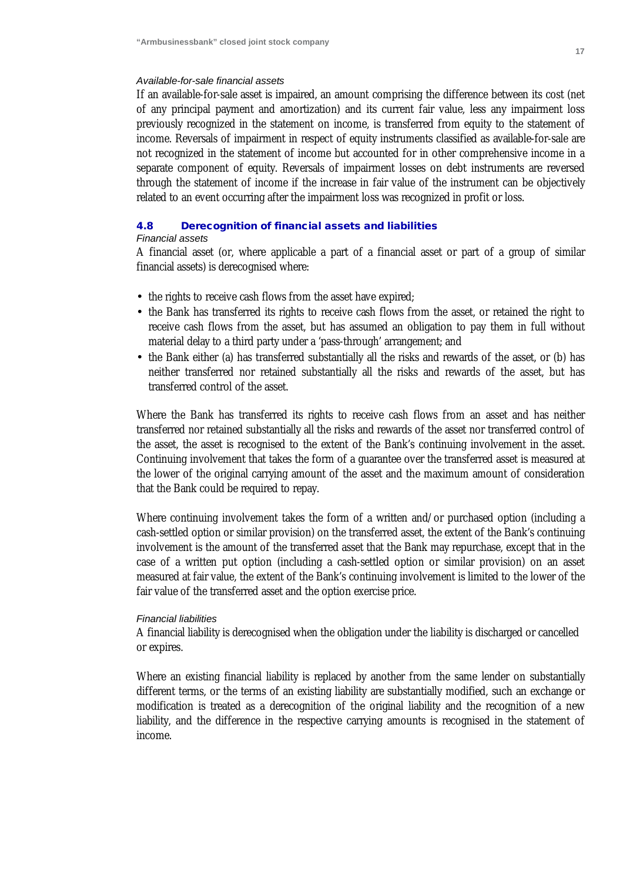*Available-for-sale financial assets*

If an available-for-sale asset is impaired, an amount comprising the difference between its cost (net of any principal payment and amortization) and its current fair value, less any impairment loss previously recognized in the statement on income, is transferred from equity to the statement of income. Reversals of impairment in respect of equity instruments classified as available-for-sale are not recognized in the statement of income but accounted for in other comprehensive income in a separate component of equity. Reversals of impairment losses on debt instruments are reversed through the statement of income if the increase in fair value of the instrument can be objectively related to an event occurring after the impairment loss was recognized in profit or loss.

## 4.8 Derecognition of financial assets and liabilities

*Financial assets*

A financial asset (or, where applicable a part of a financial asset or part of a group of similar financial assets) is derecognised where:

- the rights to receive cash flows from the asset have expired;
- the Bank has transferred its rights to receive cash flows from the asset, or retained the right to receive cash flows from the asset, but has assumed an obligation to pay them in full without material delay to a third party under a 'pass-through' arrangement; and
- the Bank either (a) has transferred substantially all the risks and rewards of the asset, or (b) has neither transferred nor retained substantially all the risks and rewards of the asset, but has transferred control of the asset.

Where the Bank has transferred its rights to receive cash flows from an asset and has neither transferred nor retained substantially all the risks and rewards of the asset nor transferred control of the asset, the asset is recognised to the extent of the Bank's continuing involvement in the asset. Continuing involvement that takes the form of a guarantee over the transferred asset is measured at the lower of the original carrying amount of the asset and the maximum amount of consideration that the Bank could be required to repay.

Where continuing involvement takes the form of a written and/or purchased option (including a cash-settled option or similar provision) on the transferred asset, the extent of the Bank's continuing involvement is the amount of the transferred asset that the Bank may repurchase, except that in the case of a written put option (including a cash-settled option or similar provision) on an asset measured at fair value, the extent of the Bank's continuing involvement is limited to the lower of the fair value of the transferred asset and the option exercise price.

*Financial liabilities*

A financial liability is derecognised when the obligation under the liability is discharged or cancelled or expires.

Where an existing financial liability is replaced by another from the same lender on substantially different terms, or the terms of an existing liability are substantially modified, such an exchange or modification is treated as a derecognition of the original liability and the recognition of a new liability, and the difference in the respective carrying amounts is recognised in the statement of income.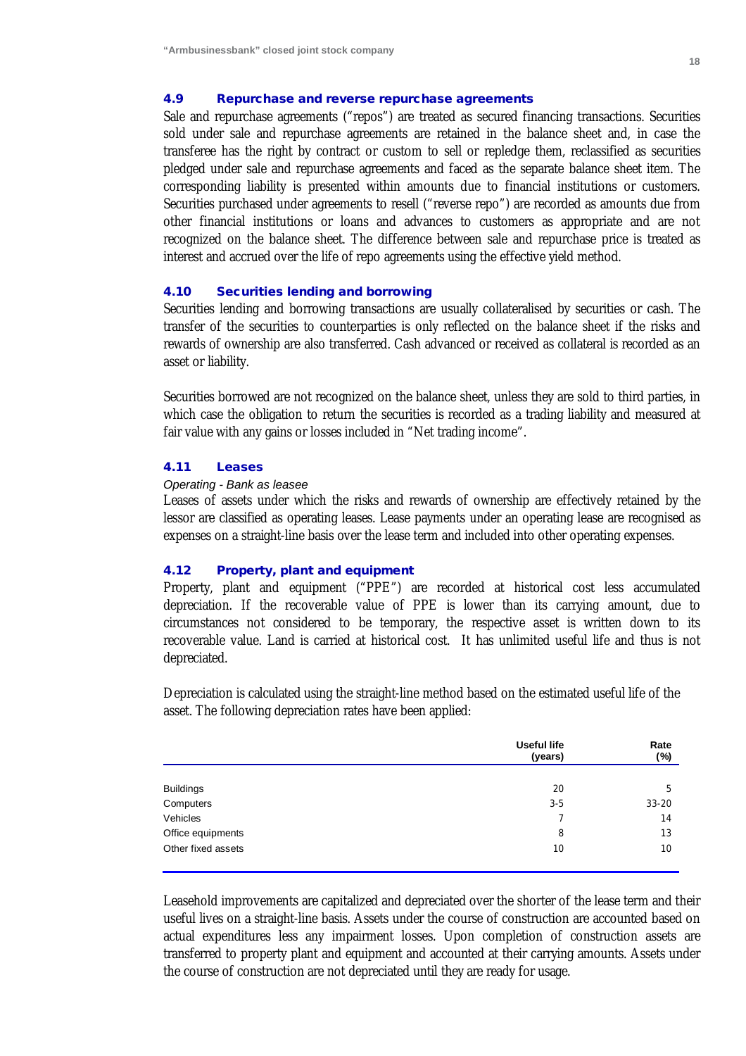### 4.9 Repurchase and reverse repurchase agreements

Sale and repurchase agreements ("repos") are treated as secured financing transactions. Securities sold under sale and repurchase agreements are retained in the balance sheet and, in case the transferee has the right by contract or custom to sell or repledge them, reclassified as securities pledged under sale and repurchase agreements and faced as the separate balance sheet item. The corresponding liability is presented within amounts due to financial institutions or customers. Securities purchased under agreements to resell ("reverse repo") are recorded as amounts due from other financial institutions or loans and advances to customers as appropriate and are not recognized on the balance sheet. The difference between sale and repurchase price is treated as interest and accrued over the life of repo agreements using the effective yield method.

### 4.10 Securities lending and borrowing

Securities lending and borrowing transactions are usually collateralised by securities or cash. The transfer of the securities to counterparties is only reflected on the balance sheet if the risks and rewards of ownership are also transferred. Cash advanced or received as collateral is recorded as an asset or liability.

Securities borrowed are not recognized on the balance sheet, unless they are sold to third parties, in which case the obligation to return the securities is recorded as a trading liability and measured at fair value with any gains or losses included in "Net trading income".

### 4.11 Leases

*Operating - Bank as leasee*

Leases of assets under which the risks and rewards of ownership are effectively retained by the lessor are classified as operating leases. Lease payments under an operating lease are recognised as expenses on a straight-line basis over the lease term and included into other operating expenses.

### 4.12 Property, plant and equipment

Property, plant and equipment ("PPE") are recorded at historical cost less accumulated depreciation. If the recoverable value of PPE is lower than its carrying amount, due to circumstances not considered to be temporary, the respective asset is written down to its recoverable value. Land is carried at historical cost. It has unlimited useful life and thus is not depreciated.

Depreciation is calculated using the straight-line method based on the estimated useful life of the asset. The following depreciation rates have been applied:

| | Useful life (years) | Rate (%) |
|---|---|---|
| Buildings | 20 | 5 |
| Computers | 3-5 | 33-20 |
| Vehicles | 7 | 14 |
| Office equipments | 8 | 13 |
| Other fixed assets | 10 | 10 |

Leasehold improvements are capitalized and depreciated over the shorter of the lease term and their useful lives on a straight-line basis. Assets under the course of construction are accounted based on actual expenditures less any impairment losses. Upon completion of construction assets are transferred to property plant and equipment and accounted at their carrying amounts. Assets under the course of construction are not depreciated until they are ready for usage.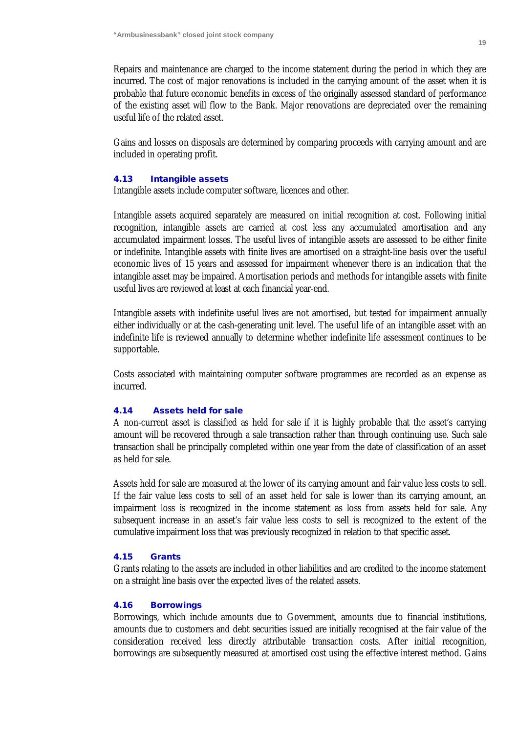Repairs and maintenance are charged to the income statement during the period in which they are incurred. The cost of major renovations is included in the carrying amount of the asset when it is probable that future economic benefits in excess of the originally assessed standard of performance of the existing asset will flow to the Bank. Major renovations are depreciated over the remaining useful life of the related asset.

Gains and losses on disposals are determined by comparing proceeds with carrying amount and are included in operating profit.

### 4.13 Intangible assets

Intangible assets include computer software, licences and other.

Intangible assets acquired separately are measured on initial recognition at cost. Following initial recognition, intangible assets are carried at cost less any accumulated amortisation and any accumulated impairment losses. The useful lives of intangible assets are assessed to be either finite or indefinite. Intangible assets with finite lives are amortised on a straight-line basis over the useful economic lives of 15 years and assessed for impairment whenever there is an indication that the intangible asset may be impaired. Amortisation periods and methods for intangible assets with finite useful lives are reviewed at least at each financial year-end.

Intangible assets with indefinite useful lives are not amortised, but tested for impairment annually either individually or at the cash-generating unit level. The useful life of an intangible asset with an indefinite life is reviewed annually to determine whether indefinite life assessment continues to be supportable.

Costs associated with maintaining computer software programmes are recorded as an expense as incurred.

### 4.14 Assets held for sale

A non-current asset is classified as held for sale if it is highly probable that the asset's carrying amount will be recovered through a sale transaction rather than through continuing use. Such sale transaction shall be principally completed within one year from the date of classification of an asset as held for sale.

Assets held for sale are measured at the lower of its carrying amount and fair value less costs to sell. If the fair value less costs to sell of an asset held for sale is lower than its carrying amount, an impairment loss is recognized in the income statement as loss from assets held for sale. Any subsequent increase in an asset's fair value less costs to sell is recognized to the extent of the cumulative impairment loss that was previously recognized in relation to that specific asset.

### 4.15 Grants

Grants relating to the assets are included in other liabilities and are credited to the income statement on a straight line basis over the expected lives of the related assets.

### 4.16 Borrowings

Borrowings, which include amounts due to Government, amounts due to financial institutions, amounts due to customers and debt securities issued are initially recognised at the fair value of the consideration received less directly attributable transaction costs. After initial recognition, borrowings are subsequently measured at amortised cost using the effective interest method. Gains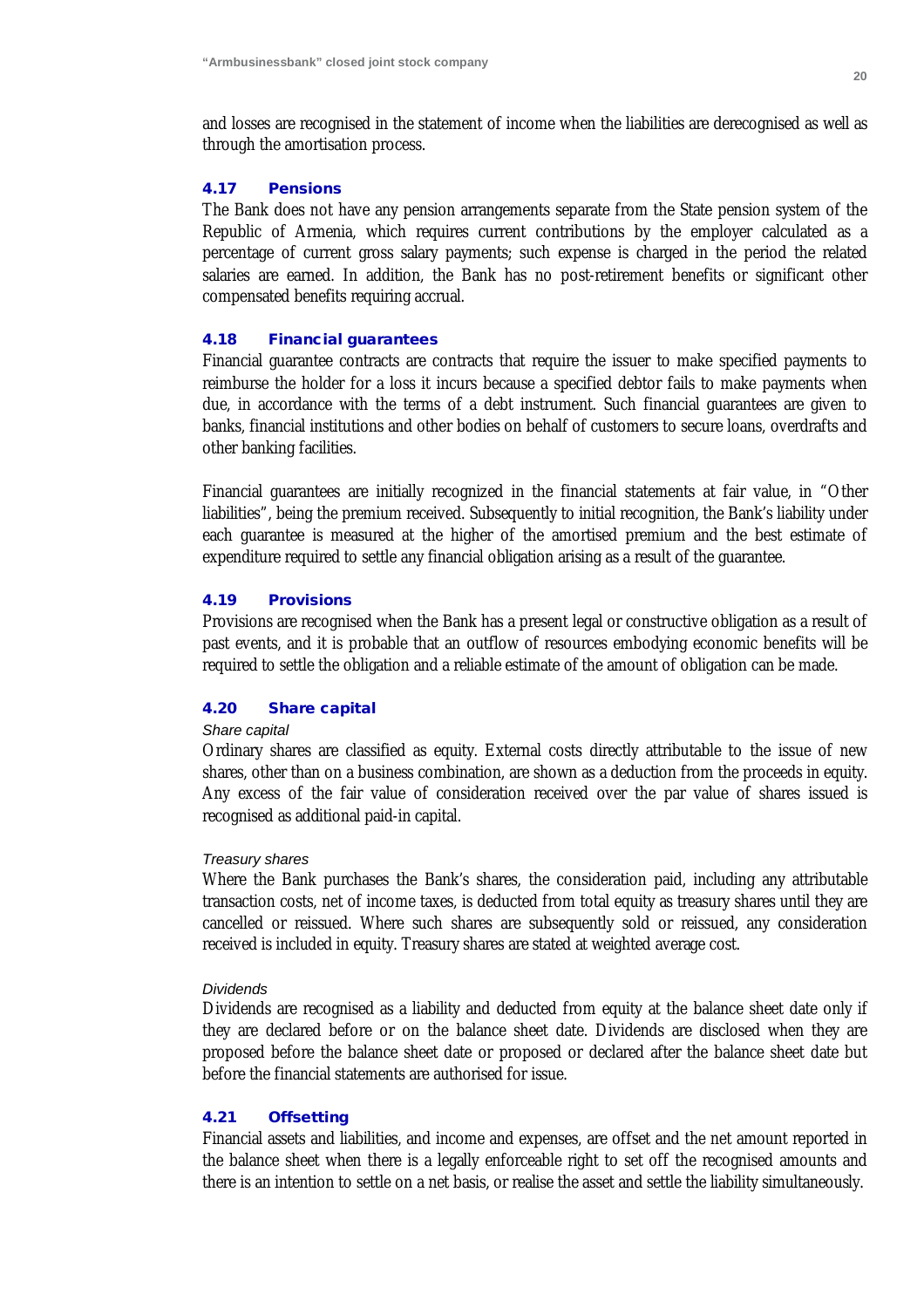and losses are recognised in the statement of income when the liabilities are derecognised as well as through the amortisation process.

### 4.17 Pensions

The Bank does not have any pension arrangements separate from the State pension system of the Republic of Armenia, which requires current contributions by the employer calculated as a percentage of current gross salary payments; such expense is charged in the period the related salaries are earned. In addition, the Bank has no post-retirement benefits or significant other compensated benefits requiring accrual.

### 4.18 Financial guarantees

Financial guarantee contracts are contracts that require the issuer to make specified payments to reimburse the holder for a loss it incurs because a specified debtor fails to make payments when due, in accordance with the terms of a debt instrument. Such financial guarantees are given to banks, financial institutions and other bodies on behalf of customers to secure loans, overdrafts and other banking facilities.

Financial guarantees are initially recognized in the financial statements at fair value, in "Other liabilities", being the premium received. Subsequently to initial recognition, the Bank's liability under each guarantee is measured at the higher of the amortised premium and the best estimate of expenditure required to settle any financial obligation arising as a result of the guarantee.

### 4.19 Provisions

Provisions are recognised when the Bank has a present legal or constructive obligation as a result of past events, and it is probable that an outflow of resources embodying economic benefits will be required to settle the obligation and a reliable estimate of the amount of obligation can be made.

### 4.20 Share capital

*Share capital*

Ordinary shares are classified as equity. External costs directly attributable to the issue of new shares, other than on a business combination, are shown as a deduction from the proceeds in equity. Any excess of the fair value of consideration received over the par value of shares issued is recognised as additional paid-in capital.

*Treasury shares*

Where the Bank purchases the Bank's shares, the consideration paid, including any attributable transaction costs, net of income taxes, is deducted from total equity as treasury shares until they are cancelled or reissued. Where such shares are subsequently sold or reissued, any consideration received is included in equity. Treasury shares are stated at weighted average cost.

*Dividends*

Dividends are recognised as a liability and deducted from equity at the balance sheet date only if they are declared before or on the balance sheet date. Dividends are disclosed when they are proposed before the balance sheet date or proposed or declared after the balance sheet date but before the financial statements are authorised for issue.

### 4.21 Offsetting

Financial assets and liabilities, and income and expenses, are offset and the net amount reported in the balance sheet when there is a legally enforceable right to set off the recognised amounts and there is an intention to settle on a net basis, or realise the asset and settle the liability simultaneously.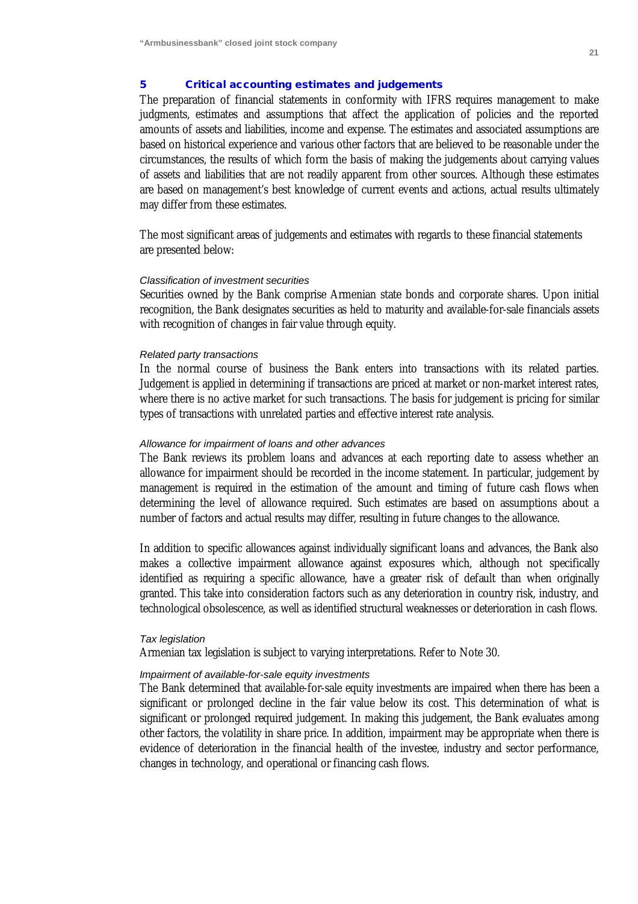## 5 Critical accounting estimates and judgements

The preparation of financial statements in conformity with IFRS requires management to make judgments, estimates and assumptions that affect the application of policies and the reported amounts of assets and liabilities, income and expense. The estimates and associated assumptions are based on historical experience and various other factors that are believed to be reasonable under the circumstances, the results of which form the basis of making the judgements about carrying values of assets and liabilities that are not readily apparent from other sources. Although these estimates are based on management's best knowledge of current events and actions, actual results ultimately may differ from these estimates.

The most significant areas of judgements and estimates with regards to these financial statements are presented below:

*Classification of investment securities*

Securities owned by the Bank comprise Armenian state bonds and corporate shares. Upon initial recognition, the Bank designates securities as held to maturity and available-for-sale financials assets with recognition of changes in fair value through equity.

*Related party transactions*

In the normal course of business the Bank enters into transactions with its related parties. Judgement is applied in determining if transactions are priced at market or non-market interest rates, where there is no active market for such transactions. The basis for judgement is pricing for similar types of transactions with unrelated parties and effective interest rate analysis.

*Allowance for impairment of loans and other advances*

The Bank reviews its problem loans and advances at each reporting date to assess whether an allowance for impairment should be recorded in the income statement. In particular, judgement by management is required in the estimation of the amount and timing of future cash flows when determining the level of allowance required. Such estimates are based on assumptions about a number of factors and actual results may differ, resulting in future changes to the allowance.

In addition to specific allowances against individually significant loans and advances, the Bank also makes a collective impairment allowance against exposures which, although not specifically identified as requiring a specific allowance, have a greater risk of default than when originally granted. This take into consideration factors such as any deterioration in country risk, industry, and technological obsolescence, as well as identified structural weaknesses or deterioration in cash flows.

*Tax legislation*

Armenian tax legislation is subject to varying interpretations. Refer to Note 30.

*Impairment of available-for-sale equity investments*

The Bank determined that available-for-sale equity investments are impaired when there has been a significant or prolonged decline in the fair value below its cost. This determination of what is significant or prolonged required judgement. In making this judgement, the Bank evaluates among other factors, the volatility in share price. In addition, impairment may be appropriate when there is evidence of deterioration in the financial health of the investee, industry and sector performance, changes in technology, and operational or financing cash flows.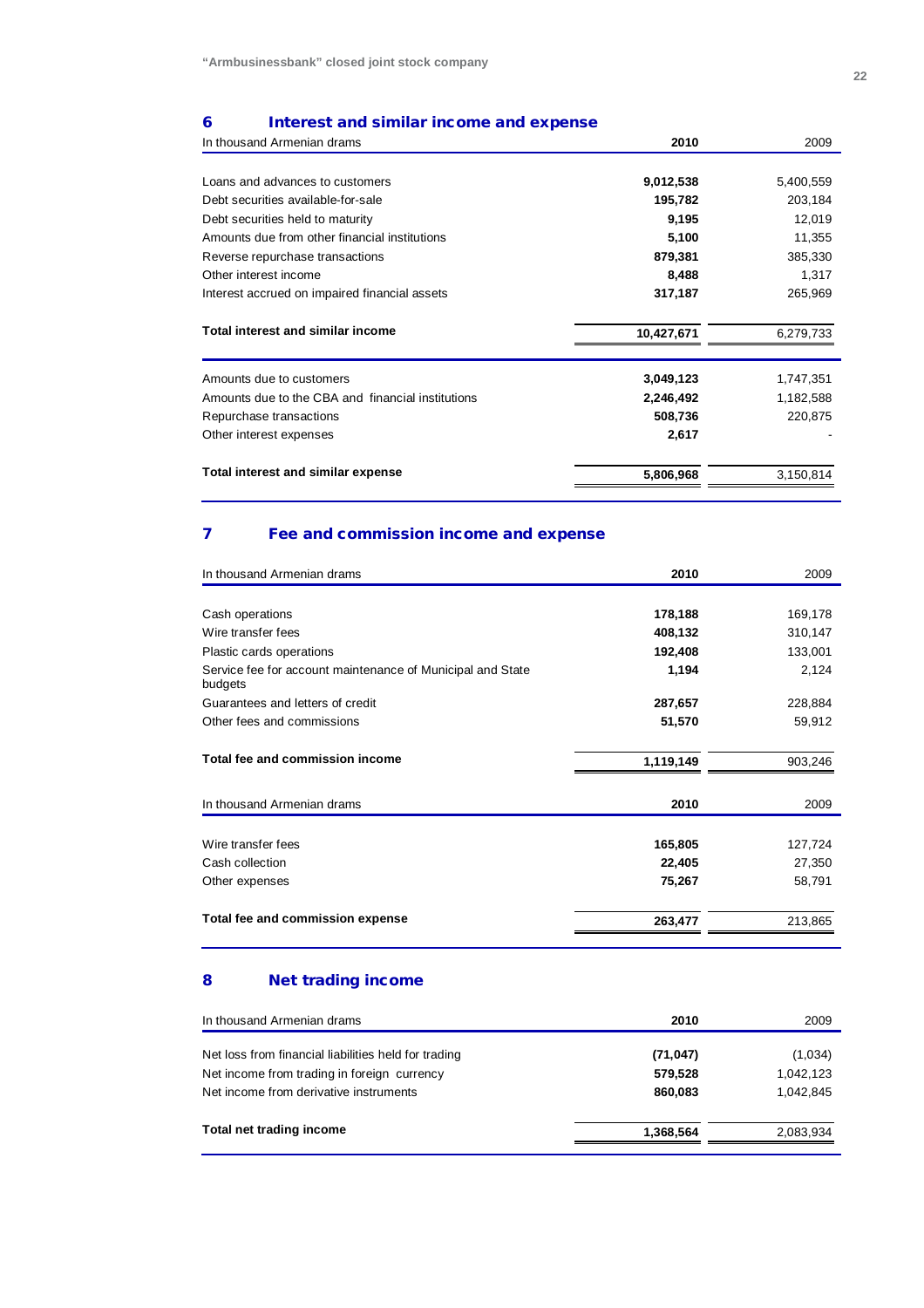## 6 Interest and similar income and expense

| In thousand Armenian drams | 2010 | 2009 |
|---|---|---|
| Loans and advances to customers | **9,012,538** | 5,400,559 |
| Debt securities available-for-sale | **195,782** | 203,184 |
| Debt securities held to maturity | **9,195** | 12,019 |
| Amounts due from other financial institutions | **5,100** | 11,355 |
| Reverse repurchase transactions | **879,381** | 385,330 |
| Other interest income | **8,488** | 1,317 |
| Interest accrued on impaired financial assets | **317,187** | 265,969 |
| **Total interest and similar income** | **10,427,671** | 6,279,733 |
| Amounts due to customers | **3,049,123** | 1,747,351 |
| Amounts due to the CBA and financial institutions | **2,246,492** | 1,182,588 |
| Repurchase transactions | **508,736** | 220,875 |
| Other interest expenses | **2,617** | - |
| **Total interest and similar expense** | **5,806,968** | 3,150,814 |

## 7 Fee and commission income and expense

| In thousand Armenian drams | 2010 | 2009 |
|---|---|---|
| Cash operations | **178,188** | 169,178 |
| Wire transfer fees | **408,132** | 310,147 |
| Plastic cards operations | **192,408** | 133,001 |
| Service fee for account maintenance of Municipal and State budgets | **1,194** | 2,124 |
| Guarantees and letters of credit | **287,657** | 228,884 |
| Other fees and commissions | **51,570** | 59,912 |
| **Total fee and commission income** | **1,119,149** | 903,246 |

| In thousand Armenian drams | 2010 | 2009 |
|---|---|---|
| Wire transfer fees | **165,805** | 127,724 |
| Cash collection | **22,405** | 27,350 |
| Other expenses | **75,267** | 58,791 |
| **Total fee and commission expense** | **263,477** | 213,865 |

## 8 Net trading income

| In thousand Armenian drams | 2010 | 2009 |
|---|---|---|
| Net loss from financial liabilities held for trading | **(71,047)** | (1,034) |
| Net income from trading in foreign currency | **579,528** | 1,042,123 |
| Net income from derivative instruments | **860,083** | 1,042,845 |
| **Total net trading income** | **1,368,564** | 2,083,934 |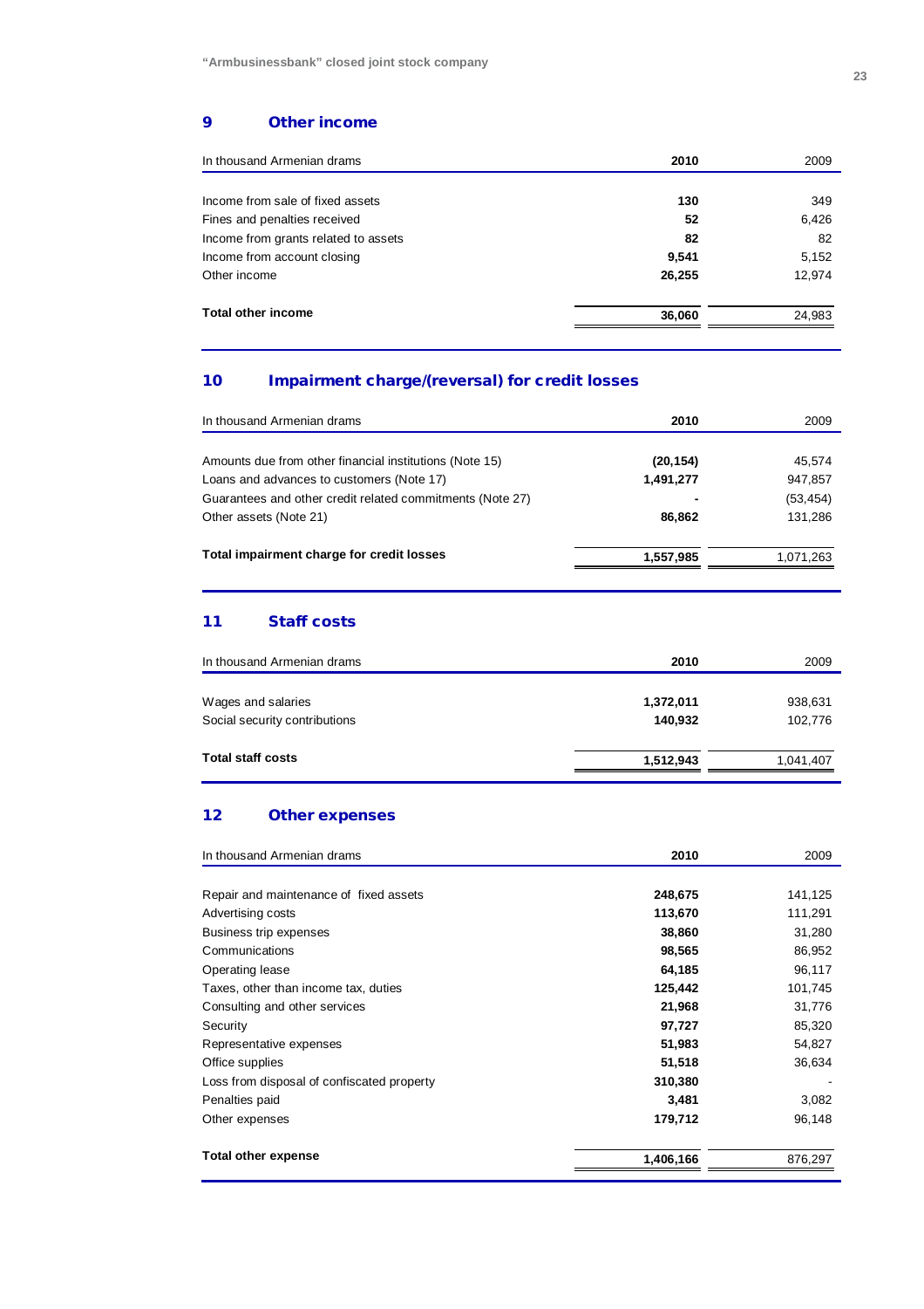## 9 Other income

| In thousand Armenian drams | 2010 | 2009 |
|---|---|---|
| Income from sale of fixed assets | **130** | 349 |
| Fines and penalties received | **52** | 6,426 |
| Income from grants related to assets | **82** | 82 |
| Income from account closing | **9,541** | 5,152 |
| Other income | **26,255** | 12,974 |
| **Total other income** | **36,060** | 24,983 |

## 10 Impairment charge/(reversal) for credit losses

| In thousand Armenian drams | 2010 | 2009 |
|---|---|---|
| Amounts due from other financial institutions (Note 15) | **(20,154)** | 45,574 |
| Loans and advances to customers (Note 17) | **1,491,277** | 947,857 |
| Guarantees and other credit related commitments (Note 27) | **-** | (53,454) |
| Other assets (Note 21) | **86,862** | 131,286 |
| **Total impairment charge for credit losses** | **1,557,985** | 1,071,263 |

## 11 Staff costs

| In thousand Armenian drams | 2010 | 2009 |
|---|---|---|
| Wages and salaries | **1,372,011** | 938,631 |
| Social security contributions | **140,932** | 102,776 |
| **Total staff costs** | **1,512,943** | 1,041,407 |

## 12 Other expenses

| In thousand Armenian drams | 2010 | 2009 |
|---|---|---|
| Repair and maintenance of fixed assets | **248,675** | 141,125 |
| Advertising costs | **113,670** | 111,291 |
| Business trip expenses | **38,860** | 31,280 |
| Communications | **98,565** | 86,952 |
| Operating lease | **64,185** | 96,117 |
| Taxes, other than income tax, duties | **125,442** | 101,745 |
| Consulting and other services | **21,968** | 31,776 |
| Security | **97,727** | 85,320 |
| Representative expenses | **51,983** | 54,827 |
| Office supplies | **51,518** | 36,634 |
| Loss from disposal of confiscated property | **310,380** | - |
| Penalties paid | **3,481** | 3,082 |
| Other expenses | **179,712** | 96,148 |
| **Total other expense** | **1,406,166** | 876,297 |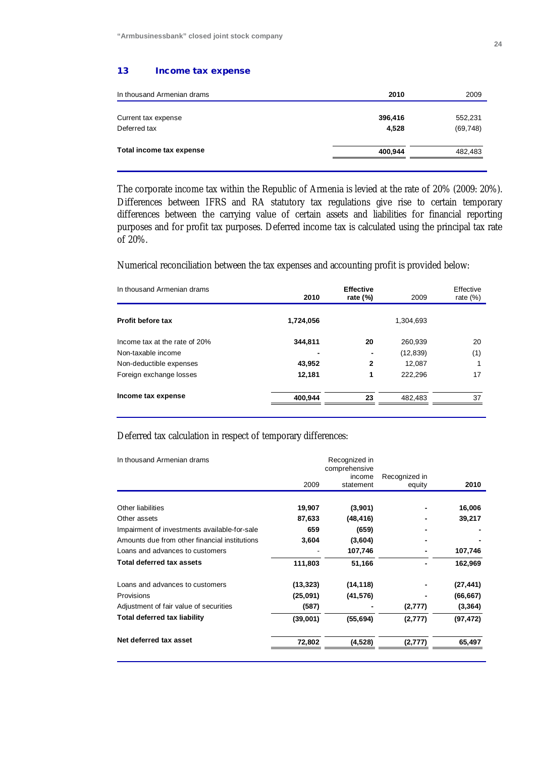## 13 Income tax expense

| In thousand Armenian drams | 2010 | 2009 |
|---|---|---|
| Current tax expense | **396,416** | 552,231 |
| Deferred tax | **4,528** | (69,748) |
| **Total income tax expense** | **400,944** | 482,483 |

The corporate income tax within the Republic of Armenia is levied at the rate of 20% (2009: 20%). Differences between IFRS and RA statutory tax regulations give rise to certain temporary differences between the carrying value of certain assets and liabilities for financial reporting purposes and for profit tax purposes. Deferred income tax is calculated using the principal tax rate of 20%.

Numerical reconciliation between the tax expenses and accounting profit is provided below:

| In thousand Armenian drams | 2010 | Effective rate (%) | 2009 | Effective rate (%) |
|---|---|---|---|---|
| **Profit before tax** | **1,724,056** | | 1,304,693 | |
| Income tax at the rate of 20% | **344,811** | **20** | 260,939 | 20 |
| Non-taxable income | **-** | **-** | (12,839) | (1) |
| Non-deductible expenses | **43,952** | **2** | 12,087 | 1 |
| Foreign exchange losses | **12,181** | **1** | 222,296 | 17 |
| **Income tax expense** | **400,944** | **23** | 482,483 | 37 |

Deferred tax calculation in respect of temporary differences:

| In thousand Armenian drams | 2009 | Recognized in comprehensive income statement | Recognized in equity | 2010 |
|---|---|---|---|---|
| Other liabilities | **19,907** | **(3,901)** | **-** | **16,006** |
| Other assets | **87,633** | **(48,416)** | **-** | **39,217** |
| Impairment of investments available-for-sale | **659** | **(659)** | **-** | **-** |
| Amounts due from other financial institutions | **3,604** | **(3,604)** | **-** | **-** |
| Loans and advances to customers | - | **107,746** | **-** | **107,746** |
| **Total deferred tax assets** | **111,803** | **51,166** | **-** | **162,969** |
| Loans and advances to customers | **(13,323)** | **(14,118)** | **-** | **(27,441)** |
| Provisions | **(25,091)** | **(41,576)** | **-** | **(66,667)** |
| Adjustment of fair value of securities | **(587)** | **-** | **(2,777)** | **(3,364)** |
| **Total deferred tax liability** | **(39,001)** | **(55,694)** | **(2,777)** | **(97,472)** |
| **Net deferred tax asset** | **72,802** | **(4,528)** | **(2,777)** | **65,497** |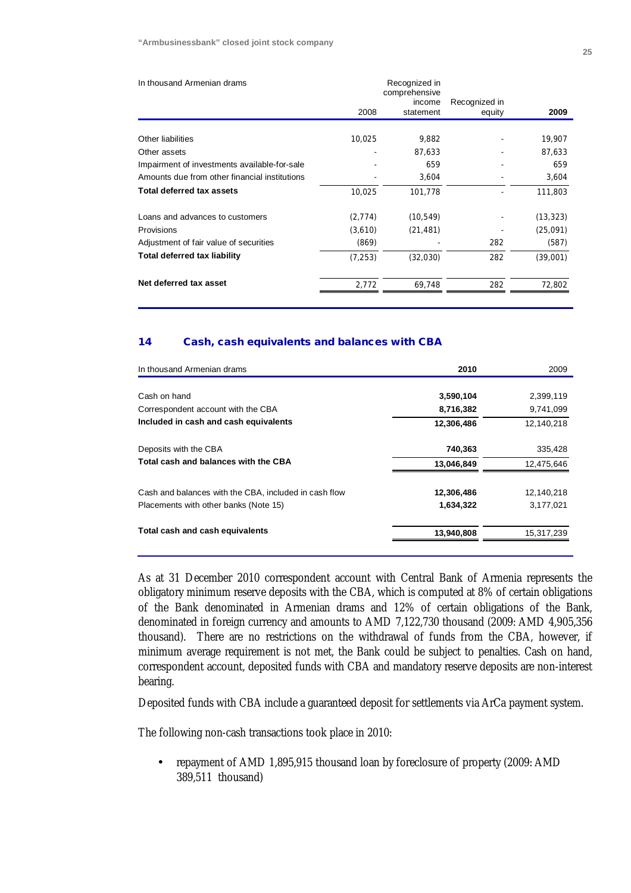| In thousand Armenian drams | 2008 | Recognized in comprehensive income statement | Recognized in equity | 2009 |
|---|---|---|---|---|
| Other liabilities | 10,025 | 9,882 | - | 19,907 |
| Other assets | - | 87,633 | - | 87,633 |
| Impairment of investments available-for-sale | - | 659 | - | 659 |
| Amounts due from other financial institutions | - | 3,604 | - | 3,604 |
| **Total deferred tax assets** | 10,025 | 101,778 | - | 111,803 |
| Loans and advances to customers | (2,774) | (10,549) | - | (13,323) |
| Provisions | (3,610) | (21,481) | - | (25,091) |
| Adjustment of fair value of securities | (869) | - | 282 | (587) |
| **Total deferred tax liability** | (7,253) | (32,030) | 282 | (39,001) |
| **Net deferred tax asset** | 2,772 | 69,748 | 282 | 72,802 |

## 14 Cash, cash equivalents and balances with CBA

| In thousand Armenian drams | **2010** | 2009 |
|---|---|---|
| Cash on hand | **3,590,104** | 2,399,119 |
| Correspondent account with the CBA | **8,716,382** | 9,741,099 |
| **Included in cash and cash equivalents** | **12,306,486** | 12,140,218 |
| Deposits with the CBA | **740,363** | 335,428 |
| **Total cash and balances with the CBA** | **13,046,849** | 12,475,646 |
| Cash and balances with the CBA, included in cash flow | **12,306,486** | 12,140,218 |
| Placements with other banks (Note 15) | **1,634,322** | 3,177,021 |
| **Total cash and cash equivalents** | **13,940,808** | 15,317,239 |

As at 31 December 2010 correspondent account with Central Bank of Armenia represents the obligatory minimum reserve deposits with the CBA, which is computed at 8% of certain obligations of the Bank denominated in Armenian drams and 12% of certain obligations of the Bank, denominated in foreign currency and amounts to AMD 7,122,730 thousand (2009: AMD 4,905,356 thousand). There are no restrictions on the withdrawal of funds from the CBA, however, if minimum average requirement is not met, the Bank could be subject to penalties. Cash on hand, correspondent account, deposited funds with CBA and mandatory reserve deposits are non-interest bearing.

Deposited funds with CBA include a guaranteed deposit for settlements via ArCa payment system.

The following non-cash transactions took place in 2010:

- repayment of AMD 1,895,915 thousand loan by foreclosure of property (2009: AMD 389,511 thousand)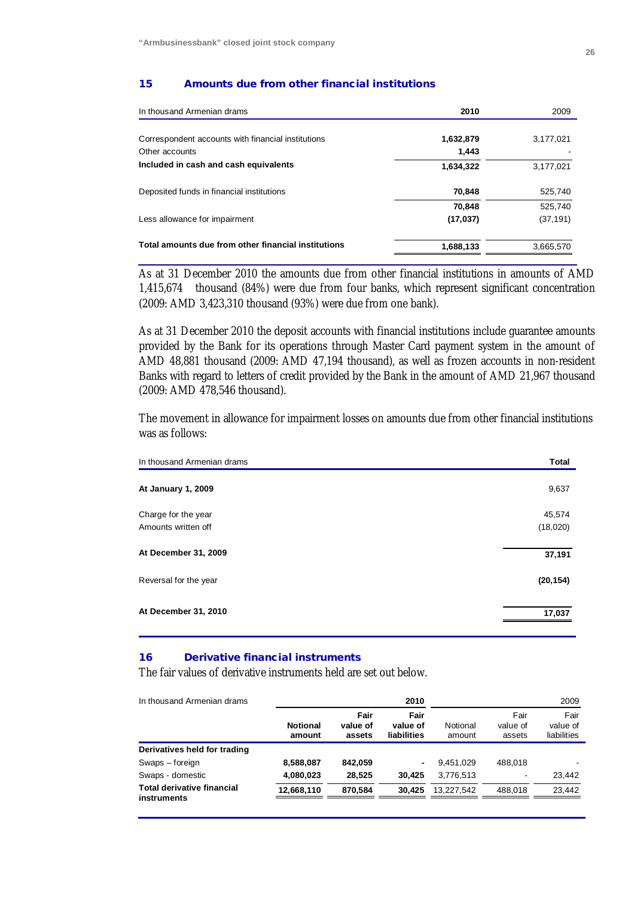## 15 Amounts due from other financial institutions

| In thousand Armenian drams | 2010 | 2009 |
|---|---|---|
| Correspondent accounts with financial institutions | **1,632,879** | 3,177,021 |
| Other accounts | **1,443** | - |
| **Included in cash and cash equivalents** | **1,634,322** | 3,177,021 |
| Deposited funds in financial institutions | **70,848** | 525,740 |
| | **70,848** | 525,740 |
| Less allowance for impairment | **(17,037)** | (37,191) |
| **Total amounts due from other financial institutions** | **1,688,133** | 3,665,570 |

As at 31 December 2010 the amounts due from other financial institutions in amounts of AMD 1,415,674 thousand (84%) were due from four banks, which represent significant concentration (2009: AMD 3,423,310 thousand (93%) were due from one bank).

As at 31 December 2010 the deposit accounts with financial institutions include guarantee amounts provided by the Bank for its operations through Master Card payment system in the amount of AMD 48,881 thousand (2009: AMD 47,194 thousand), as well as frozen accounts in non-resident Banks with regard to letters of credit provided by the Bank in the amount of AMD 21,967 thousand (2009: AMD 478,546 thousand).

The movement in allowance for impairment losses on amounts due from other financial institutions was as follows:

| In thousand Armenian drams | Total |
|---|---|
| **At January 1, 2009** | 9,637 |
| Charge for the year | 45,574 |
| Amounts written off | (18,020) |
| **At December 31, 2009** | **37,191** |
| Reversal for the year | **(20,154)** |
| **At December 31, 2010** | **17,037** |

## 16 Derivative financial instruments

The fair values of derivative instruments held are set out below.

| In thousand Armenian drams | 2010 | | | 2009 | | |
|---|---|---|---|---|---|---|
| | **Notional amount** | **Fair value of assets** | **Fair value of liabilities** | Notional amount | Fair value of assets | Fair value of liabilities |
| **Derivatives held for trading** | | | | | | |
| Swaps – foreign | **8,588,087** | **842,059** | **-** | 9,451,029 | 488,018 | - |
| Swaps - domestic | **4,080,023** | **28,525** | **30,425** | 3,776,513 | - | 23,442 |
| **Total derivative financial instruments** | **12,668,110** | **870,584** | **30,425** | 13,227,542 | 488,018 | 23,442 |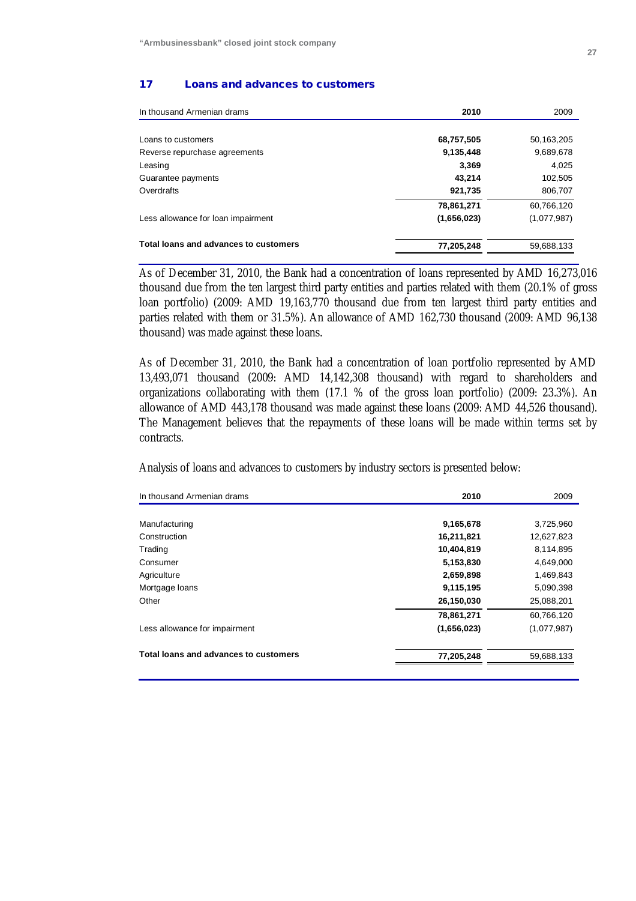## 17 Loans and advances to customers

| In thousand Armenian drams | 2010 | 2009 |
|---|---|---|
| Loans to customers | **68,757,505** | 50,163,205 |
| Reverse repurchase agreements | **9,135,448** | 9,689,678 |
| Leasing | **3,369** | 4,025 |
| Guarantee payments | **43,214** | 102,505 |
| Overdrafts | **921,735** | 806,707 |
| | **78,861,271** | 60,766,120 |
| Less allowance for loan impairment | **(1,656,023)** | (1,077,987) |
| **Total loans and advances to customers** | **77,205,248** | 59,688,133 |

As of December 31, 2010, the Bank had a concentration of loans represented by AMD 16,273,016 thousand due from the ten largest third party entities and parties related with them (20.1% of gross loan portfolio) (2009: AMD 19,163,770 thousand due from ten largest third party entities and parties related with them or 31.5%). An allowance of AMD 162,730 thousand (2009: AMD 96,138 thousand) was made against these loans.

As of December 31, 2010, the Bank had a concentration of loan portfolio represented by AMD 13,493,071 thousand (2009: AMD 14,142,308 thousand) with regard to shareholders and organizations collaborating with them (17.1 % of the gross loan portfolio) (2009: 23.3%). An allowance of AMD 443,178 thousand was made against these loans (2009: AMD 44,526 thousand). The Management believes that the repayments of these loans will be made within terms set by contracts.

Analysis of loans and advances to customers by industry sectors is presented below:

| In thousand Armenian drams | 2010 | 2009 |
|---|---|---|
| Manufacturing | **9,165,678** | 3,725,960 |
| Construction | **16,211,821** | 12,627,823 |
| Trading | **10,404,819** | 8,114,895 |
| Consumer | **5,153,830** | 4,649,000 |
| Agriculture | **2,659,898** | 1,469,843 |
| Mortgage loans | **9,115,195** | 5,090,398 |
| Other | **26,150,030** | 25,088,201 |
| | **78,861,271** | 60,766,120 |
| Less allowance for impairment | **(1,656,023)** | (1,077,987) |
| **Total loans and advances to customers** | **77,205,248** | 59,688,133 |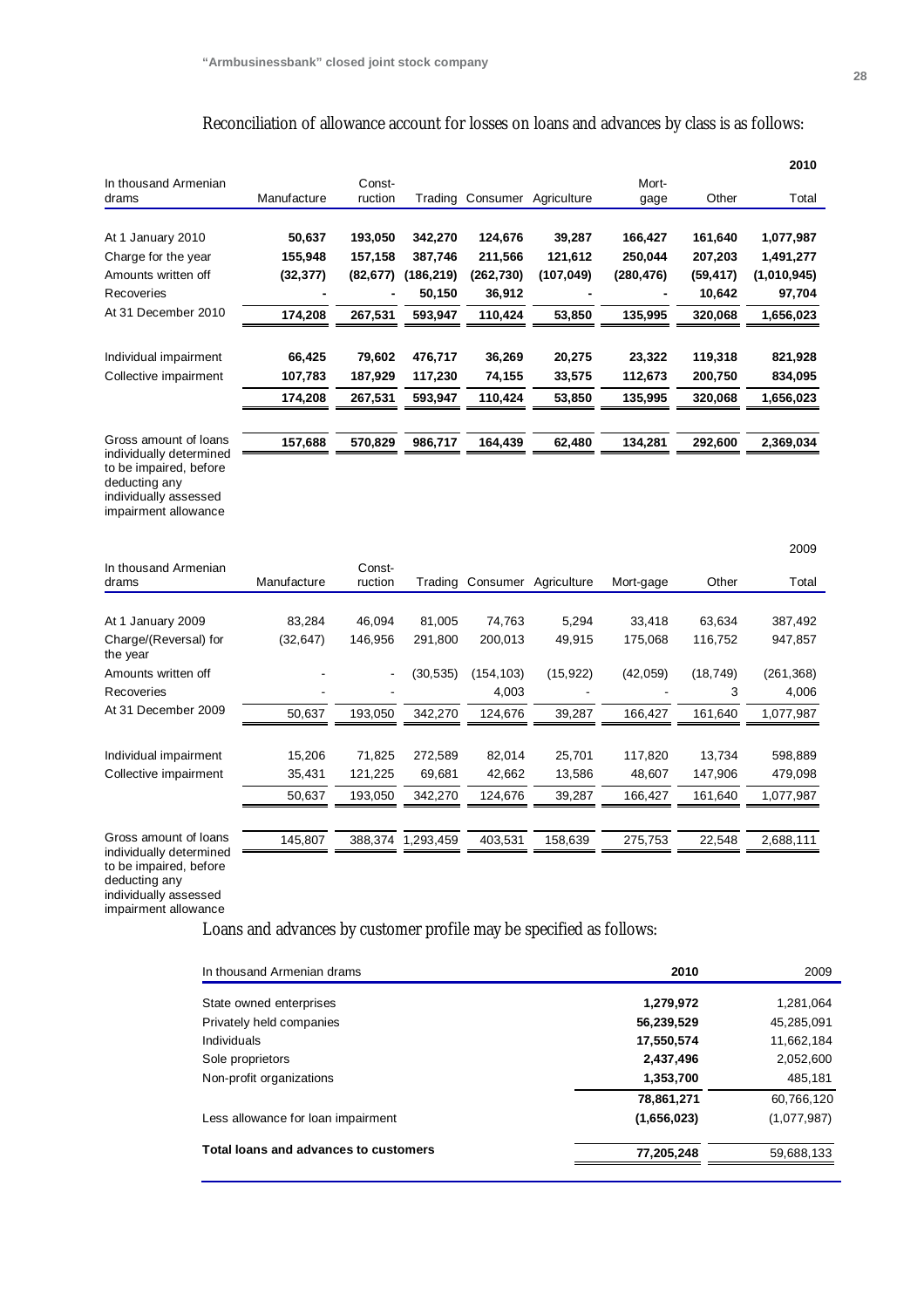Reconciliation of allowance account for losses on loans and advances by class is as follows:

| In thousand Armenian drams | Manufacture | Construction | Trading | Consumer | Agriculture | Mortgage | Other | Total |
|---|---|---|---|---|---|---|---|---|
| | | | | | | | | **2010** |
| At 1 January 2010 | **50,637** | **193,050** | **342,270** | **124,676** | **39,287** | **166,427** | **161,640** | **1,077,987** |
| Charge for the year | **155,948** | **157,158** | **387,746** | **211,566** | **121,612** | **250,044** | **207,203** | **1,491,277** |
| Amounts written off | **(32,377)** | **(82,677)** | **(186,219)** | **(262,730)** | **(107,049)** | **(280,476)** | **(59,417)** | **(1,010,945)** |
| Recoveries | **-** | **-** | **50,150** | **36,912** | **-** | **-** | **10,642** | **97,704** |
| At 31 December 2010 | **174,208** | **267,531** | **593,947** | **110,424** | **53,850** | **135,995** | **320,068** | **1,656,023** |
| Individual impairment | **66,425** | **79,602** | **476,717** | **36,269** | **20,275** | **23,322** | **119,318** | **821,928** |
| Collective impairment | **107,783** | **187,929** | **117,230** | **74,155** | **33,575** | **112,673** | **200,750** | **834,095** |
| | **174,208** | **267,531** | **593,947** | **110,424** | **53,850** | **135,995** | **320,068** | **1,656,023** |
| Gross amount of loans individually determined to be impaired, before deducting any individually assessed impairment allowance | **157,688** | **570,829** | **986,717** | **164,439** | **62,480** | **134,281** | **292,600** | **2,369,034** |

| In thousand Armenian drams | Manufacture | Construction | Trading | Consumer | Agriculture | Mortgage | Other | Total |
|---|---|---|---|---|---|---|---|---|
| | | | | | | | | 2009 |
| At 1 January 2009 | 83,284 | 46,094 | 81,005 | 74,763 | 5,294 | 33,418 | 63,634 | 387,492 |
| Charge/(Reversal) for the year | (32,647) | 146,956 | 291,800 | 200,013 | 49,915 | 175,068 | 116,752 | 947,857 |
| Amounts written off | - | - | (30,535) | (154,103) | (15,922) | (42,059) | (18,749) | (261,368) |
| Recoveries | - | - | - | 4,003 | - | - | 3 | 4,006 |
| At 31 December 2009 | 50,637 | 193,050 | 342,270 | 124,676 | 39,287 | 166,427 | 161,640 | 1,077,987 |
| Individual impairment | 15,206 | 71,825 | 272,589 | 82,014 | 25,701 | 117,820 | 13,734 | 598,889 |
| Collective impairment | 35,431 | 121,225 | 69,681 | 42,662 | 13,586 | 48,607 | 147,906 | 479,098 |
| | 50,637 | 193,050 | 342,270 | 124,676 | 39,287 | 166,427 | 161,640 | 1,077,987 |
| Gross amount of loans individually determined to be impaired, before deducting any individually assessed impairment allowance | 145,807 | 388,374 | 1,293,459 | 403,531 | 158,639 | 275,753 | 22,548 | 2,688,111 |

Loans and advances by customer profile may be specified as follows:

| In thousand Armenian drams | 2010 | 2009 |
|---|---|---|
| State owned enterprises | **1,279,972** | 1,281,064 |
| Privately held companies | **56,239,529** | 45,285,091 |
| Individuals | **17,550,574** | 11,662,184 |
| Sole proprietors | **2,437,496** | 2,052,600 |
| Non-profit organizations | **1,353,700** | 485,181 |
| | **78,861,271** | 60,766,120 |
| Less allowance for loan impairment | **(1,656,023)** | (1,077,987) |
| **Total loans and advances to customers** | **77,205,248** | 59,688,133 |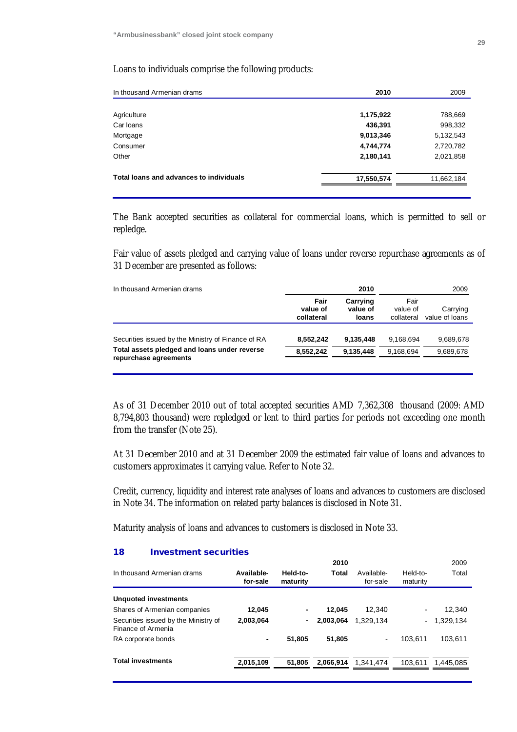Loans to individuals comprise the following products:

| In thousand Armenian drams | 2010 | 2009 |
|---|---|---|
| Agriculture | **1,175,922** | 788,669 |
| Car loans | **436,391** | 998,332 |
| Mortgage | **9,013,346** | 5,132,543 |
| Consumer | **4,744,774** | 2,720,782 |
| Other | **2,180,141** | 2,021,858 |
| **Total loans and advances to individuals** | **17,550,574** | 11,662,184 |

The Bank accepted securities as collateral for commercial loans, which is permitted to sell or repledge.

Fair value of assets pledged and carrying value of loans under reverse repurchase agreements as of 31 December are presented as follows:

| In thousand Armenian drams | 2010 | | 2009 | |
|---|---|---|---|---|
| | **Fair value of collateral** | **Carrying value of loans** | Fair value of collateral | Carrying value of loans |
| Securities issued by the Ministry of Finance of RA | **8,552,242** | **9,135,448** | 9,168,694 | 9,689,678 |
| **Total assets pledged and loans under reverse repurchase agreements** | **8,552,242** | **9,135,448** | 9,168,694 | 9,689,678 |

As of 31 December 2010 out of total accepted securities AMD 7,362,308 thousand (2009: AMD 8,794,803 thousand) were repledged or lent to third parties for periods not exceeding one month from the transfer (Note 25).

At 31 December 2010 and at 31 December 2009 the estimated fair value of loans and advances to customers approximates it carrying value. Refer to Note 32.

Credit, currency, liquidity and interest rate analyses of loans and advances to customers are disclosed in Note 34. The information on related party balances is disclosed in Note 31.

Maturity analysis of loans and advances to customers is disclosed in Note 33.

## 18 Investment securities

| In thousand Armenian drams | 2010 | | | 2009 | | |
|---|---|---|---|---|---|---|
| | **Available-for-sale** | **Held-to-maturity** | **Total** | Available-for-sale | Held-to-maturity | Total |
| **Unquoted investments** | | | | | | |
| Shares of Armenian companies | **12,045** | **-** | **12,045** | 12,340 | - | 12,340 |
| Securities issued by the Ministry of Finance of Armenia | **2,003,064** | **-** | **2,003,064** | 1,329,134 | - | 1,329,134 |
| RA corporate bonds | **-** | **51,805** | **51,805** | - | 103,611 | 103,611 |
| **Total investments** | **2,015,109** | **51,805** | **2,066,914** | 1,341,474 | 103,611 | 1,445,085 |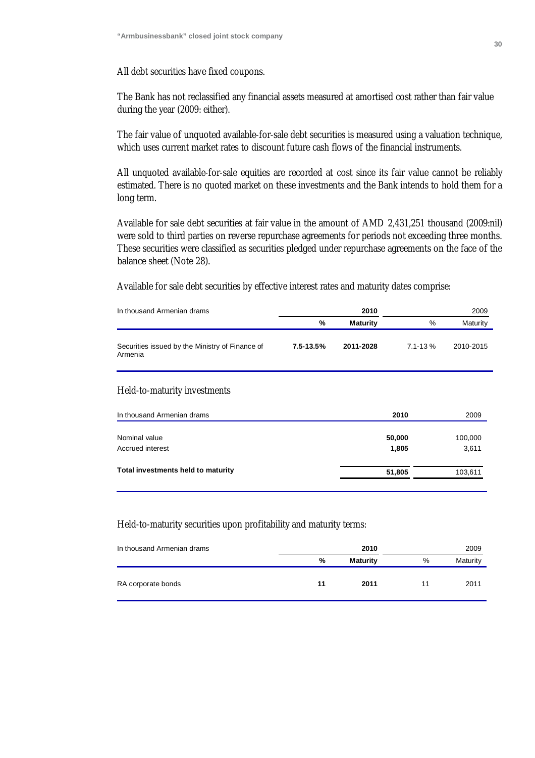All debt securities have fixed coupons.

The Bank has not reclassified any financial assets measured at amortised cost rather than fair value during the year (2009: either).

The fair value of unquoted available-for-sale debt securities is measured using a valuation technique, which uses current market rates to discount future cash flows of the financial instruments.

All unquoted available-for-sale equities are recorded at cost since its fair value cannot be reliably estimated. There is no quoted market on these investments and the Bank intends to hold them for a long term.

Available for sale debt securities at fair value in the amount of AMD 2,431,251 thousand (2009:nil) were sold to third parties on reverse repurchase agreements for periods not exceeding three months. These securities were classified as securities pledged under repurchase agreements on the face of the balance sheet (Note 28).

Available for sale debt securities by effective interest rates and maturity dates comprise:

| In thousand Armenian drams | **2010** | | 2009 | |
|---|---|---|---|---|
| | **%** | **Maturity** | % | Maturity |
| Securities issued by the Ministry of Finance of Armenia | **7.5-13.5%** | **2011-2028** | 7.1-13 % | 2010-2015 |

## Held-to-maturity investments

| In thousand Armenian drams | **2010** | 2009 |
|---|---|---|
| Nominal value | **50,000** | 100,000 |
| Accrued interest | **1,805** | 3,611 |
| **Total investments held to maturity** | **51,805** | 103,611 |

Held-to-maturity securities upon profitability and maturity terms:

| In thousand Armenian drams | **2010** | | 2009 | |
|---|---|---|---|---|
| | **%** | **Maturity** | % | Maturity |
| RA corporate bonds | **11** | **2011** | 11 | 2011 |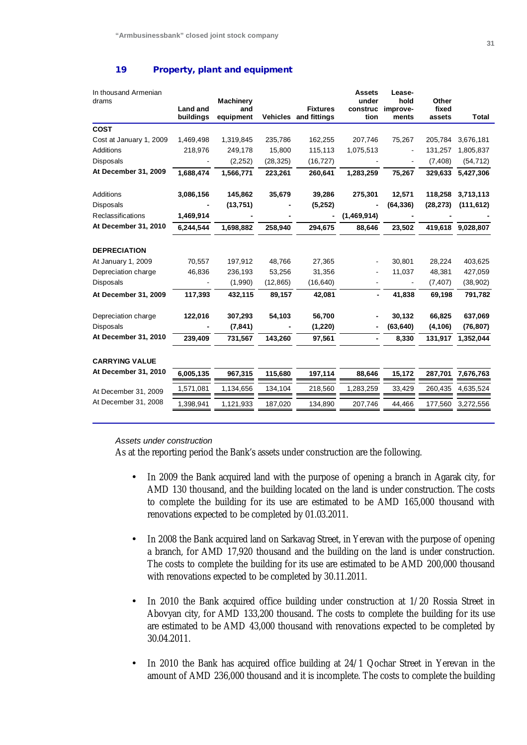## 19 Property, plant and equipment

| In thousand Armenian drams | Land and buildings | Machinery and equipment | Vehicles | Fixtures and fittings | Assets under construction | Leasehold improvements | Other fixed assets | Total |
|---|---|---|---|---|---|---|---|---|
| **COST** | | | | | | | | |
| Cost at January 1, 2009 | 1,469,498 | 1,319,845 | 235,786 | 162,255 | 207,746 | 75,267 | 205,784 | 3,676,181 |
| Additions | 218,976 | 249,178 | 15,800 | 115,113 | 1,075,513 | - | 131,257 | 1,805,837 |
| Disposals | - | (2,252) | (28,325) | (16,727) | - | - | (7,408) | (54,712) |
| **At December 31, 2009** | **1,688,474** | **1,566,771** | **223,261** | **260,641** | **1,283,259** | **75,267** | **329,633** | **5,427,306** |
| Additions | **3,086,156** | **145,862** | **35,679** | **39,286** | **275,301** | **12,571** | **118,258** | **3,713,113** |
| Disposals | **-** | **(13,751)** | **-** | **(5,252)** | **-** | **(64,336)** | **(28,273)** | **(111,612)** |
| Reclassifications | **1,469,914** | **-** | **-** | **-** | **(1,469,914)** | **-** | **-** | **-** |
| **At December 31, 2010** | **6,244,544** | **1,698,882** | **258,940** | **294,675** | **88,646** | **23,502** | **419,618** | **9,028,807** |
| **DEPRECIATION** | | | | | | | | |
| At January 1, 2009 | 70,557 | 197,912 | 48,766 | 27,365 | - | 30,801 | 28,224 | 403,625 |
| Depreciation charge | 46,836 | 236,193 | 53,256 | 31,356 | - | 11,037 | 48,381 | 427,059 |
| Disposals | - | (1,990) | (12,865) | (16,640) | - | - | (7,407) | (38,902) |
| **At December 31, 2009** | **117,393** | **432,115** | **89,157** | **42,081** | **-** | **41,838** | **69,198** | **791,782** |
| Depreciation charge | **122,016** | **307,293** | **54,103** | **56,700** | **-** | **30,132** | **66,825** | **637,069** |
| Disposals | **-** | **(7,841)** | **-** | **(1,220)** | **-** | **(63,640)** | **(4,106)** | **(76,807)** |
| **At December 31, 2010** | **239,409** | **731,567** | **143,260** | **97,561** | **-** | **8,330** | **131,917** | **1,352,044** |
| **CARRYING VALUE** | | | | | | | | |
| **At December 31, 2010** | **6,005,135** | **967,315** | **115,680** | **197,114** | **88,646** | **15,172** | **287,701** | **7,676,763** |
| At December 31, 2009 | 1,571,081 | 1,134,656 | 134,104 | 218,560 | 1,283,259 | 33,429 | 260,435 | 4,635,524 |
| At December 31, 2008 | 1,398,941 | 1,121,933 | 187,020 | 134,890 | 207,746 | 44,466 | 177,560 | 3,272,556 |

*Assets under construction*

As at the reporting period the Bank's assets under construction are the following.

- In 2009 the Bank acquired land with the purpose of opening a branch in Agarak city, for AMD 130 thousand, and the building located on the land is under construction. The costs to complete the building for its use are estimated to be AMD 165,000 thousand with renovations expected to be completed by 01.03.2011.

- In 2008 the Bank acquired land on Sarkavag Street, in Yerevan with the purpose of opening a branch, for AMD 17,920 thousand and the building on the land is under construction. The costs to complete the building for its use are estimated to be AMD 200,000 thousand with renovations expected to be completed by 30.11.2011.

- In 2010 the Bank acquired office building under construction at 1/20 Rossia Street in Abovyan city, for AMD 133,200 thousand. The costs to complete the building for its use are estimated to be AMD 43,000 thousand with renovations expected to be completed by 30.04.2011.

- In 2010 the Bank has acquired office building at 24/1 Qochar Street in Yerevan in the amount of AMD 236,000 thousand and it is incomplete. The costs to complete the building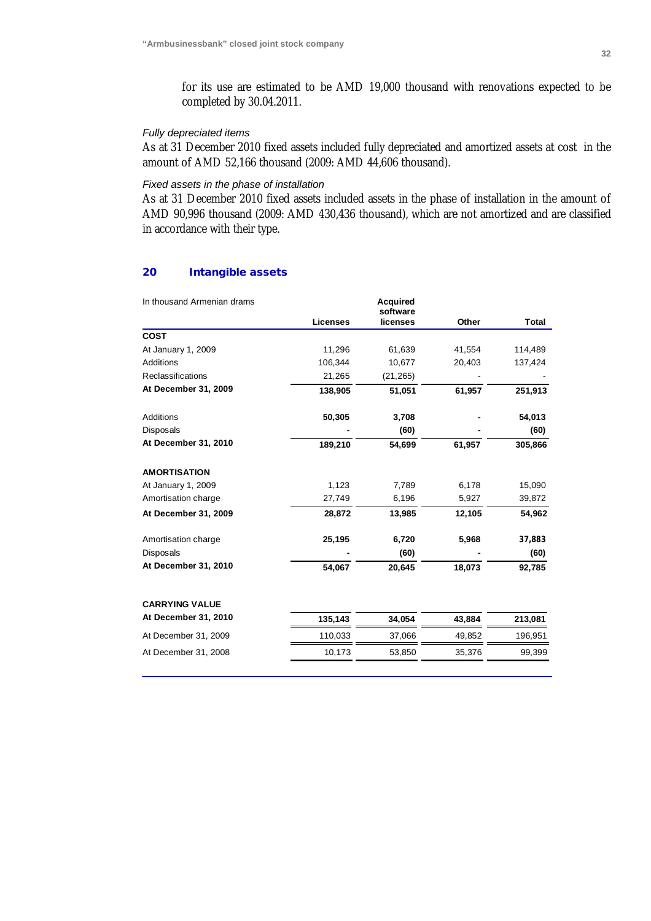for its use are estimated to be AMD 19,000 thousand with renovations expected to be completed by 30.04.2011.

*Fully depreciated items*

As at 31 December 2010 fixed assets included fully depreciated and amortized assets at cost in the amount of AMD 52,166 thousand (2009: AMD 44,606 thousand).

*Fixed assets in the phase of installation*

As at 31 December 2010 fixed assets included assets in the phase of installation in the amount of AMD 90,996 thousand (2009: AMD 430,436 thousand), which are not amortized and are classified in accordance with their type.

## 20 Intangible assets

| In thousand Armenian drams | Licenses | Acquired software licenses | Other | Total |
|---|---|---|---|---|
| **COST** | | | | |
| At January 1, 2009 | 11,296 | 61,639 | 41,554 | 114,489 |
| Additions | 106,344 | 10,677 | 20,403 | 137,424 |
| Reclassifications | 21,265 | (21,265) | - | - |
| **At December 31, 2009** | **138,905** | **51,051** | **61,957** | **251,913** |
| Additions | **50,305** | **3,708** | **-** | **54,013** |
| Disposals | **-** | **(60)** | **-** | **(60)** |
| **At December 31, 2010** | **189,210** | **54,699** | **61,957** | **305,866** |
| **AMORTISATION** | | | | |
| At January 1, 2009 | 1,123 | 7,789 | 6,178 | 15,090 |
| Amortisation charge | 27,749 | 6,196 | 5,927 | 39,872 |
| **At December 31, 2009** | **28,872** | **13,985** | **12,105** | **54,962** |
| Amortisation charge | **25,195** | **6,720** | **5,968** | **37,883** |
| Disposals | **-** | **(60)** | **-** | **(60)** |
| **At December 31, 2010** | **54,067** | **20,645** | **18,073** | **92,785** |
| **CARRYING VALUE** | | | | |
| **At December 31, 2010** | **135,143** | **34,054** | **43,884** | **213,081** |
| At December 31, 2009 | 110,033 | 37,066 | 49,852 | 196,951 |
| At December 31, 2008 | 10,173 | 53,850 | 35,376 | 99,399 |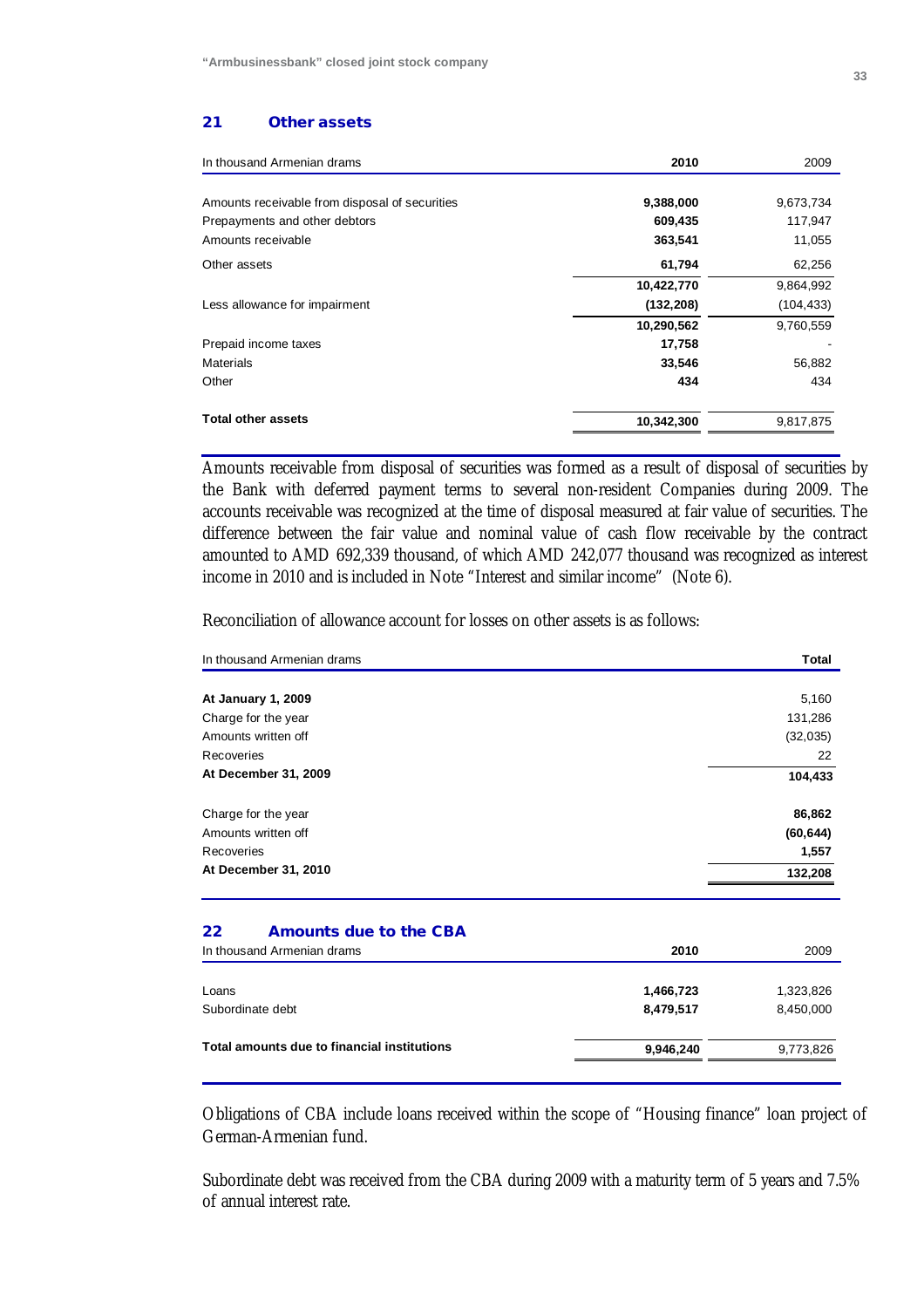## 21 Other assets

| In thousand Armenian drams | 2010 | 2009 |
|---|---|---|
| Amounts receivable from disposal of securities | **9,388,000** | 9,673,734 |
| Prepayments and other debtors | **609,435** | 117,947 |
| Amounts receivable | **363,541** | 11,055 |
| Other assets | **61,794** | 62,256 |
| | **10,422,770** | 9,864,992 |
| Less allowance for impairment | **(132,208)** | (104,433) |
| | **10,290,562** | 9,760,559 |
| Prepaid income taxes | **17,758** | - |
| Materials | **33,546** | 56,882 |
| Other | **434** | 434 |
| **Total other assets** | **10,342,300** | 9,817,875 |

Amounts receivable from disposal of securities was formed as a result of disposal of securities by the Bank with deferred payment terms to several non-resident Companies during 2009. The accounts receivable was recognized at the time of disposal measured at fair value of securities. The difference between the fair value and nominal value of cash flow receivable by the contract amounted to AMD 692,339 thousand, of which AMD 242,077 thousand was recognized as interest income in 2010 and is included in Note "Interest and similar income" (Note 6).

Reconciliation of allowance account for losses on other assets is as follows:

| In thousand Armenian drams | Total |
|---|---|
| **At January 1, 2009** | 5,160 |
| Charge for the year | 131,286 |
| Amounts written off | (32,035) |
| Recoveries | 22 |
| **At December 31, 2009** | **104,433** |
| Charge for the year | **86,862** |
| Amounts written off | **(60,644)** |
| Recoveries | **1,557** |
| **At December 31, 2010** | **132,208** |

## 22 Amounts due to the CBA

| In thousand Armenian drams | 2010 | 2009 |
|---|---|---|
| Loans | **1,466,723** | 1,323,826 |
| Subordinate debt | **8,479,517** | 8,450,000 |
| **Total amounts due to financial institutions** | **9,946,240** | 9,773,826 |

Obligations of CBA include loans received within the scope of "Housing finance" loan project of German-Armenian fund.

Subordinate debt was received from the CBA during 2009 with a maturity term of 5 years and 7.5% of annual interest rate.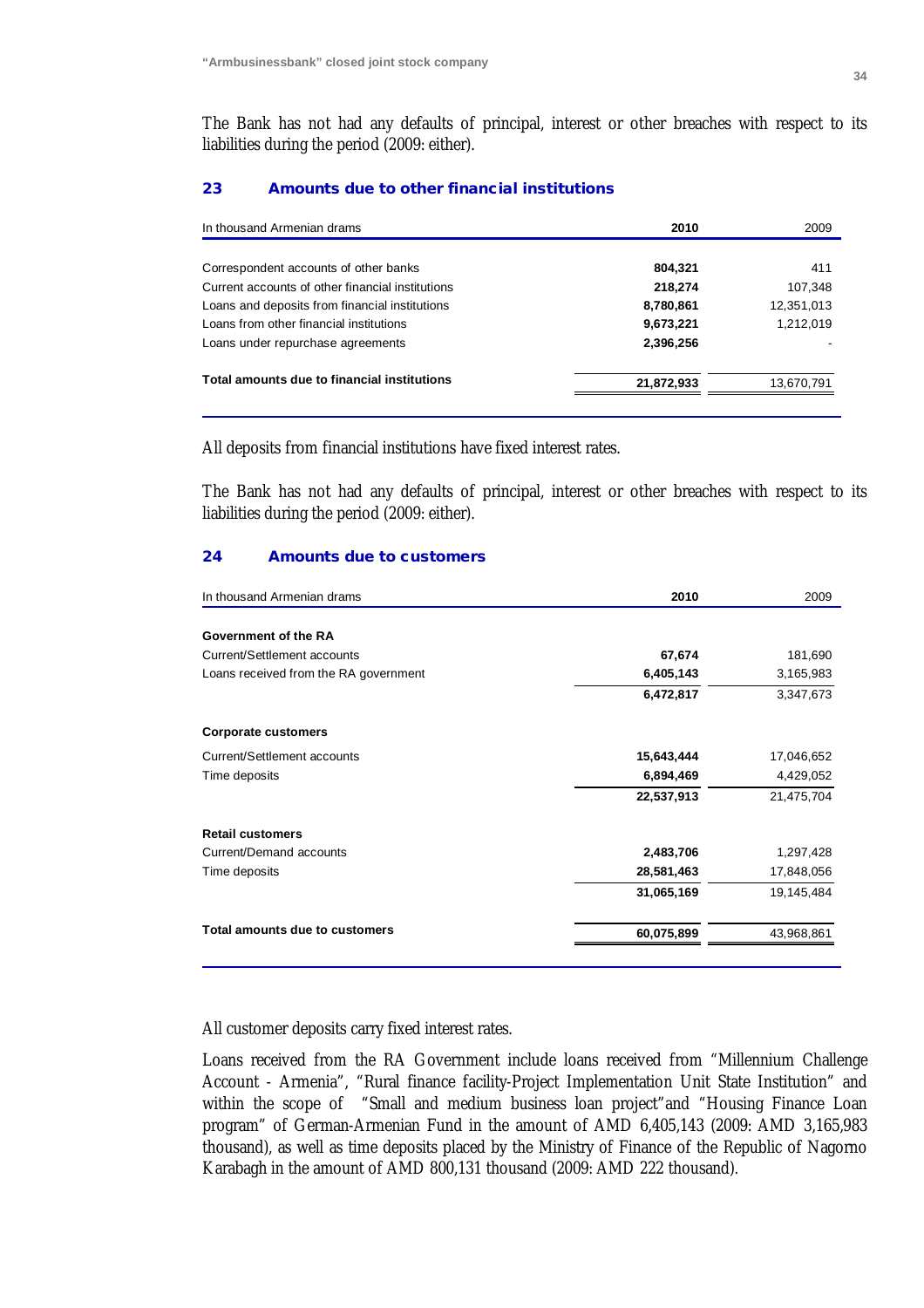The Bank has not had any defaults of principal, interest or other breaches with respect to its liabilities during the period (2009: either).

## 23 Amounts due to other financial institutions

| In thousand Armenian drams | 2010 | 2009 |
|---|---|---|
| Correspondent accounts of other banks | **804,321** | 411 |
| Current accounts of other financial institutions | **218,274** | 107,348 |
| Loans and deposits from financial institutions | **8,780,861** | 12,351,013 |
| Loans from other financial institutions | **9,673,221** | 1,212,019 |
| Loans under repurchase agreements | **2,396,256** | - |
| **Total amounts due to financial institutions** | **21,872,933** | 13,670,791 |

All deposits from financial institutions have fixed interest rates.

The Bank has not had any defaults of principal, interest or other breaches with respect to its liabilities during the period (2009: either).

## 24 Amounts due to customers

| In thousand Armenian drams | 2010 | 2009 |
|---|---|---|
| **Government of the RA** | | |
| Current/Settlement accounts | **67,674** | 181,690 |
| Loans received from the RA government | **6,405,143** | 3,165,983 |
| | **6,472,817** | 3,347,673 |
| **Corporate customers** | | |
| Current/Settlement accounts | **15,643,444** | 17,046,652 |
| Time deposits | **6,894,469** | 4,429,052 |
| | **22,537,913** | 21,475,704 |
| **Retail customers** | | |
| Current/Demand accounts | **2,483,706** | 1,297,428 |
| Time deposits | **28,581,463** | 17,848,056 |
| | **31,065,169** | 19,145,484 |
| **Total amounts due to customers** | **60,075,899** | 43,968,861 |

All customer deposits carry fixed interest rates.

Loans received from the RA Government include loans received from "Millennium Challenge Account - Armenia", "Rural finance facility-Project Implementation Unit State Institution" and within the scope of "Small and medium business loan project"and "Housing Finance Loan program" of German-Armenian Fund in the amount of AMD 6,405,143 (2009: AMD 3,165,983 thousand), as well as time deposits placed by the Ministry of Finance of the Republic of Nagorno Karabagh in the amount of AMD 800,131 thousand (2009: AMD 222 thousand).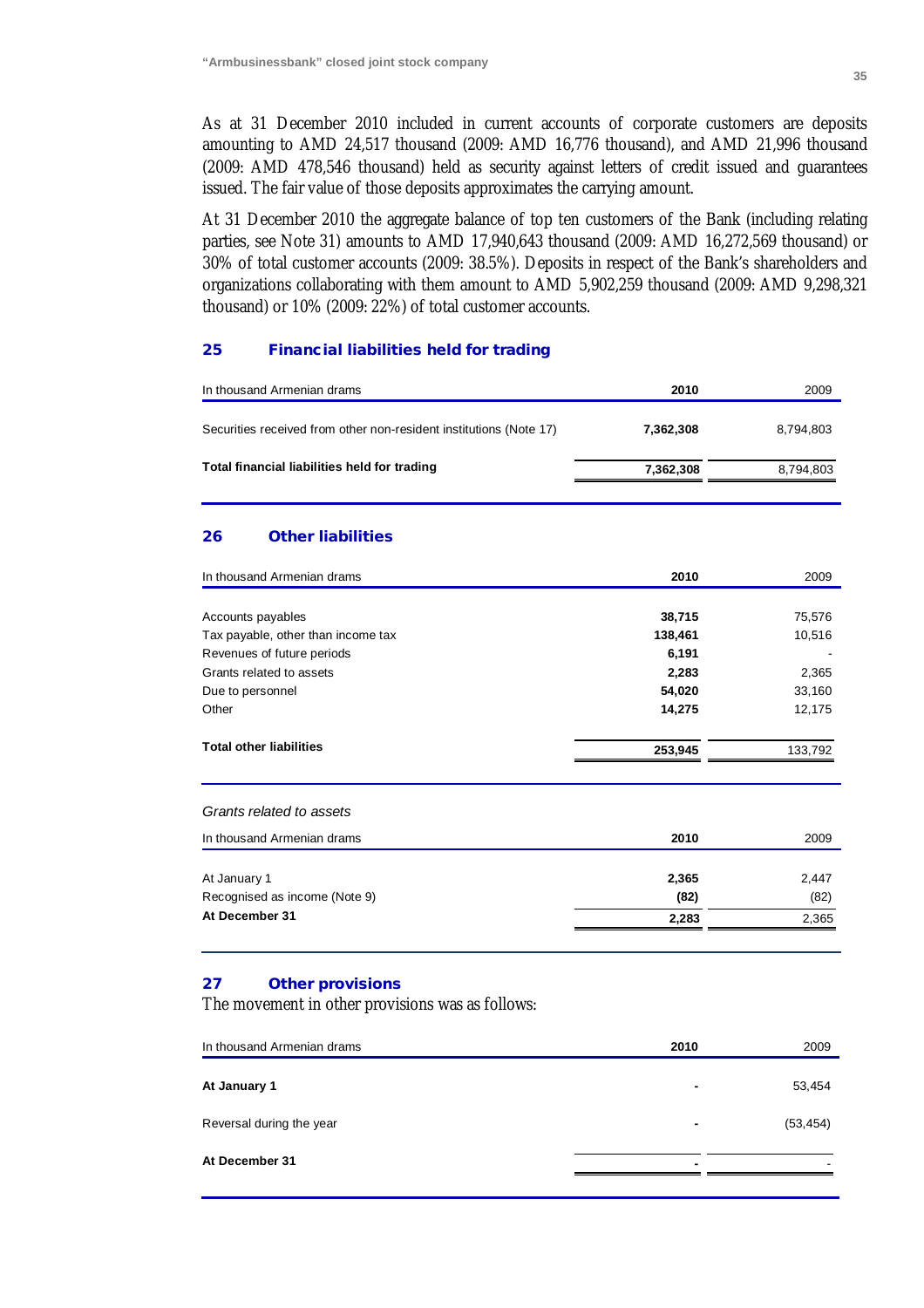As at 31 December 2010 included in current accounts of corporate customers are deposits amounting to AMD 24,517 thousand (2009: AMD 16,776 thousand), and AMD 21,996 thousand (2009: AMD 478,546 thousand) held as security against letters of credit issued and guarantees issued. The fair value of those deposits approximates the carrying amount.

At 31 December 2010 the aggregate balance of top ten customers of the Bank (including relating parties, see Note 31) amounts to AMD 17,940,643 thousand (2009: AMD 16,272,569 thousand) or 30% of total customer accounts (2009: 38.5%). Deposits in respect of the Bank's shareholders and organizations collaborating with them amount to AMD 5,902,259 thousand (2009: AMD 9,298,321 thousand) or 10% (2009: 22%) of total customer accounts.

## 25 Financial liabilities held for trading

| In thousand Armenian drams | 2010 | 2009 |
|---|---|---|
| Securities received from other non-resident institutions (Note 17) | **7,362,308** | 8,794,803 |
| **Total financial liabilities held for trading** | **7,362,308** | 8,794,803 |

## 26 Other liabilities

| In thousand Armenian drams | 2010 | 2009 |
|---|---|---|
| Accounts payables | **38,715** | 75,576 |
| Tax payable, other than income tax | **138,461** | 10,516 |
| Revenues of future periods | **6,191** | - |
| Grants related to assets | **2,283** | 2,365 |
| Due to personnel | **54,020** | 33,160 |
| Other | **14,275** | 12,175 |
| **Total other liabilities** | **253,945** | 133,792 |

*Grants related to assets*

| In thousand Armenian drams | 2010 | 2009 |
|---|---|---|
| At January 1 | **2,365** | 2,447 |
| Recognised as income (Note 9) | **(82)** | (82) |
| **At December 31** | **2,283** | 2,365 |

## 27 Other provisions

The movement in other provisions was as follows:

| In thousand Armenian drams | 2010 | 2009 |
|---|---|---|
| **At January 1** | **-** | 53,454 |
| Reversal during the year | **-** | (53,454) |
| **At December 31** | **-** | - |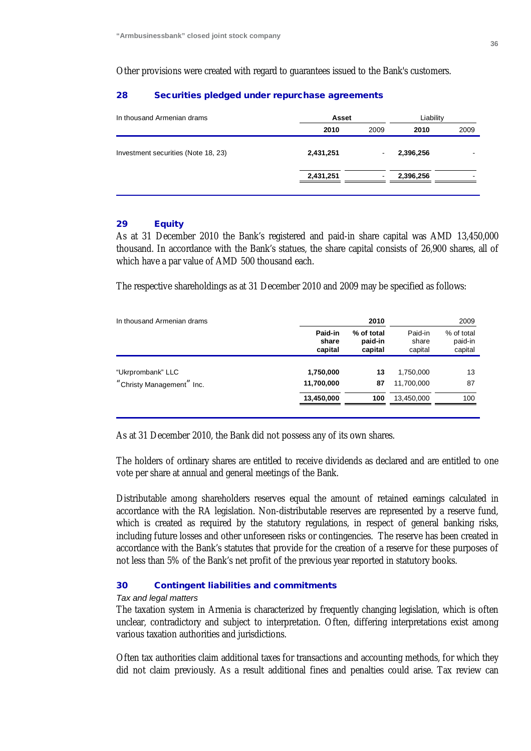Other provisions were created with regard to guarantees issued to the Bank's customers.

## 28 Securities pledged under repurchase agreements

| In thousand Armenian drams | Asset | | Liability | |
|---|---|---|---|---|
| | **2010** | 2009 | **2010** | 2009 |
| Investment securities (Note 18, 23) | **2,431,251** | - | **2,396,256** | - |
| | **2,431,251** | - | **2,396,256** | - |

## 29 Equity

As at 31 December 2010 the Bank's registered and paid-in share capital was AMD 13,450,000 thousand. In accordance with the Bank's statues, the share capital consists of 26,900 shares, all of which have a par value of AMD 500 thousand each.

The respective shareholdings as at 31 December 2010 and 2009 may be specified as follows:

| In thousand Armenian drams | **2010** | | 2009 | |
|---|---|---|---|---|
| | **Paid-in share capital** | **% of total paid-in capital** | Paid-in share capital | % of total paid-in capital |
| "Ukrprombank" LLC | **1,750,000** | **13** | 1,750,000 | 13 |
| "Christy Management" Inc. | **11,700,000** | **87** | 11,700,000 | 87 |
| | **13,450,000** | **100** | 13,450,000 | 100 |

As at 31 December 2010, the Bank did not possess any of its own shares.

The holders of ordinary shares are entitled to receive dividends as declared and are entitled to one vote per share at annual and general meetings of the Bank.

Distributable among shareholders reserves equal the amount of retained earnings calculated in accordance with the RA legislation. Non-distributable reserves are represented by a reserve fund, which is created as required by the statutory regulations, in respect of general banking risks, including future losses and other unforeseen risks or contingencies. The reserve has been created in accordance with the Bank's statutes that provide for the creation of a reserve for these purposes of not less than 5% of the Bank's net profit of the previous year reported in statutory books.

## 30 Contingent liabilities and commitments

*Tax and legal matters*

The taxation system in Armenia is characterized by frequently changing legislation, which is often unclear, contradictory and subject to interpretation. Often, differing interpretations exist among various taxation authorities and jurisdictions.

Often tax authorities claim additional taxes for transactions and accounting methods, for which they did not claim previously. As a result additional fines and penalties could arise. Tax review can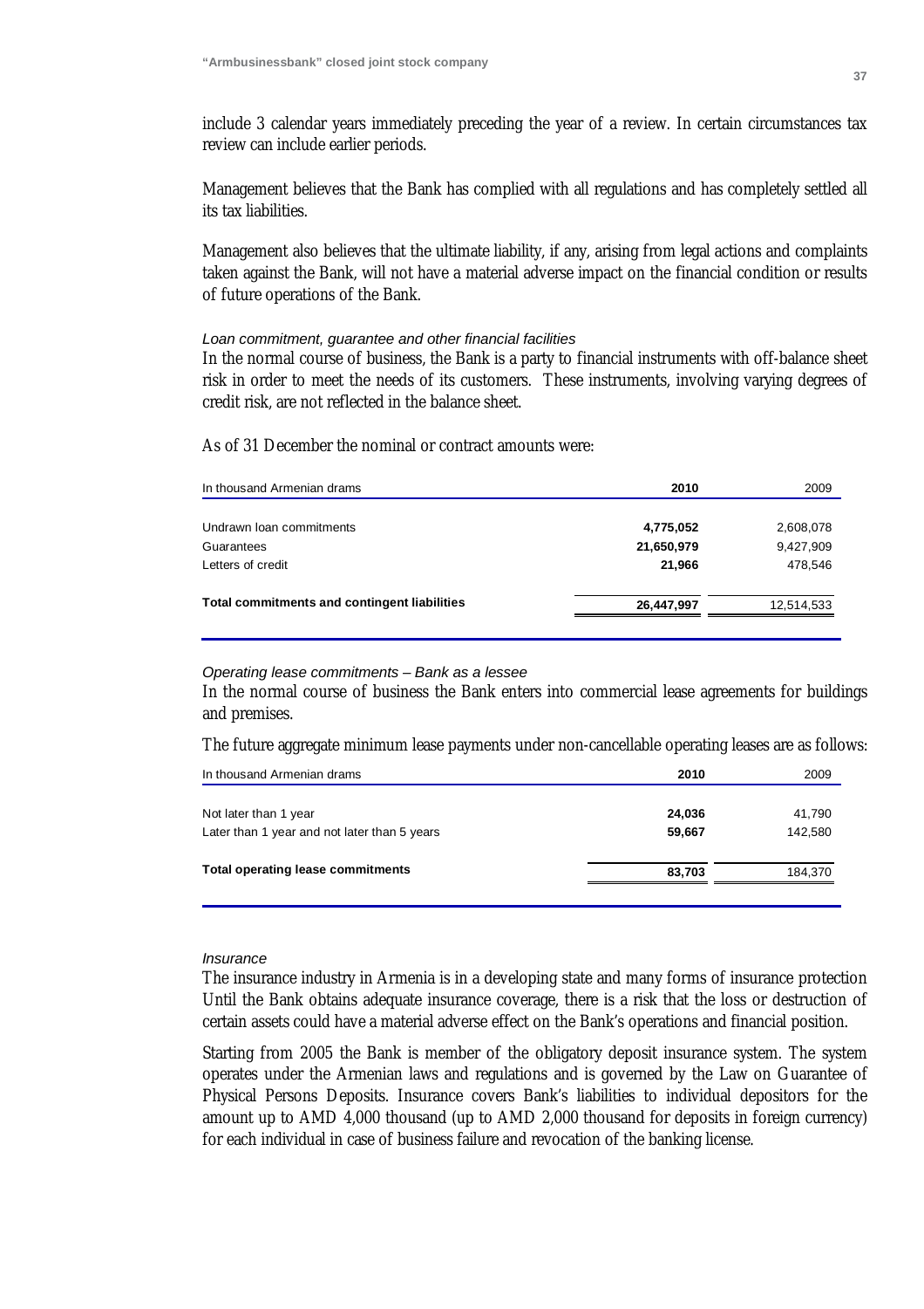include 3 calendar years immediately preceding the year of a review. In certain circumstances tax review can include earlier periods.

Management believes that the Bank has complied with all regulations and has completely settled all its tax liabilities.

Management also believes that the ultimate liability, if any, arising from legal actions and complaints taken against the Bank, will not have a material adverse impact on the financial condition or results of future operations of the Bank.

*Loan commitment, guarantee and other financial facilities*

In the normal course of business, the Bank is a party to financial instruments with off-balance sheet risk in order to meet the needs of its customers. These instruments, involving varying degrees of credit risk, are not reflected in the balance sheet.

As of 31 December the nominal or contract amounts were:

| In thousand Armenian drams | **2010** | 2009 |
|---|---|---|
| Undrawn loan commitments | **4,775,052** | 2,608,078 |
| Guarantees | **21,650,979** | 9,427,909 |
| Letters of credit | **21,966** | 478,546 |
| **Total commitments and contingent liabilities** | **26,447,997** | 12,514,533 |

*Operating lease commitments – Bank as a lessee*

In the normal course of business the Bank enters into commercial lease agreements for buildings and premises.

The future aggregate minimum lease payments under non-cancellable operating leases are as follows:

| In thousand Armenian drams | **2010** | 2009 |
|---|---|---|
| Not later than 1 year | **24,036** | 41,790 |
| Later than 1 year and not later than 5 years | **59,667** | 142,580 |
| **Total operating lease commitments** | **83,703** | 184,370 |

*Insurance*

The insurance industry in Armenia is in a developing state and many forms of insurance protection Until the Bank obtains adequate insurance coverage, there is a risk that the loss or destruction of certain assets could have a material adverse effect on the Bank's operations and financial position.

Starting from 2005 the Bank is member of the obligatory deposit insurance system. The system operates under the Armenian laws and regulations and is governed by the Law on Guarantee of Physical Persons Deposits. Insurance covers Bank's liabilities to individual depositors for the amount up to AMD 4,000 thousand (up to AMD 2,000 thousand for deposits in foreign currency) for each individual in case of business failure and revocation of the banking license.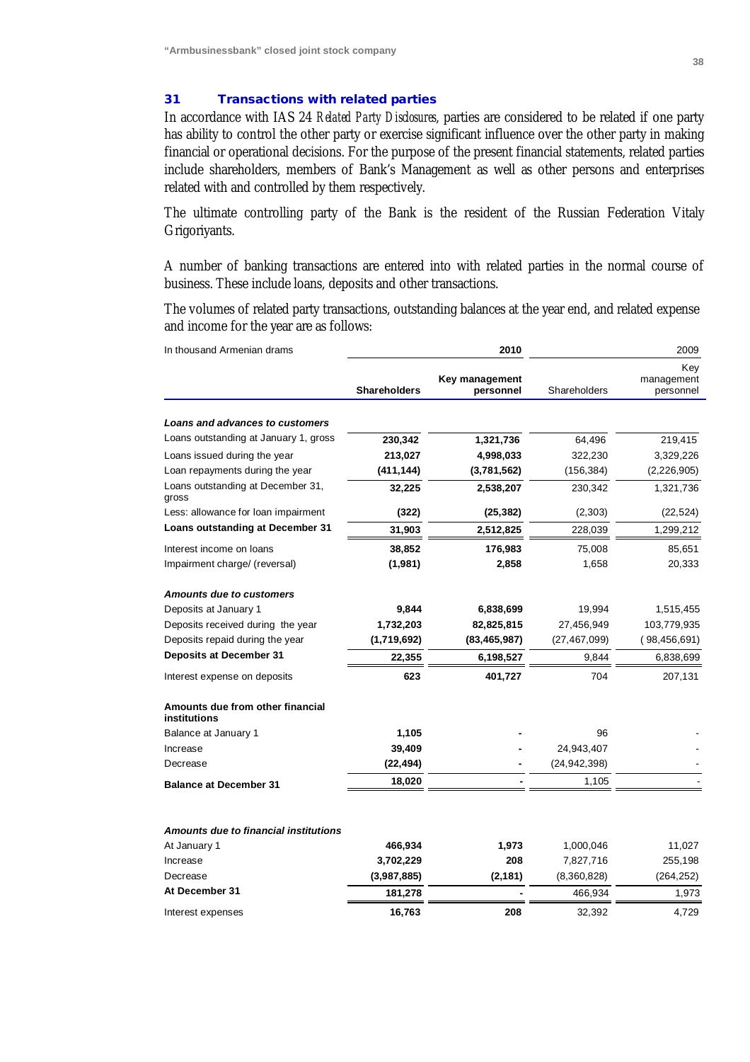## 31 Transactions with related parties

In accordance with IAS 24 *Related Party Disclosures*, parties are considered to be related if one party has ability to control the other party or exercise significant influence over the other party in making financial or operational decisions. For the purpose of the present financial statements, related parties include shareholders, members of Bank's Management as well as other persons and enterprises related with and controlled by them respectively.

The ultimate controlling party of the Bank is the resident of the Russian Federation Vitaly Grigoriyants.

A number of banking transactions are entered into with related parties in the normal course of business. These include loans, deposits and other transactions.

The volumes of related party transactions, outstanding balances at the year end, and related expense and income for the year are as follows:

| In thousand Armenian drams | 2010 | | 2009 | |
|---|---|---|---|---|
| | **Shareholders** | **Key management personnel** | Shareholders | Key management personnel |
| ***Loans and advances to customers*** | | | | |
| Loans outstanding at January 1, gross | **230,342** | **1,321,736** | 64,496 | 219,415 |
| Loans issued during the year | **213,027** | **4,998,033** | 322,230 | 3,329,226 |
| Loan repayments during the year | **(411,144)** | **(3,781,562)** | (156,384) | (2,226,905) |
| Loans outstanding at December 31, gross | **32,225** | **2,538,207** | 230,342 | 1,321,736 |
| Less: allowance for loan impairment | **(322)** | **(25,382)** | (2,303) | (22,524) |
| **Loans outstanding at December 31** | **31,903** | **2,512,825** | 228,039 | 1,299,212 |
| Interest income on loans | **38,852** | **176,983** | 75,008 | 85,651 |
| Impairment charge/ (reversal) | **(1,981)** | **2,858** | 1,658 | 20,333 |
| ***Amounts due to customers*** | | | | |
| Deposits at January 1 | **9,844** | **6,838,699** | 19,994 | 1,515,455 |
| Deposits received during the year | **1,732,203** | **82,825,815** | 27,456,949 | 103,779,935 |
| Deposits repaid during the year | **(1,719,692)** | **(83,465,987)** | (27,467,099) | (98,456,691) |
| **Deposits at December 31** | **22,355** | **6,198,527** | 9,844 | 6,838,699 |
| Interest expense on deposits | **623** | **401,727** | 704 | 207,131 |
| **Amounts due from other financial institutions** | | | | |
| Balance at January 1 | **1,105** | **-** | 96 | - |
| Increase | **39,409** | **-** | 24,943,407 | - |
| Decrease | **(22,494)** | **-** | (24,942,398) | - |
| **Balance at December 31** | **18,020** | **-** | 1,105 | - |
| ***Amounts due to financial institutions*** | | | | |
| At January 1 | **466,934** | **1,973** | 1,000,046 | 11,027 |
| Increase | **3,702,229** | **208** | 7,827,716 | 255,198 |
| Decrease | **(3,987,885)** | **(2,181)** | (8,360,828) | (264,252) |
| **At December 31** | **181,278** | **-** | 466,934 | 1,973 |
| Interest expenses | **16,763** | **208** | 32,392 | 4,729 |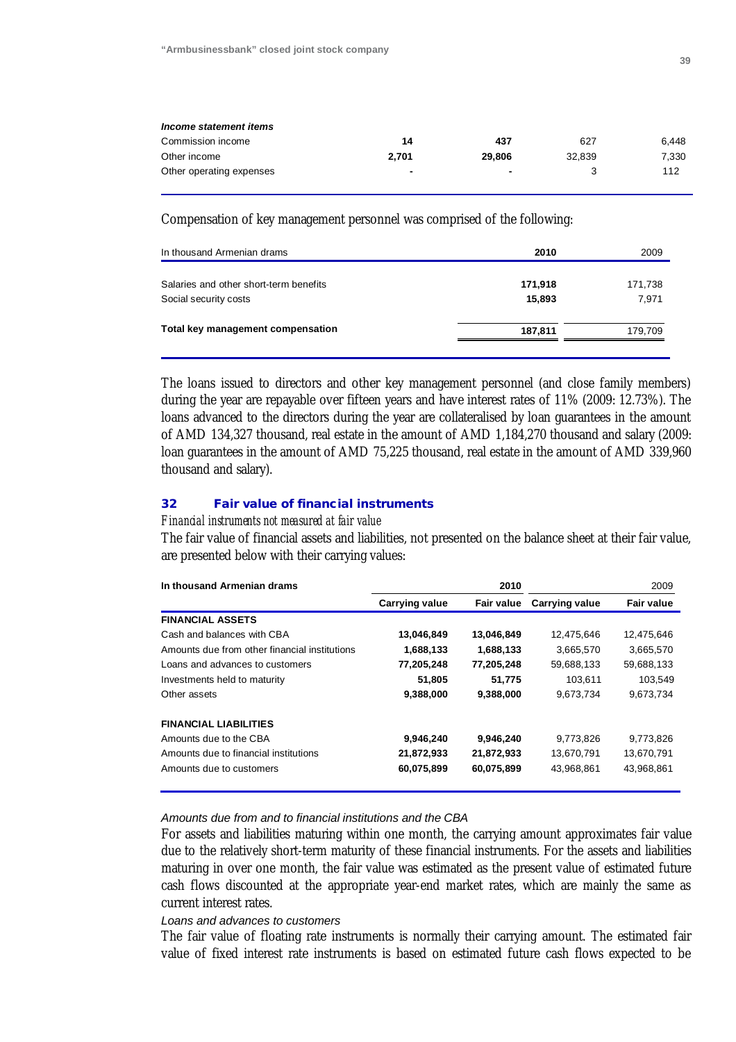| *Income statement items* | | | | |
|---|---|---|---|---|
| Commission income | **14** | **437** | 627 | 6,448 |
| Other income | **2,701** | **29,806** | 32,839 | 7,330 |
| Other operating expenses | **-** | **-** | 3 | 112 |

Compensation of key management personnel was comprised of the following:

| In thousand Armenian drams | 2010 | 2009 |
|---|---|---|
| Salaries and other short-term benefits | **171,918** | 171,738 |
| Social security costs | **15,893** | 7,971 |
| **Total key management compensation** | **187,811** | 179,709 |

The loans issued to directors and other key management personnel (and close family members) during the year are repayable over fifteen years and have interest rates of 11% (2009: 12.73%). The loans advanced to the directors during the year are collateralised by loan guarantees in the amount of AMD 134,327 thousand, real estate in the amount of AMD 1,184,270 thousand and salary (2009: loan guarantees in the amount of AMD 75,225 thousand, real estate in the amount of AMD 339,960 thousand and salary).

## 32 Fair value of financial instruments

*Financial instruments not measured at fair value*

The fair value of financial assets and liabilities, not presented on the balance sheet at their fair value, are presented below with their carrying values:

| In thousand Armenian drams | 2010 | | 2009 | |
|---|---|---|---|---|
| | Carrying value | Fair value | Carrying value | Fair value |
| **FINANCIAL ASSETS** | | | | |
| Cash and balances with CBA | **13,046,849** | **13,046,849** | 12,475,646 | 12,475,646 |
| Amounts due from other financial institutions | **1,688,133** | **1,688,133** | 3,665,570 | 3,665,570 |
| Loans and advances to customers | **77,205,248** | **77,205,248** | 59,688,133 | 59,688,133 |
| Investments held to maturity | **51,805** | **51,775** | 103,611 | 103,549 |
| Other assets | **9,388,000** | **9,388,000** | 9,673,734 | 9,673,734 |
| **FINANCIAL LIABILITIES** | | | | |
| Amounts due to the CBA | **9,946,240** | **9,946,240** | 9,773,826 | 9,773,826 |
| Amounts due to financial institutions | **21,872,933** | **21,872,933** | 13,670,791 | 13,670,791 |
| Amounts due to customers | **60,075,899** | **60,075,899** | 43,968,861 | 43,968,861 |

*Amounts due from and to financial institutions and the CBA*

For assets and liabilities maturing within one month, the carrying amount approximates fair value due to the relatively short-term maturity of these financial instruments. For the assets and liabilities maturing in over one month, the fair value was estimated as the present value of estimated future cash flows discounted at the appropriate year-end market rates, which are mainly the same as current interest rates.

*Loans and advances to customers*

The fair value of floating rate instruments is normally their carrying amount. The estimated fair value of fixed interest rate instruments is based on estimated future cash flows expected to be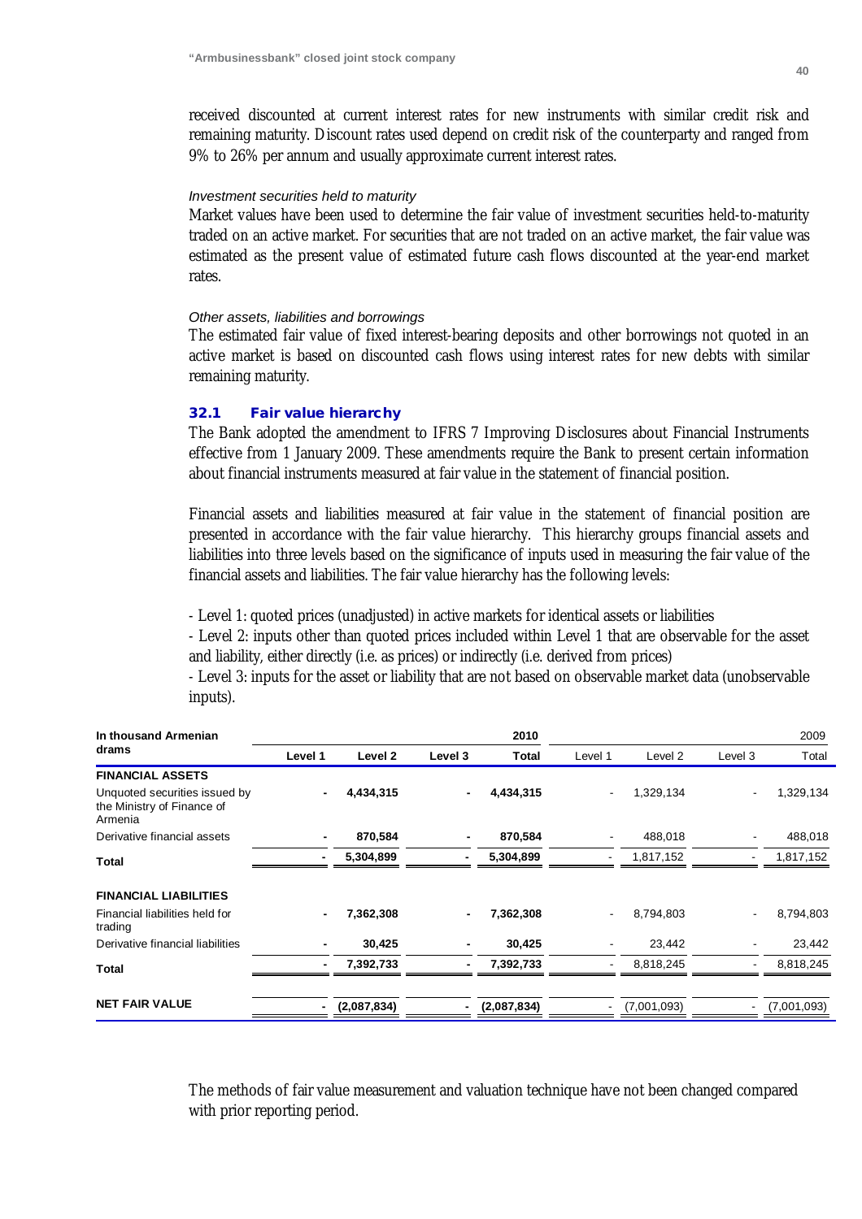received discounted at current interest rates for new instruments with similar credit risk and remaining maturity. Discount rates used depend on credit risk of the counterparty and ranged from 9% to 26% per annum and usually approximate current interest rates.

*Investment securities held to maturity*

Market values have been used to determine the fair value of investment securities held-to-maturity traded on an active market. For securities that are not traded on an active market, the fair value was estimated as the present value of estimated future cash flows discounted at the year-end market rates.

*Other assets, liabilities and borrowings*

The estimated fair value of fixed interest-bearing deposits and other borrowings not quoted in an active market is based on discounted cash flows using interest rates for new debts with similar remaining maturity.

### 32.1 Fair value hierarchy

The Bank adopted the amendment to IFRS 7 Improving Disclosures about Financial Instruments effective from 1 January 2009. These amendments require the Bank to present certain information about financial instruments measured at fair value in the statement of financial position.

Financial assets and liabilities measured at fair value in the statement of financial position are presented in accordance with the fair value hierarchy. This hierarchy groups financial assets and liabilities into three levels based on the significance of inputs used in measuring the fair value of the financial assets and liabilities. The fair value hierarchy has the following levels:

- Level 1: quoted prices (unadjusted) in active markets for identical assets or liabilities
- Level 2: inputs other than quoted prices included within Level 1 that are observable for the asset and liability, either directly (i.e. as prices) or indirectly (i.e. derived from prices)
- Level 3: inputs for the asset or liability that are not based on observable market data (unobservable inputs).

| In thousand Armenian drams | | | | 2010 | | | | 2009 |
|---|---|---|---|---|---|---|---|---|
| | Level 1 | Level 2 | Level 3 | Total | Level 1 | Level 2 | Level 3 | Total |
| **FINANCIAL ASSETS** | | | | | | | | |
| Unquoted securities issued by the Ministry of Finance of Armenia | - | 4,434,315 | - | 4,434,315 | - | 1,329,134 | - | 1,329,134 |
| Derivative financial assets | - | 870,584 | - | 870,584 | - | 488,018 | - | 488,018 |
| **Total** | - | 5,304,899 | - | 5,304,899 | - | 1,817,152 | - | 1,817,152 |
| **FINANCIAL LIABILITIES** | | | | | | | | |
| Financial liabilities held for trading | - | 7,362,308 | - | 7,362,308 | - | 8,794,803 | - | 8,794,803 |
| Derivative financial liabilities | - | 30,425 | - | 30,425 | - | 23,442 | - | 23,442 |
| **Total** | - | 7,392,733 | - | 7,392,733 | - | 8,818,245 | - | 8,818,245 |
| **NET FAIR VALUE** | - | (2,087,834) | - | (2,087,834) | - | (7,001,093) | - | (7,001,093) |

The methods of fair value measurement and valuation technique have not been changed compared with prior reporting period.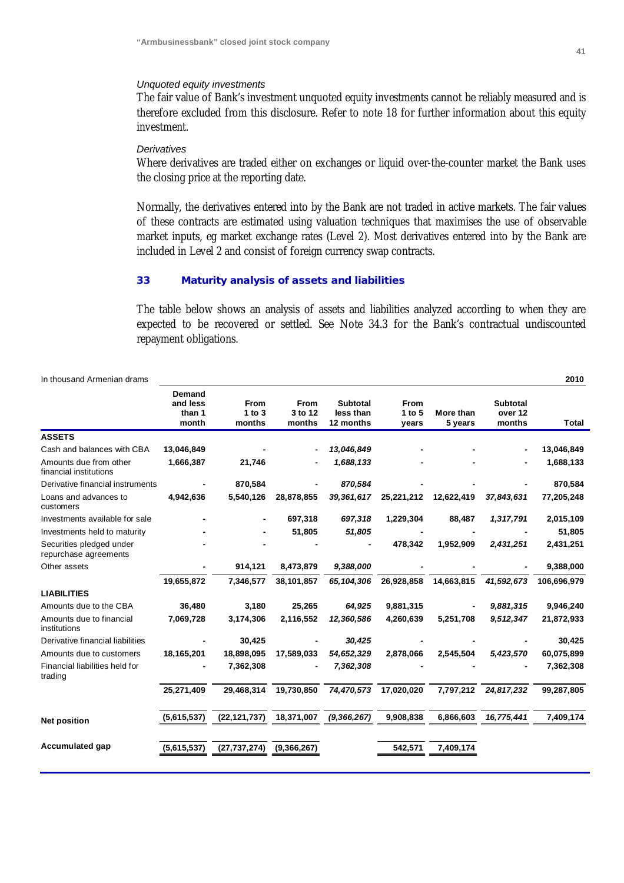*Unquoted equity investments*

The fair value of Bank's investment unquoted equity investments cannot be reliably measured and is therefore excluded from this disclosure. Refer to note 18 for further information about this equity investment.

*Derivatives*

Where derivatives are traded either on exchanges or liquid over-the-counter market the Bank uses the closing price at the reporting date.

Normally, the derivatives entered into by the Bank are not traded in active markets. The fair values of these contracts are estimated using valuation techniques that maximises the use of observable market inputs, eg market exchange rates (Level 2). Most derivatives entered into by the Bank are included in Level 2 and consist of foreign currency swap contracts.

## 33 Maturity analysis of assets and liabilities

The table below shows an analysis of assets and liabilities analyzed according to when they are expected to be recovered or settled. See Note 34.3 for the Bank's contractual undiscounted repayment obligations.

| In thousand Armenian drams | | | | | | | | 2010 |
|---|---|---|---|---|---|---|---|---|
| | **Demand and less than 1 month** | **From 1 to 3 months** | **From 3 to 12 months** | **Subtotal less than 12 months** | **From 1 to 5 years** | **More than 5 years** | **Subtotal over 12 months** | **Total** |
| **ASSETS** | | | | | | | | |
| Cash and balances with CBA | 13,046,849 | - | - | *13,046,849* | - | - | - | 13,046,849 |
| Amounts due from other financial institutions | 1,666,387 | 21,746 | - | *1,688,133* | - | - | - | 1,688,133 |
| Derivative financial instruments | - | 870,584 | - | *870,584* | - | - | - | 870,584 |
| Loans and advances to customers | 4,942,636 | 5,540,126 | 28,878,855 | *39,361,617* | 25,221,212 | 12,622,419 | *37,843,631* | 77,205,248 |
| Investments available for sale | - | - | 697,318 | *697,318* | 1,229,304 | 88,487 | *1,317,791* | 2,015,109 |
| Investments held to maturity | - | - | 51,805 | *51,805* | - | - | - | 51,805 |
| Securities pledged under repurchase agreements | - | - | - | - | 478,342 | 1,952,909 | *2,431,251* | 2,431,251 |
| Other assets | - | 914,121 | 8,473,879 | *9,388,000* | - | - | - | 9,388,000 |
| | 19,655,872 | 7,346,577 | 38,101,857 | *65,104,306* | 26,928,858 | 14,663,815 | *41,592,673* | 106,696,979 |
| **LIABILITIES** | | | | | | | | |
| Amounts due to the CBA | 36,480 | 3,180 | 25,265 | *64,925* | 9,881,315 | - | *9,881,315* | 9,946,240 |
| Amounts due to financial institutions | 7,069,728 | 3,174,306 | 2,116,552 | *12,360,586* | 4,260,639 | 5,251,708 | *9,512,347* | 21,872,933 |
| Derivative financial liabilities | - | 30,425 | - | *30,425* | - | - | - | 30,425 |
| Amounts due to customers | 18,165,201 | 18,898,095 | 17,589,033 | *54,652,329* | 2,878,066 | 2,545,504 | *5,423,570* | 60,075,899 |
| Financial liabilities held for trading | - | 7,362,308 | - | *7,362,308* | - | - | - | 7,362,308 |
| | 25,271,409 | 29,468,314 | 19,730,850 | *74,470,573* | 17,020,020 | 7,797,212 | *24,817,232* | 99,287,805 |
| **Net position** | (5,615,537) | (22,121,737) | 18,371,007 | *(9,366,267)* | 9,908,838 | 6,866,603 | *16,775,441* | 7,409,174 |
| **Accumulated gap** | (5,615,537) | (27,737,274) | (9,366,267) | | 542,571 | 7,409,174 | | |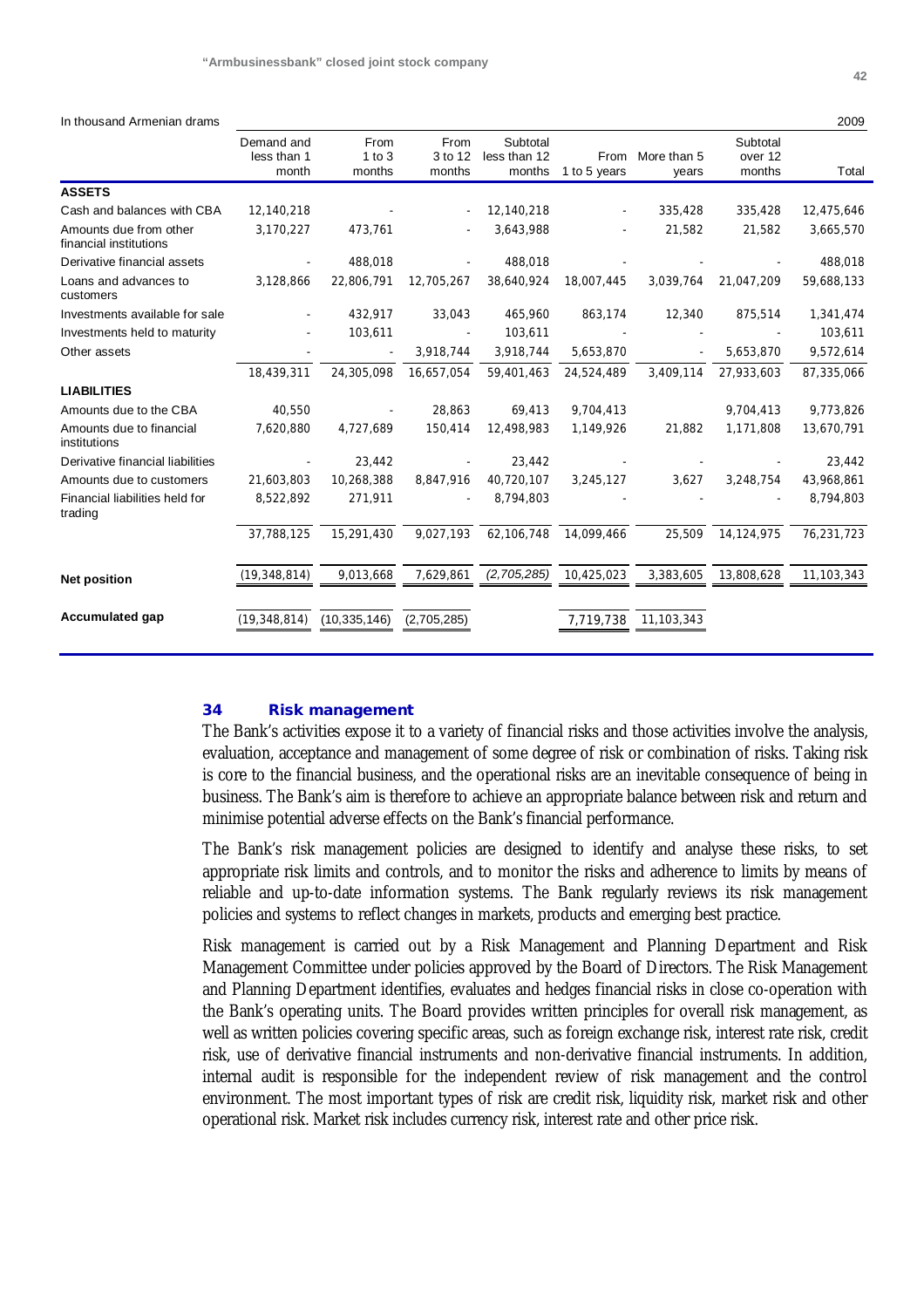In thousand Armenian drams

| | Demand and less than 1 month | From 1 to 3 months | From 3 to 12 months | Subtotal less than 12 months | From 1 to 5 years | More than 5 years | Subtotal over 12 months | 2009 Total |
|---|---|---|---|---|---|---|---|---|
| **ASSETS** | | | | | | | | |
| Cash and balances with CBA | 12,140,218 | - | - | 12,140,218 | - | 335,428 | 335,428 | 12,475,646 |
| Amounts due from other financial institutions | 3,170,227 | 473,761 | - | 3,643,988 | - | 21,582 | 21,582 | 3,665,570 |
| Derivative financial assets | - | 488,018 | - | 488,018 | - | - | - | 488,018 |
| Loans and advances to customers | 3,128,866 | 22,806,791 | 12,705,267 | 38,640,924 | 18,007,445 | 3,039,764 | 21,047,209 | 59,688,133 |
| Investments available for sale | - | 432,917 | 33,043 | 465,960 | 863,174 | 12,340 | 875,514 | 1,341,474 |
| Investments held to maturity | - | 103,611 | - | 103,611 | - | - | - | 103,611 |
| Other assets | - | - | 3,918,744 | 3,918,744 | 5,653,870 | - | 5,653,870 | 9,572,614 |
| | 18,439,311 | 24,305,098 | 16,657,054 | 59,401,463 | 24,524,489 | 3,409,114 | 27,933,603 | 87,335,066 |
| **LIABILITIES** | | | | | | | | |
| Amounts due to the CBA | 40,550 | - | 28,863 | 69,413 | 9,704,413 | | 9,704,413 | 9,773,826 |
| Amounts due to financial institutions | 7,620,880 | 4,727,689 | 150,414 | 12,498,983 | 1,149,926 | 21,882 | 1,171,808 | 13,670,791 |
| Derivative financial liabilities | - | 23,442 | - | 23,442 | - | - | - | 23,442 |
| Amounts due to customers | 21,603,803 | 10,268,388 | 8,847,916 | 40,720,107 | 3,245,127 | 3,627 | 3,248,754 | 43,968,861 |
| Financial liabilities held for trading | 8,522,892 | 271,911 | - | 8,794,803 | - | - | - | 8,794,803 |
| | 37,788,125 | 15,291,430 | 9,027,193 | 62,106,748 | 14,099,466 | 25,509 | 14,124,975 | 76,231,723 |
| **Net position** | (19,348,814) | 9,013,668 | 7,629,861 | *(2,705,285)* | 10,425,023 | 3,383,605 | 13,808,628 | 11,103,343 |
| **Accumulated gap** | (19,348,814) | (10,335,146) | (2,705,285) | | 7,719,738 | 11,103,343 | | |

## 34 Risk management

The Bank's activities expose it to a variety of financial risks and those activities involve the analysis, evaluation, acceptance and management of some degree of risk or combination of risks. Taking risk is core to the financial business, and the operational risks are an inevitable consequence of being in business. The Bank's aim is therefore to achieve an appropriate balance between risk and return and minimise potential adverse effects on the Bank's financial performance.

The Bank's risk management policies are designed to identify and analyse these risks, to set appropriate risk limits and controls, and to monitor the risks and adherence to limits by means of reliable and up-to-date information systems. The Bank regularly reviews its risk management policies and systems to reflect changes in markets, products and emerging best practice.

Risk management is carried out by a Risk Management and Planning Department and Risk Management Committee under policies approved by the Board of Directors. The Risk Management and Planning Department identifies, evaluates and hedges financial risks in close co-operation with the Bank's operating units. The Board provides written principles for overall risk management, as well as written policies covering specific areas, such as foreign exchange risk, interest rate risk, credit risk, use of derivative financial instruments and non-derivative financial instruments. In addition, internal audit is responsible for the independent review of risk management and the control environment. The most important types of risk are credit risk, liquidity risk, market risk and other operational risk. Market risk includes currency risk, interest rate and other price risk.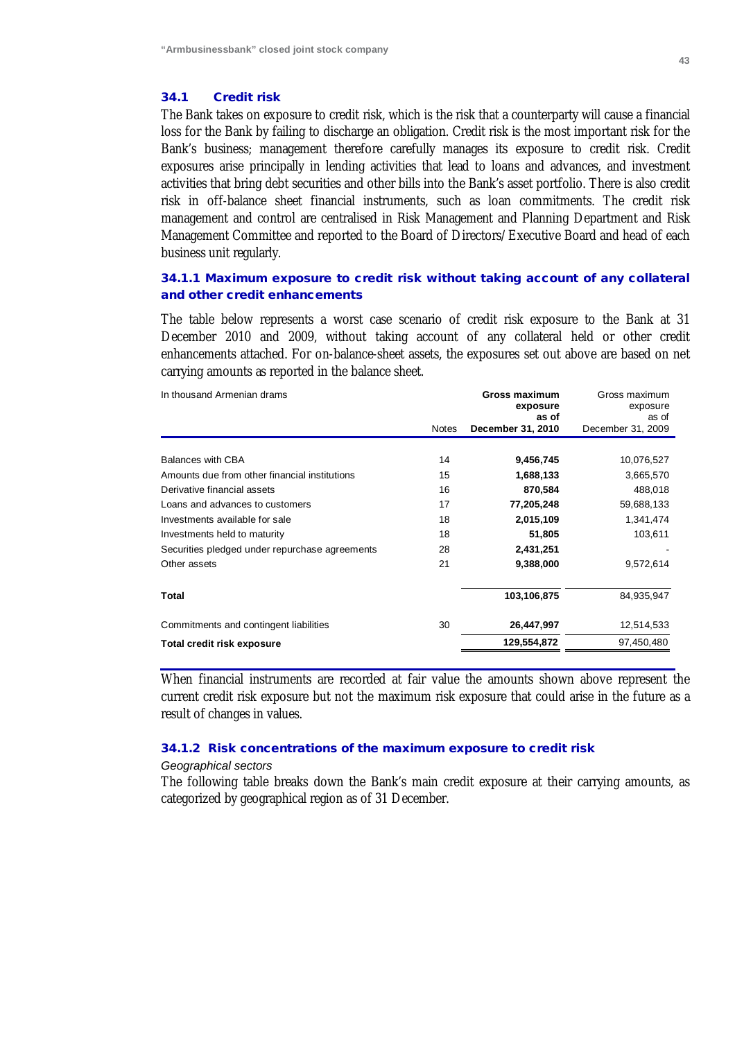### 34.1 Credit risk

The Bank takes on exposure to credit risk, which is the risk that a counterparty will cause a financial loss for the Bank by failing to discharge an obligation. Credit risk is the most important risk for the Bank's business; management therefore carefully manages its exposure to credit risk. Credit exposures arise principally in lending activities that lead to loans and advances, and investment activities that bring debt securities and other bills into the Bank's asset portfolio. There is also credit risk in off-balance sheet financial instruments, such as loan commitments. The credit risk management and control are centralised in Risk Management and Planning Department and Risk Management Committee and reported to the Board of Directors/Executive Board and head of each business unit regularly.

#### 34.1.1 Maximum exposure to credit risk without taking account of any collateral and other credit enhancements

The table below represents a worst case scenario of credit risk exposure to the Bank at 31 December 2010 and 2009, without taking account of any collateral held or other credit enhancements attached. For on-balance-sheet assets, the exposures set out above are based on net carrying amounts as reported in the balance sheet.

| In thousand Armenian drams | Notes | **Gross maximum exposure as of December 31, 2010** | Gross maximum exposure as of December 31, 2009 |
|---|---|---|---|
| Balances with CBA | 14 | **9,456,745** | 10,076,527 |
| Amounts due from other financial institutions | 15 | **1,688,133** | 3,665,570 |
| Derivative financial assets | 16 | **870,584** | 488,018 |
| Loans and advances to customers | 17 | **77,205,248** | 59,688,133 |
| Investments available for sale | 18 | **2,015,109** | 1,341,474 |
| Investments held to maturity | 18 | **51,805** | 103,611 |
| Securities pledged under repurchase agreements | 28 | **2,431,251** | - |
| Other assets | 21 | **9,388,000** | 9,572,614 |
| **Total** | | **103,106,875** | 84,935,947 |
| Commitments and contingent liabilities | 30 | **26,447,997** | 12,514,533 |
| **Total credit risk exposure** | | **129,554,872** | 97,450,480 |

When financial instruments are recorded at fair value the amounts shown above represent the current credit risk exposure but not the maximum risk exposure that could arise in the future as a result of changes in values.

#### 34.1.2 Risk concentrations of the maximum exposure to credit risk

*Geographical sectors*

The following table breaks down the Bank's main credit exposure at their carrying amounts, as categorized by geographical region as of 31 December.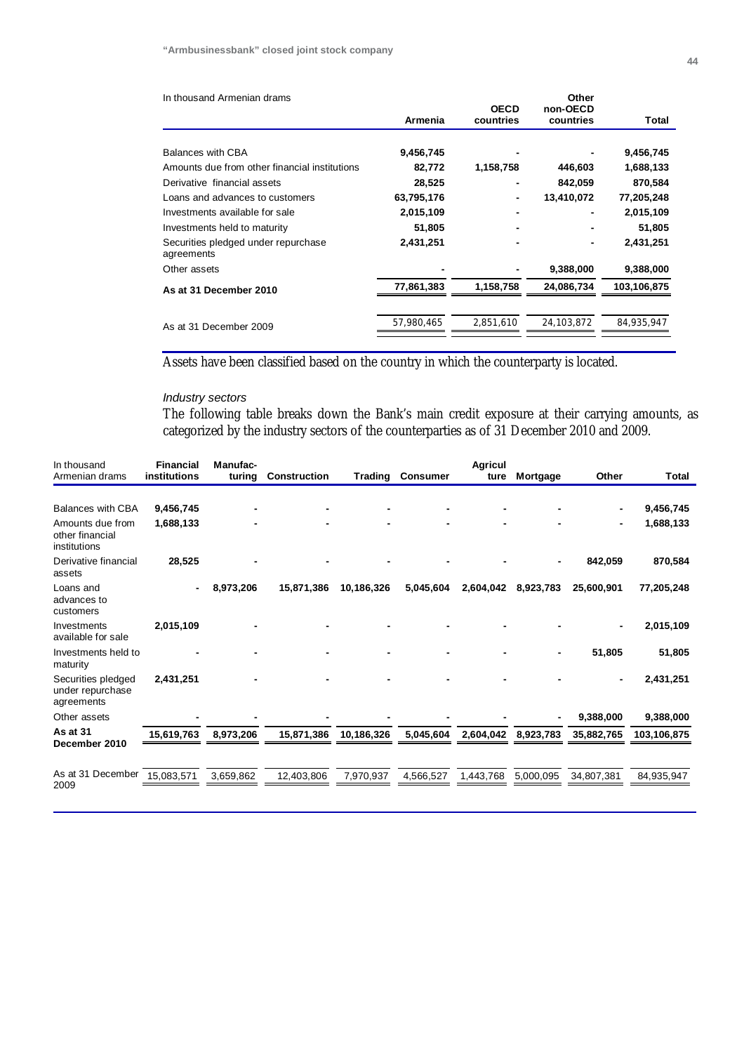| In thousand Armenian drams | Armenia | OECD countries | Other non-OECD countries | Total |
|---|---|---|---|---|
| Balances with CBA | 9,456,745 | - | - | 9,456,745 |
| Amounts due from other financial institutions | 82,772 | 1,158,758 | 446,603 | 1,688,133 |
| Derivative financial assets | 28,525 | - | 842,059 | 870,584 |
| Loans and advances to customers | 63,795,176 | - | 13,410,072 | 77,205,248 |
| Investments available for sale | 2,015,109 | - | - | 2,015,109 |
| Investments held to maturity | 51,805 | - | - | 51,805 |
| Securities pledged under repurchase agreements | 2,431,251 | - | - | 2,431,251 |
| Other assets | - | - | 9,388,000 | 9,388,000 |
| **As at 31 December 2010** | **77,861,383** | **1,158,758** | **24,086,734** | **103,106,875** |
| As at 31 December 2009 | 57,980,465 | 2,851,610 | 24,103,872 | 84,935,947 |

Assets have been classified based on the country in which the counterparty is located.

*Industry sectors*

The following table breaks down the Bank's main credit exposure at their carrying amounts, as categorized by the industry sectors of the counterparties as of 31 December 2010 and 2009.

| In thousand Armenian drams | Financial institutions | Manufacturing | Construction | Trading | Consumer | Agriculture | Mortgage | Other | Total |
|---|---|---|---|---|---|---|---|---|---|
| Balances with CBA | 9,456,745 | - | - | - | - | - | - | - | 9,456,745 |
| Amounts due from other financial institutions | 1,688,133 | - | - | - | - | - | - | - | 1,688,133 |
| Derivative financial assets | 28,525 | - | - | - | - | - | - | 842,059 | 870,584 |
| Loans and advances to customers | - | 8,973,206 | 15,871,386 | 10,186,326 | 5,045,604 | 2,604,042 | 8,923,783 | 25,600,901 | 77,205,248 |
| Investments available for sale | 2,015,109 | - | - | - | - | - | - | - | 2,015,109 |
| Investments held to maturity | - | - | - | - | - | - | - | 51,805 | 51,805 |
| Securities pledged under repurchase agreements | 2,431,251 | - | - | - | - | - | - | - | 2,431,251 |
| Other assets | - | - | - | - | - | - | - | 9,388,000 | 9,388,000 |
| **As at 31 December 2010** | **15,619,763** | **8,973,206** | **15,871,386** | **10,186,326** | **5,045,604** | **2,604,042** | **8,923,783** | **35,882,765** | **103,106,875** |
| As at 31 December 2009 | 15,083,571 | 3,659,862 | 12,403,806 | 7,970,937 | 4,566,527 | 1,443,768 | 5,000,095 | 34,807,381 | 84,935,947 |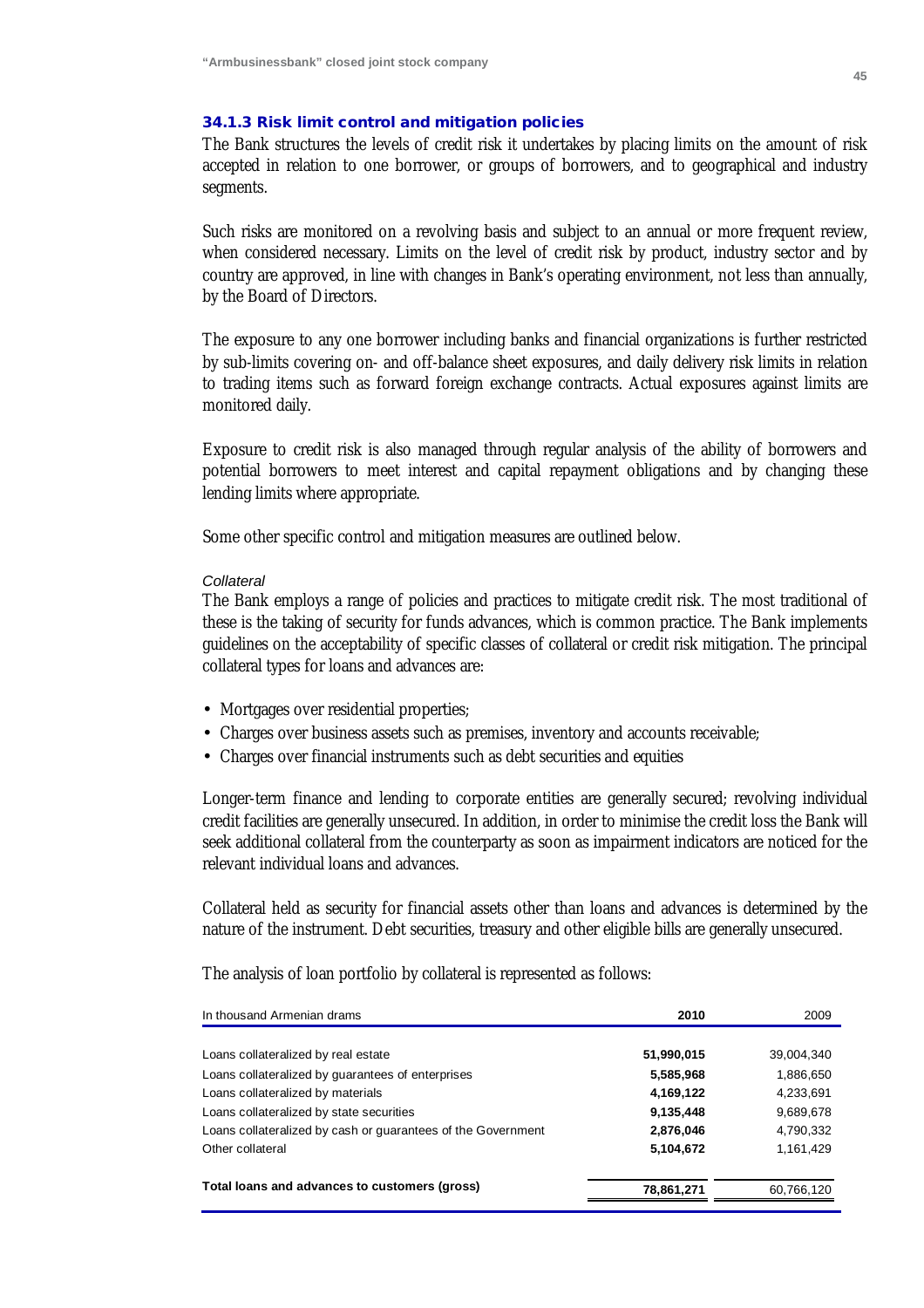### 34.1.3 Risk limit control and mitigation policies

The Bank structures the levels of credit risk it undertakes by placing limits on the amount of risk accepted in relation to one borrower, or groups of borrowers, and to geographical and industry segments.

Such risks are monitored on a revolving basis and subject to an annual or more frequent review, when considered necessary. Limits on the level of credit risk by product, industry sector and by country are approved, in line with changes in Bank's operating environment, not less than annually, by the Board of Directors.

The exposure to any one borrower including banks and financial organizations is further restricted by sub-limits covering on- and off-balance sheet exposures, and daily delivery risk limits in relation to trading items such as forward foreign exchange contracts. Actual exposures against limits are monitored daily.

Exposure to credit risk is also managed through regular analysis of the ability of borrowers and potential borrowers to meet interest and capital repayment obligations and by changing these lending limits where appropriate.

Some other specific control and mitigation measures are outlined below.

*Collateral*

The Bank employs a range of policies and practices to mitigate credit risk. The most traditional of these is the taking of security for funds advances, which is common practice. The Bank implements guidelines on the acceptability of specific classes of collateral or credit risk mitigation. The principal collateral types for loans and advances are:

- Mortgages over residential properties;
- Charges over business assets such as premises, inventory and accounts receivable;
- Charges over financial instruments such as debt securities and equities

Longer-term finance and lending to corporate entities are generally secured; revolving individual credit facilities are generally unsecured. In addition, in order to minimise the credit loss the Bank will seek additional collateral from the counterparty as soon as impairment indicators are noticed for the relevant individual loans and advances.

Collateral held as security for financial assets other than loans and advances is determined by the nature of the instrument. Debt securities, treasury and other eligible bills are generally unsecured.

The analysis of loan portfolio by collateral is represented as follows:

| In thousand Armenian drams | **2010** | 2009 |
|---|---|---|
| Loans collateralized by real estate | **51,990,015** | 39,004,340 |
| Loans collateralized by guarantees of enterprises | **5,585,968** | 1,886,650 |
| Loans collateralized by materials | **4,169,122** | 4,233,691 |
| Loans collateralized by state securities | **9,135,448** | 9,689,678 |
| Loans collateralized by cash or guarantees of the Government | **2,876,046** | 4,790,332 |
| Other collateral | **5,104,672** | 1,161,429 |
| **Total loans and advances to customers (gross)** | **78,861,271** | 60,766,120 |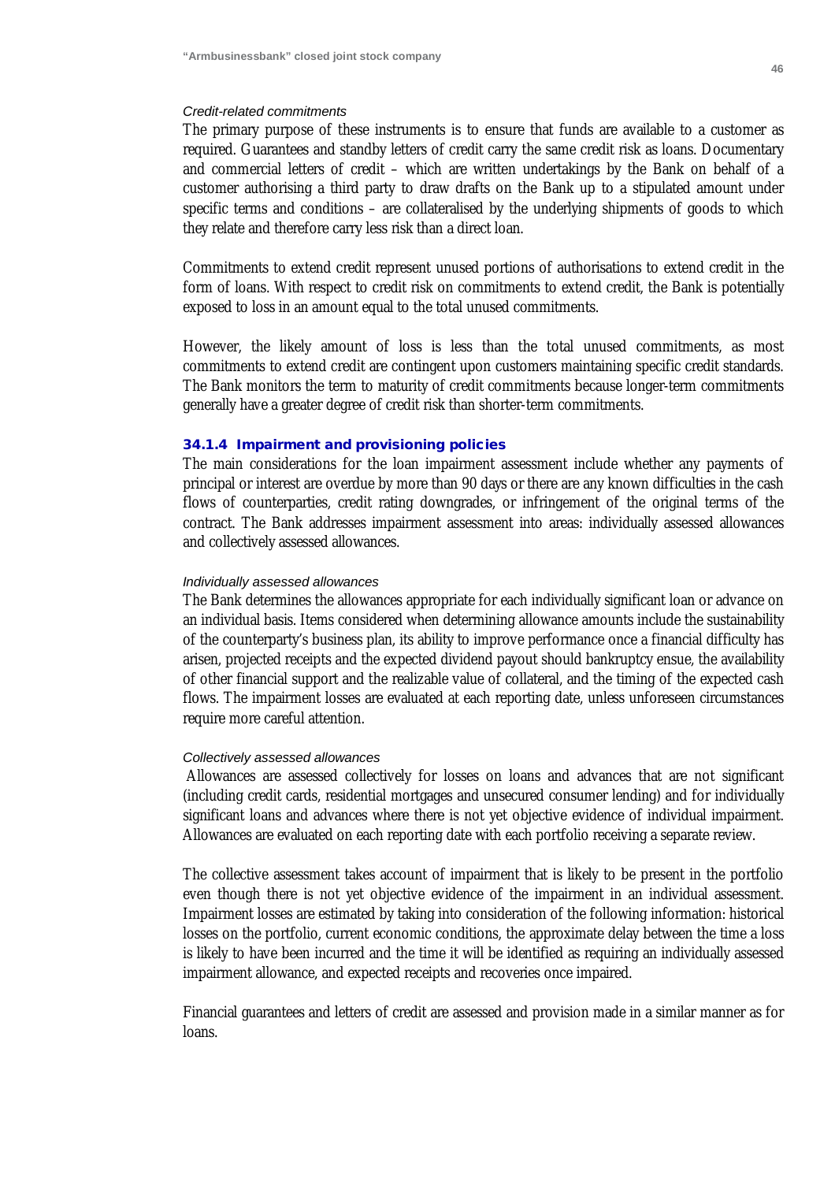*Credit-related commitments*

The primary purpose of these instruments is to ensure that funds are available to a customer as required. Guarantees and standby letters of credit carry the same credit risk as loans. Documentary and commercial letters of credit – which are written undertakings by the Bank on behalf of a customer authorising a third party to draw drafts on the Bank up to a stipulated amount under specific terms and conditions – are collateralised by the underlying shipments of goods to which they relate and therefore carry less risk than a direct loan.

Commitments to extend credit represent unused portions of authorisations to extend credit in the form of loans. With respect to credit risk on commitments to extend credit, the Bank is potentially exposed to loss in an amount equal to the total unused commitments.

However, the likely amount of loss is less than the total unused commitments, as most commitments to extend credit are contingent upon customers maintaining specific credit standards. The Bank monitors the term to maturity of credit commitments because longer-term commitments generally have a greater degree of credit risk than shorter-term commitments.

### 34.1.4 Impairment and provisioning policies

The main considerations for the loan impairment assessment include whether any payments of principal or interest are overdue by more than 90 days or there are any known difficulties in the cash flows of counterparties, credit rating downgrades, or infringement of the original terms of the contract. The Bank addresses impairment assessment into areas: individually assessed allowances and collectively assessed allowances.

*Individually assessed allowances*

The Bank determines the allowances appropriate for each individually significant loan or advance on an individual basis. Items considered when determining allowance amounts include the sustainability of the counterparty's business plan, its ability to improve performance once a financial difficulty has arisen, projected receipts and the expected dividend payout should bankruptcy ensue, the availability of other financial support and the realizable value of collateral, and the timing of the expected cash flows. The impairment losses are evaluated at each reporting date, unless unforeseen circumstances require more careful attention.

*Collectively assessed allowances*

Allowances are assessed collectively for losses on loans and advances that are not significant (including credit cards, residential mortgages and unsecured consumer lending) and for individually significant loans and advances where there is not yet objective evidence of individual impairment. Allowances are evaluated on each reporting date with each portfolio receiving a separate review.

The collective assessment takes account of impairment that is likely to be present in the portfolio even though there is not yet objective evidence of the impairment in an individual assessment. Impairment losses are estimated by taking into consideration of the following information: historical losses on the portfolio, current economic conditions, the approximate delay between the time a loss is likely to have been incurred and the time it will be identified as requiring an individually assessed impairment allowance, and expected receipts and recoveries once impaired.

Financial guarantees and letters of credit are assessed and provision made in a similar manner as for loans.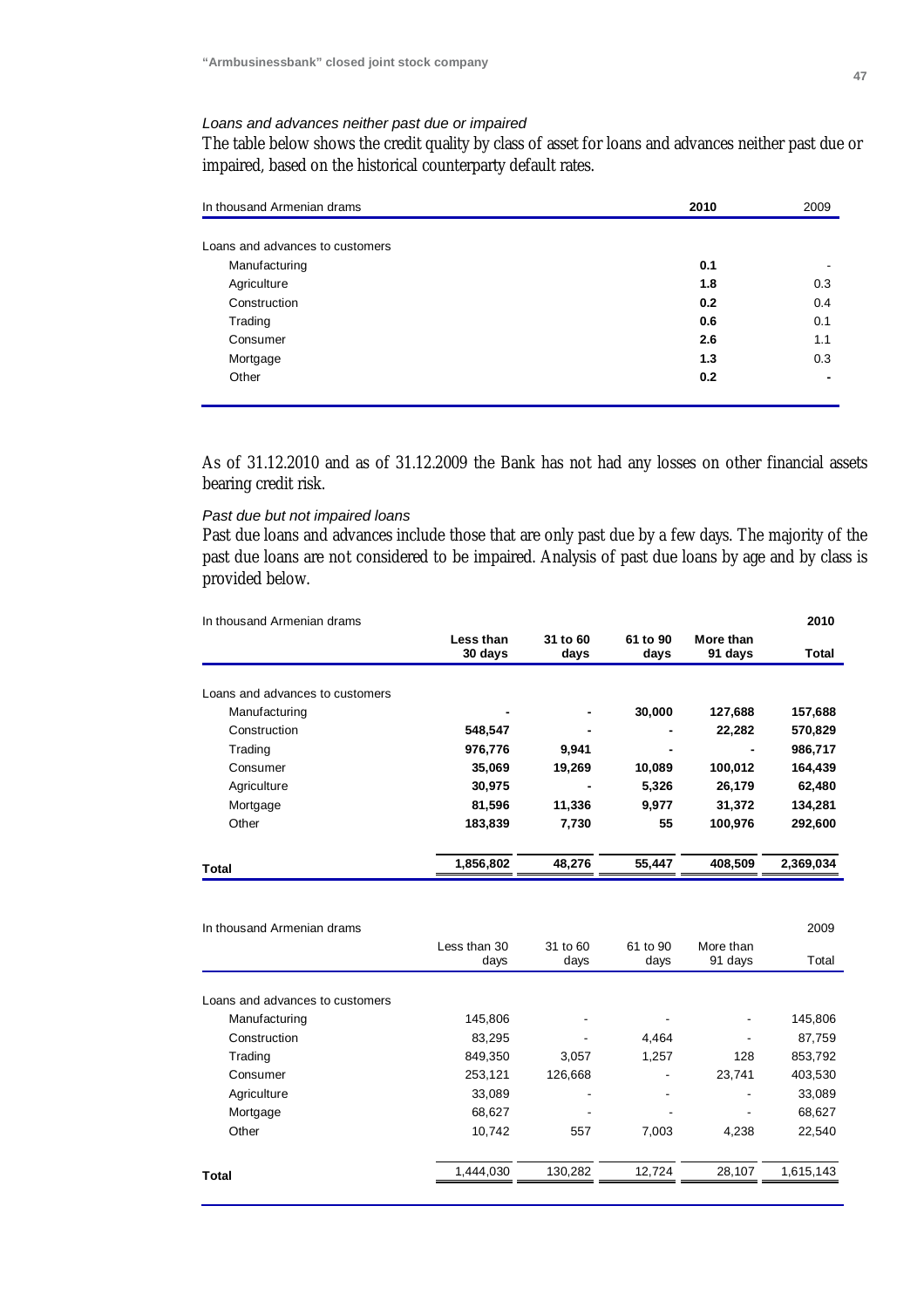*Loans and advances neither past due or impaired*

The table below shows the credit quality by class of asset for loans and advances neither past due or impaired, based on the historical counterparty default rates.

| In thousand Armenian drams | **2010** | 2009 |
|---|---|---|
| Loans and advances to customers | | |
| Manufacturing | **0.1** | - |
| Agriculture | **1.8** | 0.3 |
| Construction | **0.2** | 0.4 |
| Trading | **0.6** | 0.1 |
| Consumer | **2.6** | 1.1 |
| Mortgage | **1.3** | 0.3 |
| Other | **0.2** | - |

As of 31.12.2010 and as of 31.12.2009 the Bank has not had any losses on other financial assets bearing credit risk.

*Past due but not impaired loans*

Past due loans and advances include those that are only past due by a few days. The majority of the past due loans are not considered to be impaired. Analysis of past due loans by age and by class is provided below.

| In thousand Armenian drams | **Less than 30 days** | **31 to 60 days** | **61 to 90 days** | **More than 91 days** | **2010 Total** |
|---|---|---|---|---|---|
| Loans and advances to customers | | | | | |
| Manufacturing | **-** | **-** | **30,000** | **127,688** | **157,688** |
| Construction | **548,547** | **-** | **-** | **22,282** | **570,829** |
| Trading | **976,776** | **9,941** | **-** | **-** | **986,717** |
| Consumer | **35,069** | **19,269** | **10,089** | **100,012** | **164,439** |
| Agriculture | **30,975** | **-** | **5,326** | **26,179** | **62,480** |
| Mortgage | **81,596** | **11,336** | **9,977** | **31,372** | **134,281** |
| Other | **183,839** | **7,730** | **55** | **100,976** | **292,600** |
| **Total** | **1,856,802** | **48,276** | **55,447** | **408,509** | **2,369,034** |

| In thousand Armenian drams | Less than 30 days | 31 to 60 days | 61 to 90 days | More than 91 days | 2009 Total |
|---|---|---|---|---|---|
| Loans and advances to customers | | | | | |
| Manufacturing | 145,806 | - | - | - | 145,806 |
| Construction | 83,295 | - | 4,464 | - | 87,759 |
| Trading | 849,350 | 3,057 | 1,257 | 128 | 853,792 |
| Consumer | 253,121 | 126,668 | - | 23,741 | 403,530 |
| Agriculture | 33,089 | - | - | - | 33,089 |
| Mortgage | 68,627 | - | - | - | 68,627 |
| Other | 10,742 | 557 | 7,003 | 4,238 | 22,540 |
| **Total** | 1,444,030 | 130,282 | 12,724 | 28,107 | 1,615,143 |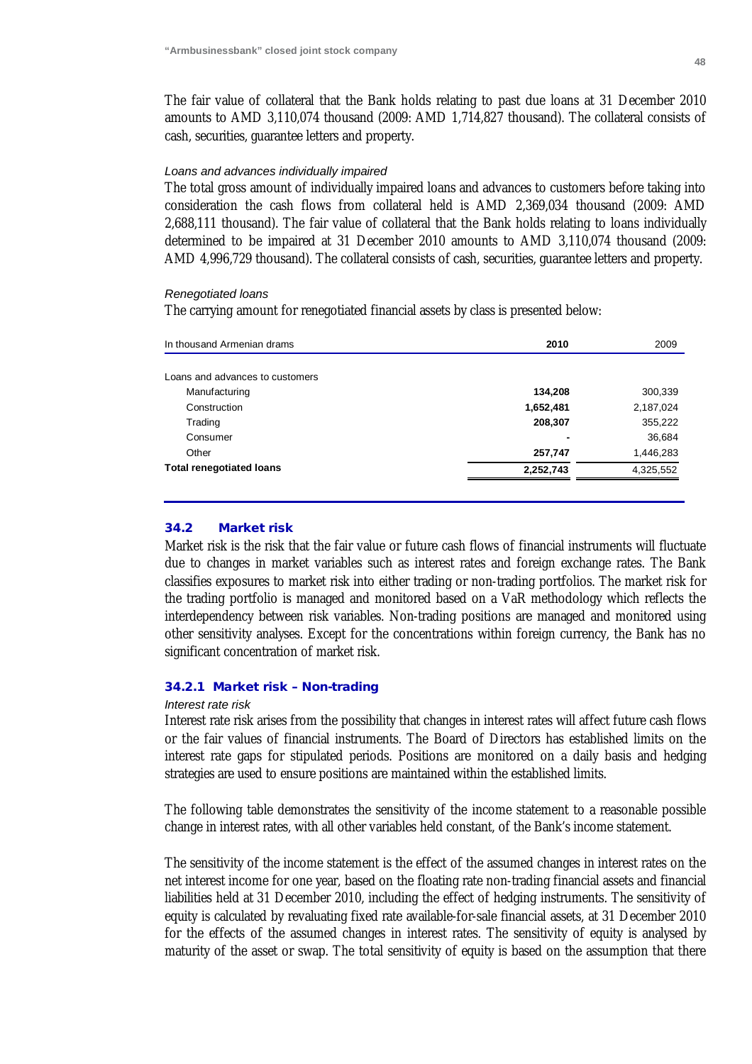The fair value of collateral that the Bank holds relating to past due loans at 31 December 2010 amounts to AMD 3,110,074 thousand (2009: AMD 1,714,827 thousand). The collateral consists of cash, securities, guarantee letters and property.

*Loans and advances individually impaired*

The total gross amount of individually impaired loans and advances to customers before taking into consideration the cash flows from collateral held is AMD 2,369,034 thousand (2009: AMD 2,688,111 thousand). The fair value of collateral that the Bank holds relating to loans individually determined to be impaired at 31 December 2010 amounts to AMD 3,110,074 thousand (2009: AMD 4,996,729 thousand). The collateral consists of cash, securities, guarantee letters and property.

*Renegotiated loans*

The carrying amount for renegotiated financial assets by class is presented below:

| In thousand Armenian drams | 2010 | 2009 |
|---|---|---|
| Loans and advances to customers | | |
| Manufacturing | **134,208** | 300,339 |
| Construction | **1,652,481** | 2,187,024 |
| Trading | **208,307** | 355,222 |
| Consumer | **-** | 36,684 |
| Other | **257,747** | 1,446,283 |
| **Total renegotiated loans** | **2,252,743** | 4,325,552 |

## 34.2 Market risk

Market risk is the risk that the fair value or future cash flows of financial instruments will fluctuate due to changes in market variables such as interest rates and foreign exchange rates. The Bank classifies exposures to market risk into either trading or non-trading portfolios. The market risk for the trading portfolio is managed and monitored based on a VaR methodology which reflects the interdependency between risk variables. Non-trading positions are managed and monitored using other sensitivity analyses. Except for the concentrations within foreign currency, the Bank has no significant concentration of market risk.

### 34.2.1 Market risk – Non-trading

*Interest rate risk*

Interest rate risk arises from the possibility that changes in interest rates will affect future cash flows or the fair values of financial instruments. The Board of Directors has established limits on the interest rate gaps for stipulated periods. Positions are monitored on a daily basis and hedging strategies are used to ensure positions are maintained within the established limits.

The following table demonstrates the sensitivity of the income statement to a reasonable possible change in interest rates, with all other variables held constant, of the Bank's income statement.

The sensitivity of the income statement is the effect of the assumed changes in interest rates on the net interest income for one year, based on the floating rate non-trading financial assets and financial liabilities held at 31 December 2010, including the effect of hedging instruments. The sensitivity of equity is calculated by revaluating fixed rate available-for-sale financial assets, at 31 December 2010 for the effects of the assumed changes in interest rates. The sensitivity of equity is analysed by maturity of the asset or swap. The total sensitivity of equity is based on the assumption that there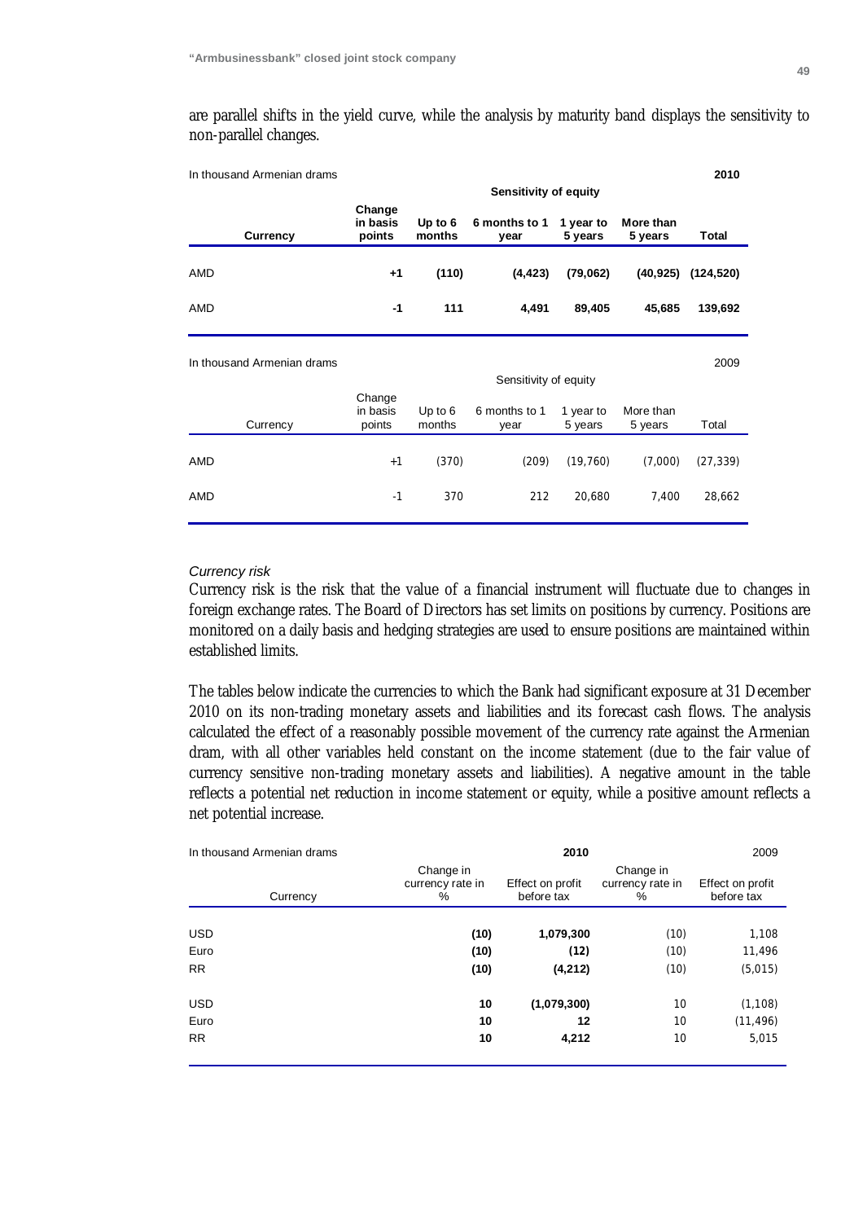are parallel shifts in the yield curve, while the analysis by maturity band displays the sensitivity to non-parallel changes.

In thousand Armenian drams **2010**

| | | **Sensitivity of equity** | | | | |
|---|---|---|---|---|---|---|
| **Currency** | **Change in basis points** | **Up to 6 months** | **6 months to 1 year** | **1 year to 5 years** | **More than 5 years** | **Total** |
| AMD | **+1** | **(110)** | **(4,423)** | **(79,062)** | **(40,925)** | **(124,520)** |
| AMD | **-1** | **111** | **4,491** | **89,405** | **45,685** | **139,692** |

In thousand Armenian drams 2009

| | | Sensitivity of equity | | | | |
|---|---|---|---|---|---|---|
| Currency | Change in basis points | Up to 6 months | 6 months to 1 year | 1 year to 5 years | More than 5 years | Total |
| AMD | +1 | (370) | (209) | (19,760) | (7,000) | (27,339) |
| AMD | -1 | 370 | 212 | 20,680 | 7,400 | 28,662 |

*Currency risk*

Currency risk is the risk that the value of a financial instrument will fluctuate due to changes in foreign exchange rates. The Board of Directors has set limits on positions by currency. Positions are monitored on a daily basis and hedging strategies are used to ensure positions are maintained within established limits.

The tables below indicate the currencies to which the Bank had significant exposure at 31 December 2010 on its non-trading monetary assets and liabilities and its forecast cash flows. The analysis calculated the effect of a reasonably possible movement of the currency rate against the Armenian dram, with all other variables held constant on the income statement (due to the fair value of currency sensitive non-trading monetary assets and liabilities). A negative amount in the table reflects a potential net reduction in income statement or equity, while a positive amount reflects a net potential increase.

| In thousand Armenian drams | **2010** | | 2009 | |
|---|---|---|---|---|
| Currency | Change in currency rate in % | Effect on profit before tax | Change in currency rate in % | Effect on profit before tax |
| USD | **(10)** | **1,079,300** | (10) | 1,108 |
| Euro | **(10)** | **(12)** | (10) | 11,496 |
| RR | **(10)** | **(4,212)** | (10) | (5,015) |
| USD | **10** | **(1,079,300)** | 10 | (1,108) |
| Euro | **10** | **12** | 10 | (11,496) |
| RR | **10** | **4,212** | 10 | 5,015 |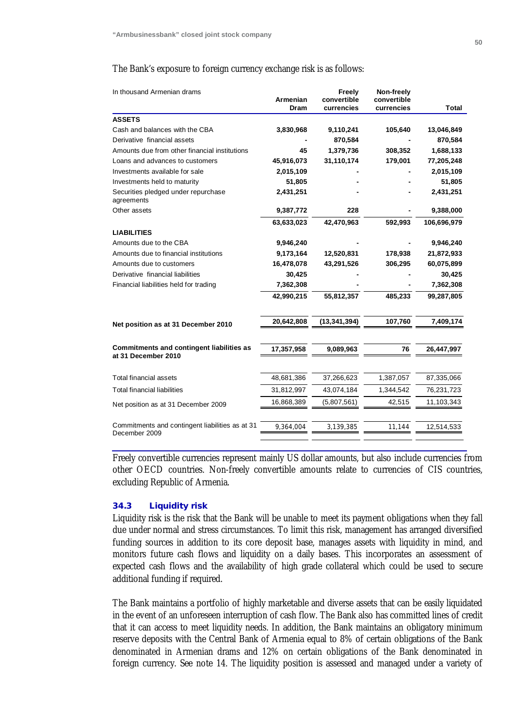The Bank's exposure to foreign currency exchange risk is as follows:

| In thousand Armenian drams | Armenian Dram | Freely convertible currencies | Non-freely convertible currencies | Total |
|---|---|---|---|---|
| **ASSETS** | | | | |
| Cash and balances with the CBA | **3,830,968** | **9,110,241** | **105,640** | **13,046,849** |
| Derivative financial assets | **-** | **870,584** | **-** | **870,584** |
| Amounts due from other financial institutions | **45** | **1,379,736** | **308,352** | **1,688,133** |
| Loans and advances to customers | **45,916,073** | **31,110,174** | **179,001** | **77,205,248** |
| Investments available for sale | **2,015,109** | **-** | **-** | **2,015,109** |
| Investments held to maturity | **51,805** | **-** | **-** | **51,805** |
| Securities pledged under repurchase agreements | **2,431,251** | **-** | **-** | **2,431,251** |
| Other assets | **9,387,772** | **228** | **-** | **9,388,000** |
| | **63,633,023** | **42,470,963** | **592,993** | **106,696,979** |
| **LIABILITIES** | | | | |
| Amounts due to the CBA | **9,946,240** | **-** | **-** | **9,946,240** |
| Amounts due to financial institutions | **9,173,164** | **12,520,831** | **178,938** | **21,872,933** |
| Amounts due to customers | **16,478,078** | **43,291,526** | **306,295** | **60,075,899** |
| Derivative financial liabilities | **30,425** | **-** | **-** | **30,425** |
| Financial liabilities held for trading | **7,362,308** | **-** | **-** | **7,362,308** |
| | **42,990,215** | **55,812,357** | **485,233** | **99,287,805** |
| **Net position as at 31 December 2010** | **20,642,808** | **(13,341,394)** | **107,760** | **7,409,174** |
| **Commitments and contingent liabilities as at 31 December 2010** | **17,357,958** | **9,089,963** | **76** | **26,447,997** |
| Total financial assets | 48,681,386 | 37,266,623 | 1,387,057 | 87,335,066 |
| Total financial liabilities | 31,812,997 | 43,074,184 | 1,344,542 | 76,231,723 |
| Net position as at 31 December 2009 | 16,868,389 | (5,807,561) | 42,515 | 11,103,343 |
| Commitments and contingent liabilities as at 31 December 2009 | 9,364,004 | 3,139,385 | 11,144 | 12,514,533 |

Freely convertible currencies represent mainly US dollar amounts, but also include currencies from other OECD countries. Non-freely convertible amounts relate to currencies of CIS countries, excluding Republic of Armenia.

### 34.3 Liquidity risk

Liquidity risk is the risk that the Bank will be unable to meet its payment obligations when they fall due under normal and stress circumstances. To limit this risk, management has arranged diversified funding sources in addition to its core deposit base, manages assets with liquidity in mind, and monitors future cash flows and liquidity on a daily bases. This incorporates an assessment of expected cash flows and the availability of high grade collateral which could be used to secure additional funding if required.

The Bank maintains a portfolio of highly marketable and diverse assets that can be easily liquidated in the event of an unforeseen interruption of cash flow. The Bank also has committed lines of credit that it can access to meet liquidity needs. In addition, the Bank maintains an obligatory minimum reserve deposits with the Central Bank of Armenia equal to 8% of certain obligations of the Bank denominated in Armenian drams and 12% on certain obligations of the Bank denominated in foreign currency. See note 14. The liquidity position is assessed and managed under a variety of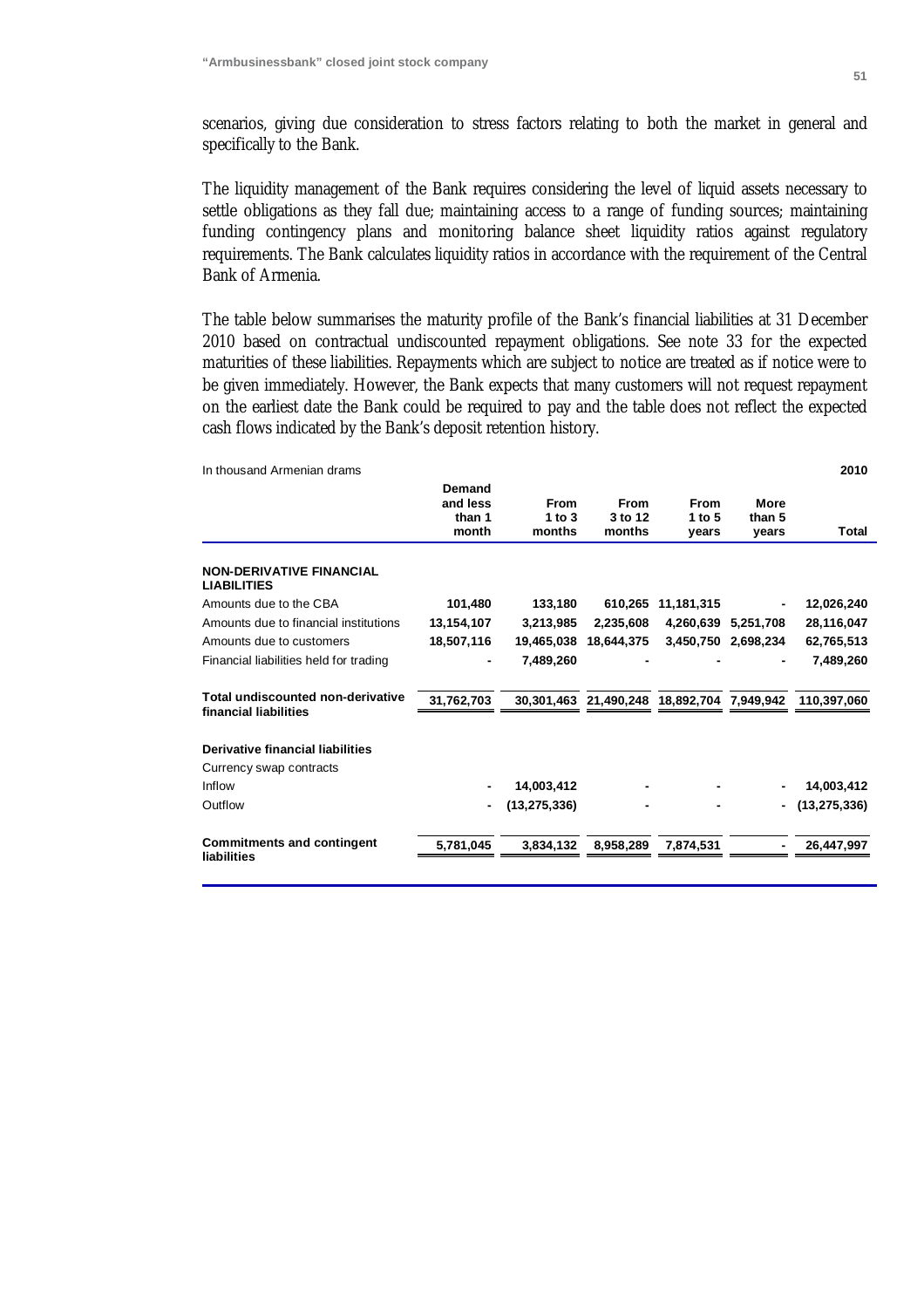scenarios, giving due consideration to stress factors relating to both the market in general and specifically to the Bank.

The liquidity management of the Bank requires considering the level of liquid assets necessary to settle obligations as they fall due; maintaining access to a range of funding sources; maintaining funding contingency plans and monitoring balance sheet liquidity ratios against regulatory requirements. The Bank calculates liquidity ratios in accordance with the requirement of the Central Bank of Armenia.

The table below summarises the maturity profile of the Bank's financial liabilities at 31 December 2010 based on contractual undiscounted repayment obligations. See note 33 for the expected maturities of these liabilities. Repayments which are subject to notice are treated as if notice were to be given immediately. However, the Bank expects that many customers will not request repayment on the earliest date the Bank could be required to pay and the table does not reflect the expected cash flows indicated by the Bank's deposit retention history.

| In thousand Armenian drams | | | | | | 2010 |
|---|---|---|---|---|---|---|
| | **Demand and less than 1 month** | **From 1 to 3 months** | **From 3 to 12 months** | **From 1 to 5 years** | **More than 5 years** | **Total** |
| **NON-DERIVATIVE FINANCIAL LIABILITIES** | | | | | | |
| Amounts due to the CBA | **101,480** | **133,180** | **610,265** | **11,181,315** | **-** | **12,026,240** |
| Amounts due to financial institutions | **13,154,107** | **3,213,985** | **2,235,608** | **4,260,639** | **5,251,708** | **28,116,047** |
| Amounts due to customers | **18,507,116** | **19,465,038** | **18,644,375** | **3,450,750** | **2,698,234** | **62,765,513** |
| Financial liabilities held for trading | **-** | **7,489,260** | **-** | **-** | **-** | **7,489,260** |
| **Total undiscounted non-derivative financial liabilities** | **31,762,703** | **30,301,463** | **21,490,248** | **18,892,704** | **7,949,942** | **110,397,060** |
| **Derivative financial liabilities** | | | | | | |
| Currency swap contracts | | | | | | |
| Inflow | **-** | **14,003,412** | **-** | **-** | **-** | **14,003,412** |
| Outflow | **-** | **(13,275,336)** | **-** | **-** | **-** | **(13,275,336)** |
| **Commitments and contingent liabilities** | **5,781,045** | **3,834,132** | **8,958,289** | **7,874,531** | **-** | **26,447,997** |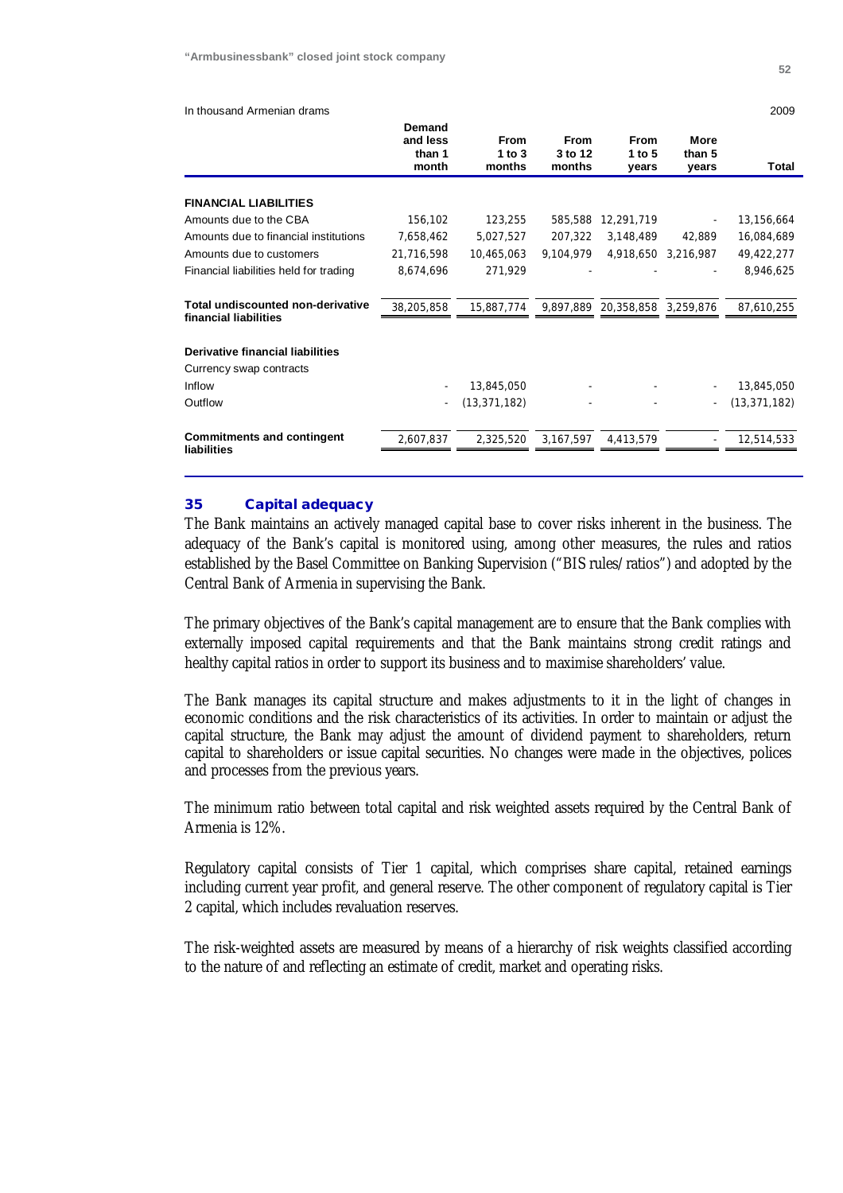In thousand Armenian drams 2009

| | Demand and less than 1 month | From 1 to 3 months | From 3 to 12 months | From 1 to 5 years | More than 5 years | Total |
|---|---|---|---|---|---|---|
| **FINANCIAL LIABILITIES** | | | | | | |
| Amounts due to the CBA | 156,102 | 123,255 | 585,588 | 12,291,719 | - | 13,156,664 |
| Amounts due to financial institutions | 7,658,462 | 5,027,527 | 207,322 | 3,148,489 | 42,889 | 16,084,689 |
| Amounts due to customers | 21,716,598 | 10,465,063 | 9,104,979 | 4,918,650 | 3,216,987 | 49,422,277 |
| Financial liabilities held for trading | 8,674,696 | 271,929 | - | - | - | 8,946,625 |
| **Total undiscounted non-derivative financial liabilities** | 38,205,858 | 15,887,774 | 9,897,889 | 20,358,858 | 3,259,876 | 87,610,255 |
| **Derivative financial liabilities** | | | | | | |
| Currency swap contracts | | | | | | |
| Inflow | - | 13,845,050 | - | - | - | 13,845,050 |
| Outflow | - | (13,371,182) | - | - | - | (13,371,182) |
| **Commitments and contingent liabilities** | 2,607,837 | 2,325,520 | 3,167,597 | 4,413,579 | - | 12,514,533 |

## 35 Capital adequacy

The Bank maintains an actively managed capital base to cover risks inherent in the business. The adequacy of the Bank's capital is monitored using, among other measures, the rules and ratios established by the Basel Committee on Banking Supervision ("BIS rules/ratios") and adopted by the Central Bank of Armenia in supervising the Bank.

The primary objectives of the Bank's capital management are to ensure that the Bank complies with externally imposed capital requirements and that the Bank maintains strong credit ratings and healthy capital ratios in order to support its business and to maximise shareholders' value.

The Bank manages its capital structure and makes adjustments to it in the light of changes in economic conditions and the risk characteristics of its activities. In order to maintain or adjust the capital structure, the Bank may adjust the amount of dividend payment to shareholders, return capital to shareholders or issue capital securities. No changes were made in the objectives, polices and processes from the previous years.

The minimum ratio between total capital and risk weighted assets required by the Central Bank of Armenia is 12%.

Regulatory capital consists of Tier 1 capital, which comprises share capital, retained earnings including current year profit, and general reserve. The other component of regulatory capital is Tier 2 capital, which includes revaluation reserves.

The risk-weighted assets are measured by means of a hierarchy of risk weights classified according to the nature of and reflecting an estimate of credit, market and operating risks.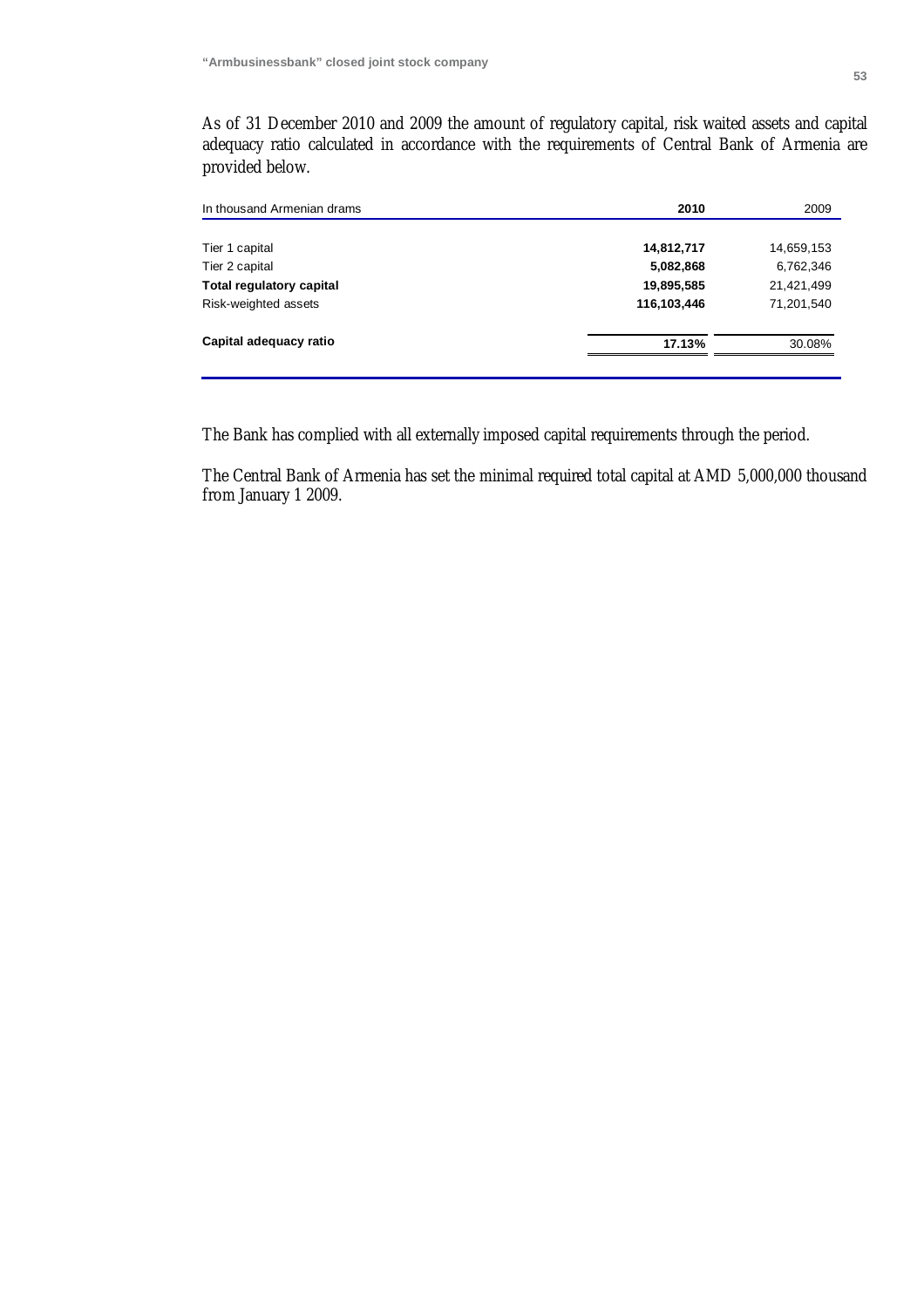As of 31 December 2010 and 2009 the amount of regulatory capital, risk waited assets and capital adequacy ratio calculated in accordance with the requirements of Central Bank of Armenia are provided below.

| In thousand Armenian drams | 2010 | 2009 |
|---|---|---|
| Tier 1 capital | **14,812,717** | 14,659,153 |
| Tier 2 capital | **5,082,868** | 6,762,346 |
| **Total regulatory capital** | **19,895,585** | 21,421,499 |
| Risk-weighted assets | **116,103,446** | 71,201,540 |
| **Capital adequacy ratio** | **17.13%** | 30.08% |

The Bank has complied with all externally imposed capital requirements through the period.

The Central Bank of Armenia has set the minimal required total capital at AMD 5,000,000 thousand from January 1 2009.